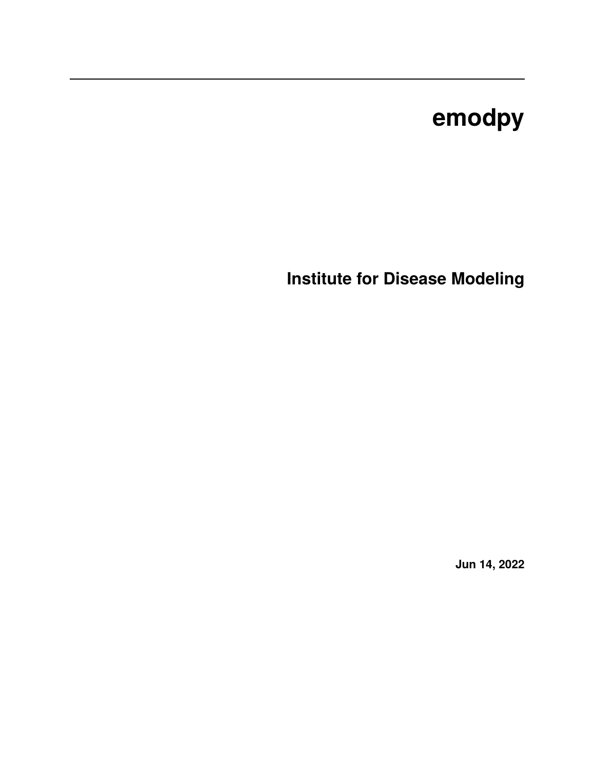# emodpy

## Institute for Disease Modeling

**Jun 14, 2022**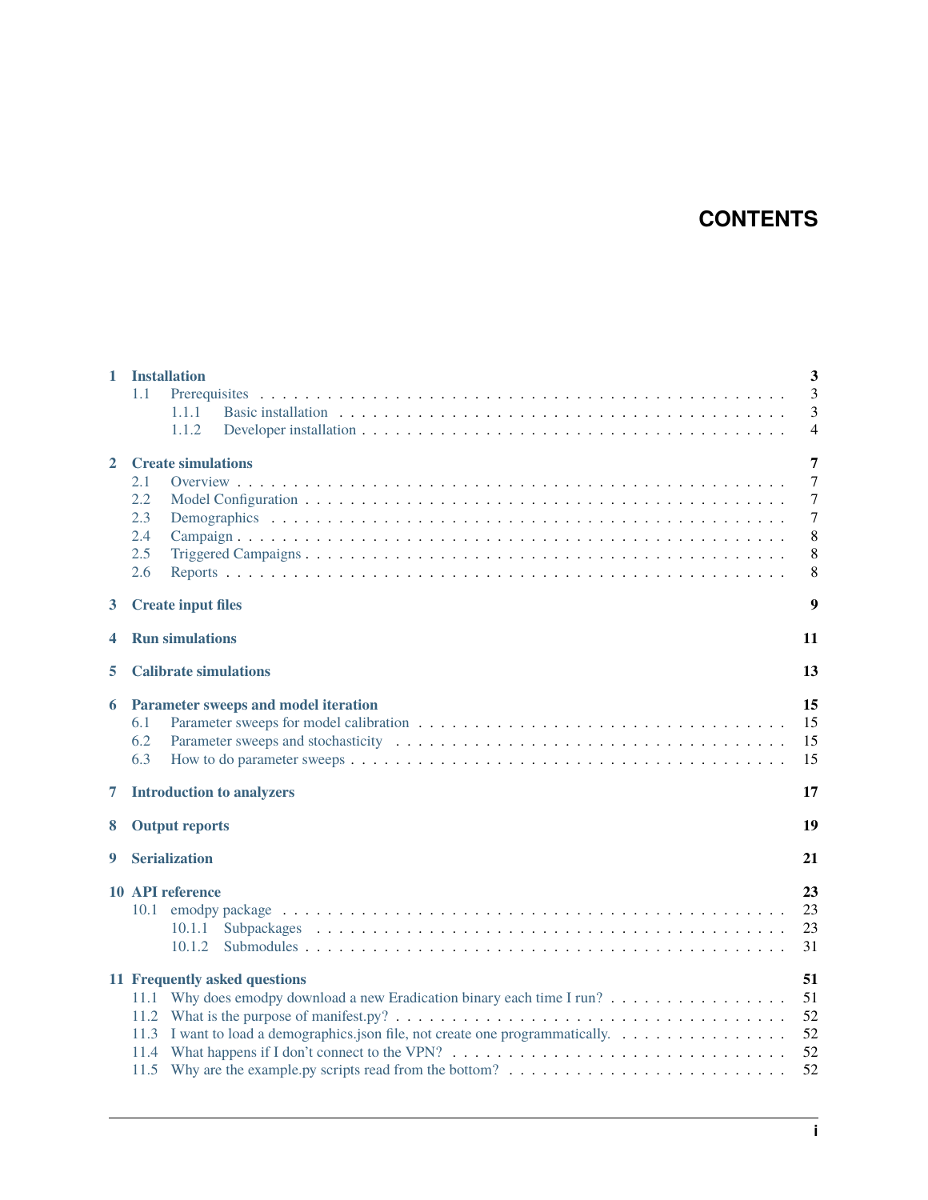# CONTENTS

- **1 Installation** — 3
  - 1.1 Prerequisites — 3
    - 1.1.1 Basic installation — 3
    - 1.1.2 Developer installation — 4
- **2 Create simulations** — 7
  - 2.1 Overview — 7
  - 2.2 Model Configuration — 7
  - 2.3 Demographics — 7
  - 2.4 Campaign — 8
  - 2.5 Triggered Campaigns — 8
  - 2.6 Reports — 8
- **3 Create input files** — 9
- **4 Run simulations** — 11
- **5 Calibrate simulations** — 13
- **6 Parameter sweeps and model iteration** — 15
  - 6.1 Parameter sweeps for model calibration — 15
  - 6.2 Parameter sweeps and stochasticity — 15
  - 6.3 How to do parameter sweeps — 15
- **7 Introduction to analyzers** — 17
- **8 Output reports** — 19
- **9 Serialization** — 21
- **10 API reference** — 23
  - 10.1 emodpy package — 23
    - 10.1.1 Subpackages — 23
    - 10.1.2 Submodules — 31
- **11 Frequently asked questions** — 51
  - 11.1 Why does emodpy download a new Eradication binary each time I run? — 51
  - 11.2 What is the purpose of manifest.py? — 52
  - 11.3 I want to load a demographics.json file, not create one programmatically. — 52
  - 11.4 What happens if I don't connect to the VPN? — 52
  - 11.5 Why are the example.py scripts read from the bottom? — 52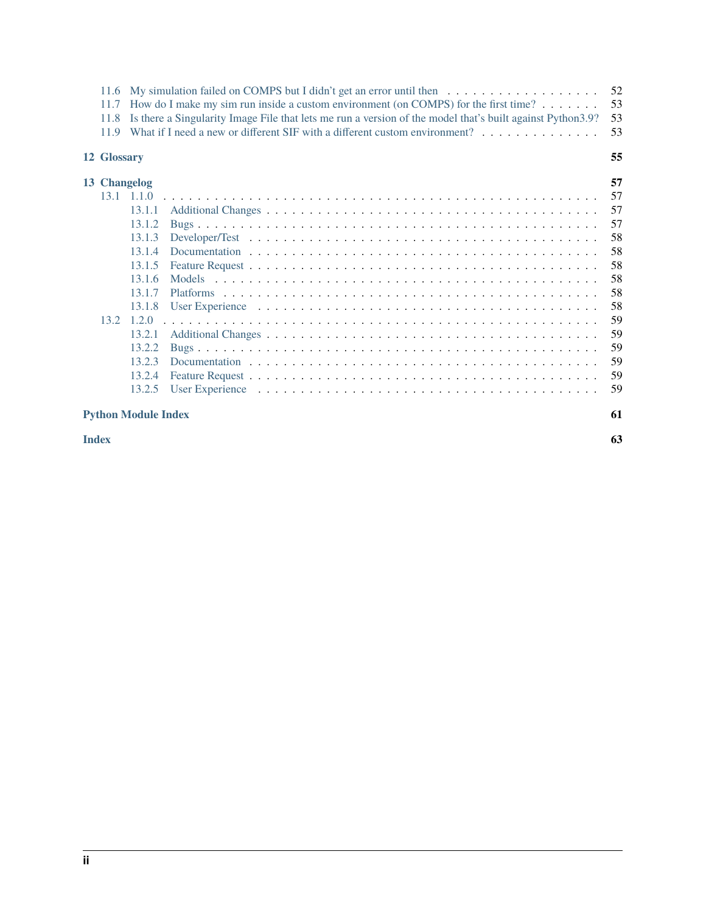- 11.6 My simulation failed on COMPS but I didn't get an error until then . . . . . . . . . . . . . . . . . . . 52
- 11.7 How do I make my sim run inside a custom environment (on COMPS) for the first time? . . . . . . . . 53
- 11.8 Is there a Singularity Image File that lets me run a version of the model that's built against Python3.9? 53
- 11.9 What if I need a new or different SIF with a different custom environment? . . . . . . . . . . . . . . . 53

**12 Glossary** **55**

**13 Changelog** **57**

- 13.1 1.1.0 . . . . . . . . . . . . . . . . . . . . . . . . . . . . . . . . . . . . . . . . . . . . . . . . . 57
  - 13.1.1 Additional Changes . . . . . . . . . . . . . . . . . . . . . . . . . . . . . . . . . . . . . . 57
  - 13.1.2 Bugs . . . . . . . . . . . . . . . . . . . . . . . . . . . . . . . . . . . . . . . . . . . . . . 57
  - 13.1.3 Developer/Test . . . . . . . . . . . . . . . . . . . . . . . . . . . . . . . . . . . . . . . . 58
  - 13.1.4 Documentation . . . . . . . . . . . . . . . . . . . . . . . . . . . . . . . . . . . . . . . . 58
  - 13.1.5 Feature Request . . . . . . . . . . . . . . . . . . . . . . . . . . . . . . . . . . . . . . . 58
  - 13.1.6 Models . . . . . . . . . . . . . . . . . . . . . . . . . . . . . . . . . . . . . . . . . . . . 58
  - 13.1.7 Platforms . . . . . . . . . . . . . . . . . . . . . . . . . . . . . . . . . . . . . . . . . . . 58
  - 13.1.8 User Experience . . . . . . . . . . . . . . . . . . . . . . . . . . . . . . . . . . . . . . . 58
- 13.2 1.2.0 . . . . . . . . . . . . . . . . . . . . . . . . . . . . . . . . . . . . . . . . . . . . . . . . . 59
  - 13.2.1 Additional Changes . . . . . . . . . . . . . . . . . . . . . . . . . . . . . . . . . . . . . . 59
  - 13.2.2 Bugs . . . . . . . . . . . . . . . . . . . . . . . . . . . . . . . . . . . . . . . . . . . . . . 59
  - 13.2.3 Documentation . . . . . . . . . . . . . . . . . . . . . . . . . . . . . . . . . . . . . . . . 59
  - 13.2.4 Feature Request . . . . . . . . . . . . . . . . . . . . . . . . . . . . . . . . . . . . . . . 59
  - 13.2.5 User Experience . . . . . . . . . . . . . . . . . . . . . . . . . . . . . . . . . . . . . . . 59

**Python Module Index** **61**

**Index** **63**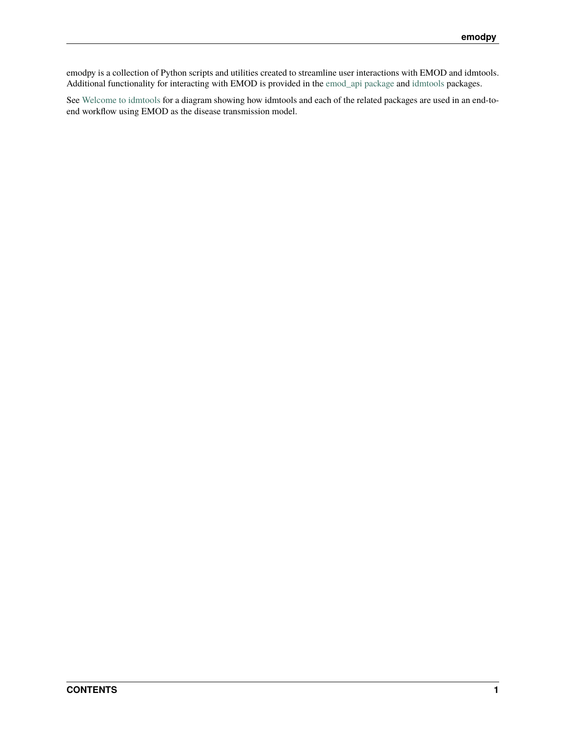emodpy is a collection of Python scripts and utilities created to streamline user interactions with EMOD and idmtools. Additional functionality for interacting with EMOD is provided in the emod_api package and idmtools packages.

See Welcome to idmtools for a diagram showing how idmtools and each of the related packages are used in an end-to-end workflow using EMOD as the disease transmission model.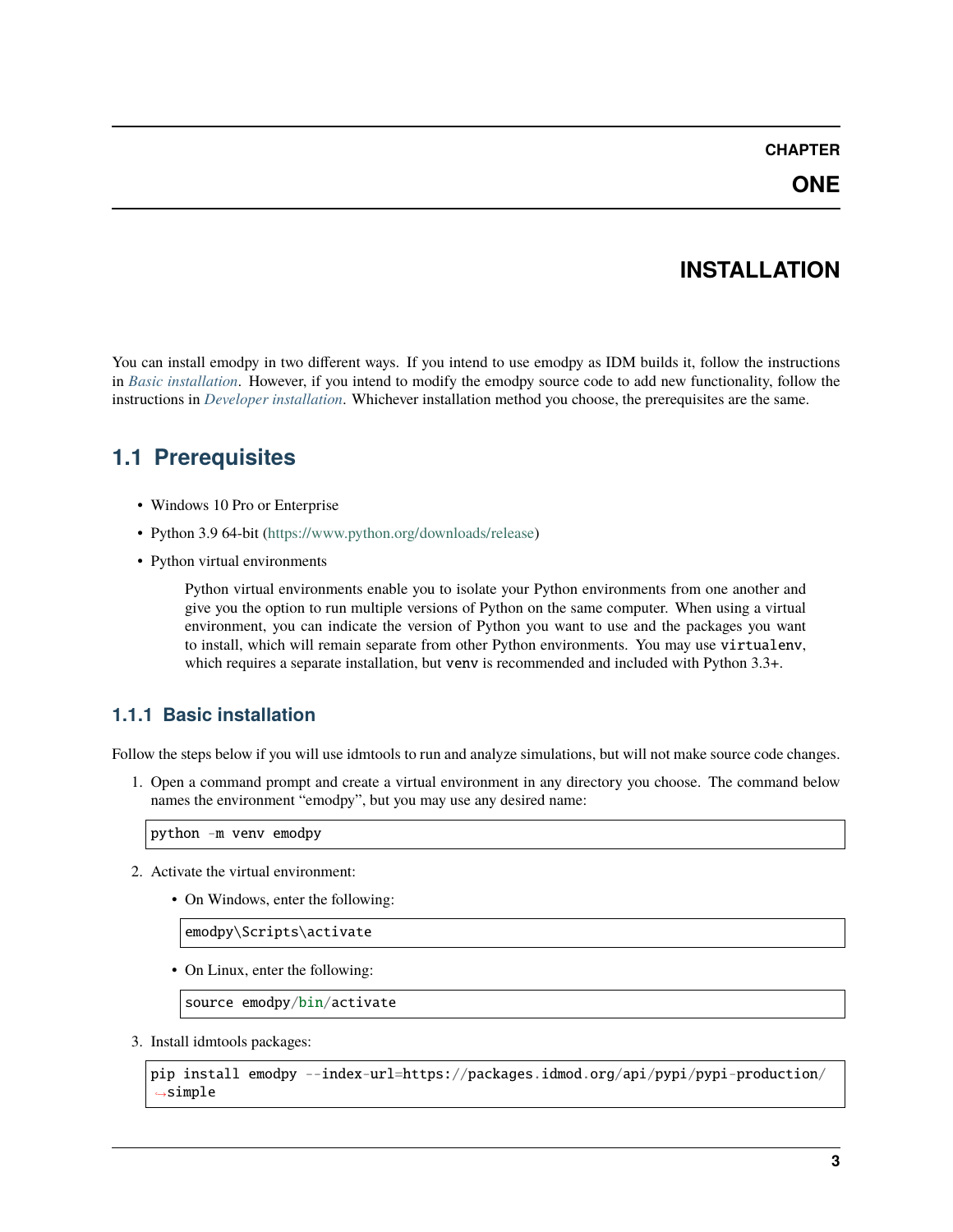# CHAPTER ONE

# INSTALLATION

You can install emodpy in two different ways. If you intend to use emodpy as IDM builds it, follow the instructions in *Basic installation*. However, if you intend to modify the emodpy source code to add new functionality, follow the instructions in *Developer installation*. Whichever installation method you choose, the prerequisites are the same.

## 1.1 Prerequisites

- Windows 10 Pro or Enterprise
- Python 3.9 64-bit (https://www.python.org/downloads/release)
- Python virtual environments

  Python virtual environments enable you to isolate your Python environments from one another and give you the option to run multiple versions of Python on the same computer. When using a virtual environment, you can indicate the version of Python you want to use and the packages you want to install, which will remain separate from other Python environments. You may use `virtualenv`, which requires a separate installation, but `venv` is recommended and included with Python 3.3+.

### 1.1.1 Basic installation

Follow the steps below if you will use idmtools to run and analyze simulations, but will not make source code changes.

1. Open a command prompt and create a virtual environment in any directory you choose. The command below names the environment "emodpy", but you may use any desired name:

   ```
   python -m venv emodpy
   ```

2. Activate the virtual environment:

   - On Windows, enter the following:

     ```
     emodpy\Scripts\activate
     ```

   - On Linux, enter the following:

     ```
     source emodpy/bin/activate
     ```

3. Install idmtools packages:

   ```
   pip install emodpy --index-url=https://packages.idmod.org/api/pypi/pypi-production/
   ↪simple
   ```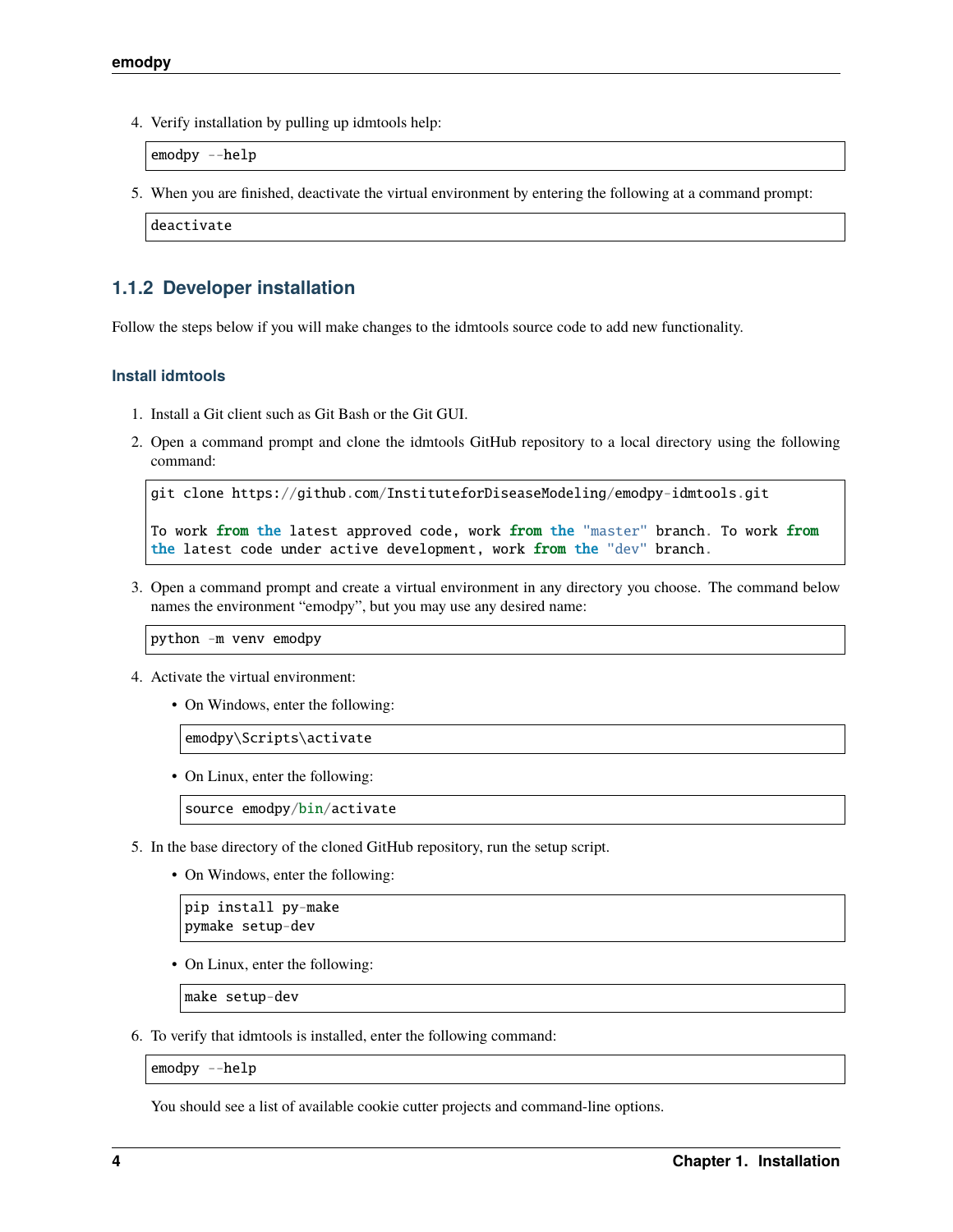4. Verify installation by pulling up idmtools help:

```
emodpy --help
```

5. When you are finished, deactivate the virtual environment by entering the following at a command prompt:

```
deactivate
```

### 1.1.2 Developer installation

Follow the steps below if you will make changes to the idmtools source code to add new functionality.

#### Install idmtools

1. Install a Git client such as Git Bash or the Git GUI.
2. Open a command prompt and clone the idmtools GitHub repository to a local directory using the following command:

```
git clone https://github.com/InstituteforDiseaseModeling/emodpy-idmtools.git

To work from the latest approved code, work from the "master" branch. To work from
the latest code under active development, work from the "dev" branch.
```

3. Open a command prompt and create a virtual environment in any directory you choose. The command below names the environment "emodpy", but you may use any desired name:

```
python -m venv emodpy
```

4. Activate the virtual environment:
   - On Windows, enter the following:

   ```
   emodpy\Scripts\activate
   ```

   - On Linux, enter the following:

   ```
   source emodpy/bin/activate
   ```

5. In the base directory of the cloned GitHub repository, run the setup script.
   - On Windows, enter the following:

   ```
   pip install py-make
   pymake setup-dev
   ```

   - On Linux, enter the following:

   ```
   make setup-dev
   ```

6. To verify that idmtools is installed, enter the following command:

```
emodpy --help
```

You should see a list of available cookie cutter projects and command-line options.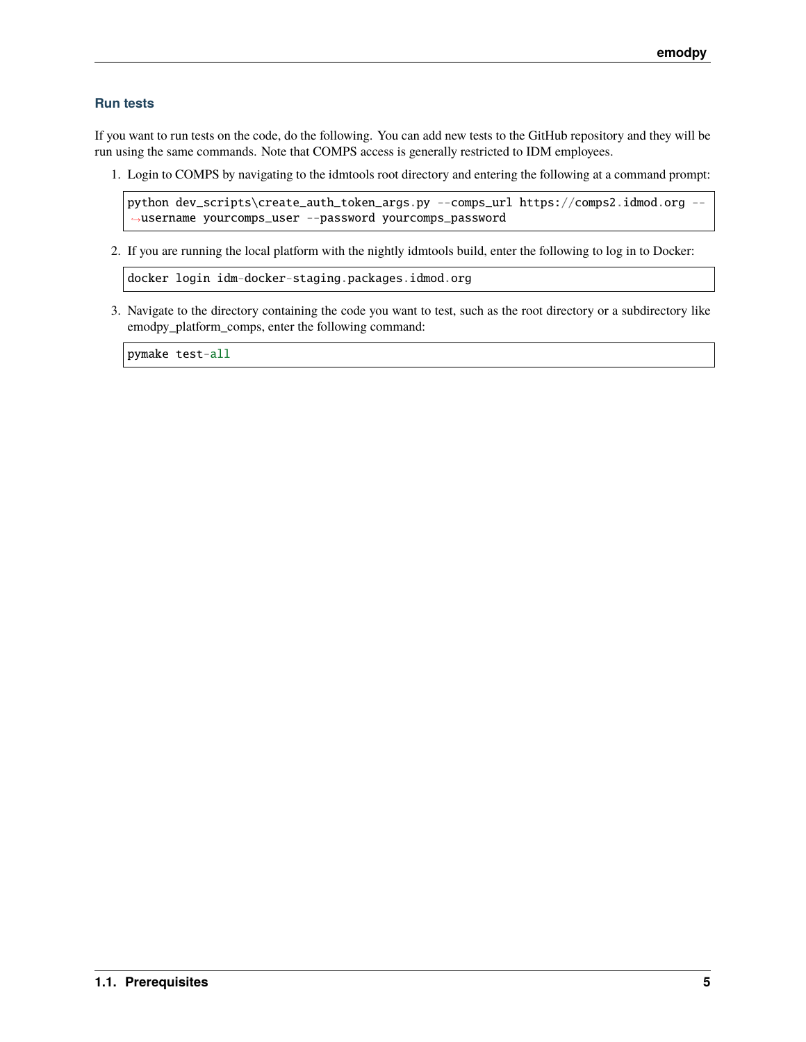### Run tests

If you want to run tests on the code, do the following. You can add new tests to the GitHub repository and they will be run using the same commands. Note that COMPS access is generally restricted to IDM employees.

1. Login to COMPS by navigating to the idmtools root directory and entering the following at a command prompt:

```
python dev_scripts\create_auth_token_args.py --comps_url https://comps2.idmod.org --username yourcomps_user --password yourcomps_password
```

2. If you are running the local platform with the nightly idmtools build, enter the following to log in to Docker:

```
docker login idm-docker-staging.packages.idmod.org
```

3. Navigate to the directory containing the code you want to test, such as the root directory or a subdirectory like emodpy_platform_comps, enter the following command:

```
pymake test-all
```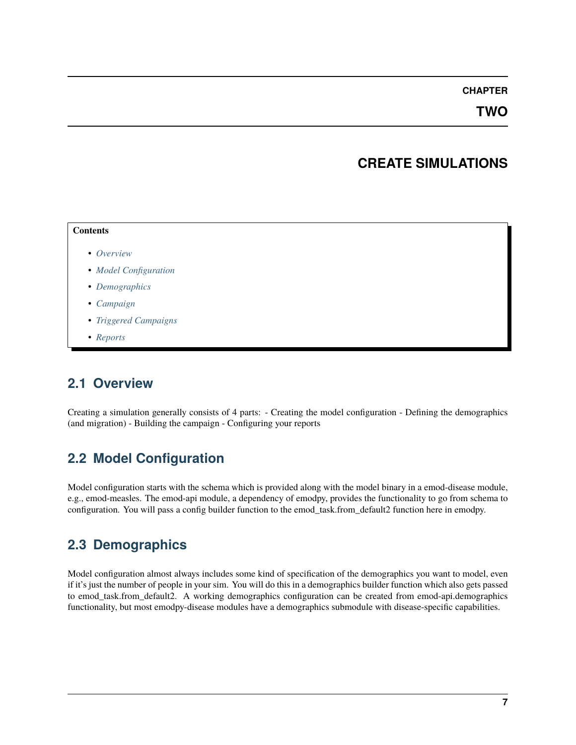# CHAPTER TWO

# CREATE SIMULATIONS

**Contents**

- *Overview*
- *Model Configuration*
- *Demographics*
- *Campaign*
- *Triggered Campaigns*
- *Reports*

## 2.1 Overview

Creating a simulation generally consists of 4 parts: - Creating the model configuration - Defining the demographics (and migration) - Building the campaign - Configuring your reports

## 2.2 Model Configuration

Model configuration starts with the schema which is provided along with the model binary in a emod-disease module, e.g., emod-measles. The emod-api module, a dependency of emodpy, provides the functionality to go from schema to configuration. You will pass a config builder function to the emod_task.from_default2 function here in emodpy.

## 2.3 Demographics

Model configuration almost always includes some kind of specification of the demographics you want to model, even if it's just the number of people in your sim. You will do this in a demographics builder function which also gets passed to emod_task.from_default2. A working demographics configuration can be created from emod-api.demographics functionality, but most emodpy-disease modules have a demographics submodule with disease-specific capabilities.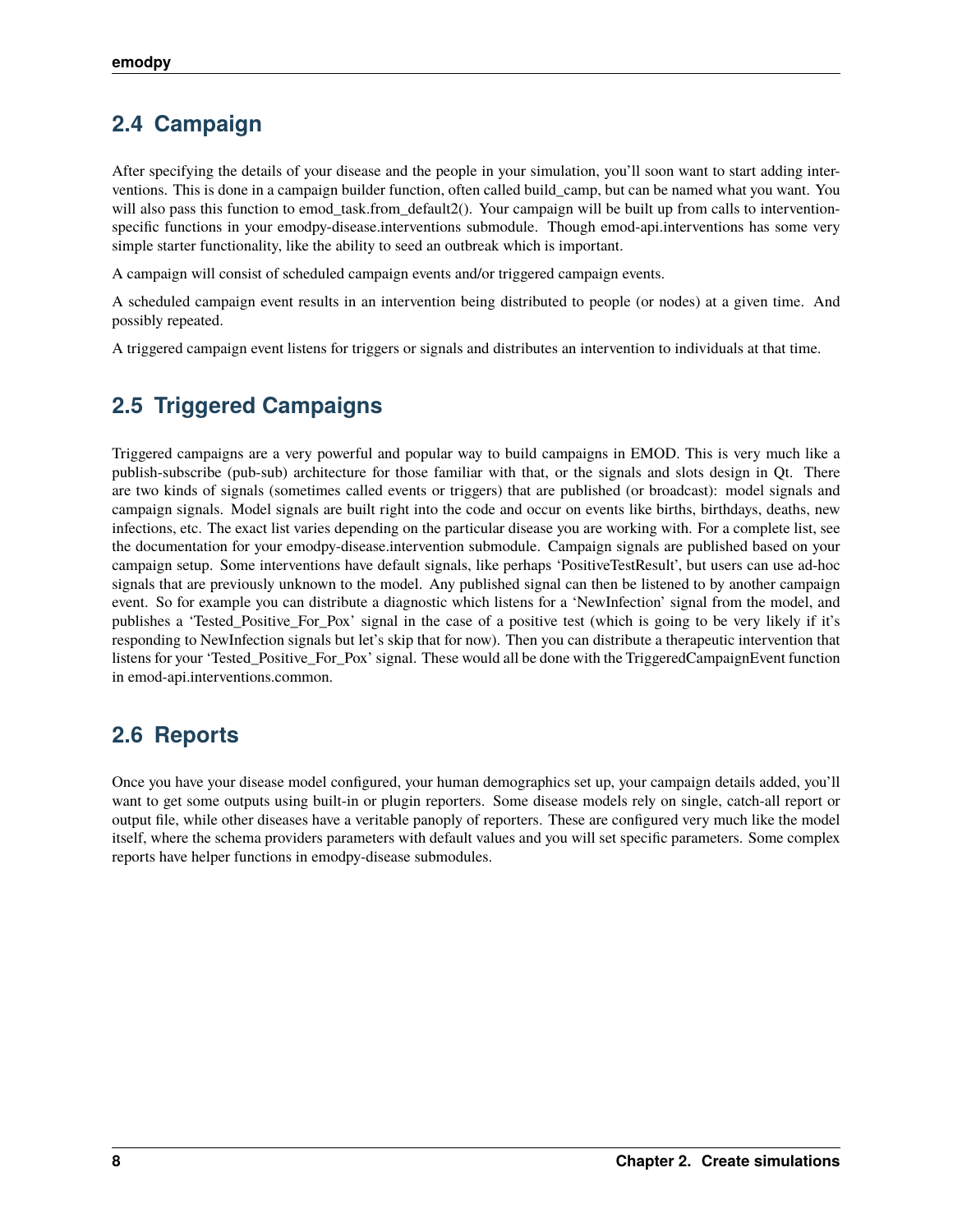## 2.4 Campaign

After specifying the details of your disease and the people in your simulation, you'll soon want to start adding interventions. This is done in a campaign builder function, often called build_camp, but can be named what you want. You will also pass this function to emod_task.from_default2(). Your campaign will be built up from calls to intervention-specific functions in your emodpy-disease.interventions submodule. Though emod-api.interventions has some very simple starter functionality, like the ability to seed an outbreak which is important.

A campaign will consist of scheduled campaign events and/or triggered campaign events.

A scheduled campaign event results in an intervention being distributed to people (or nodes) at a given time. And possibly repeated.

A triggered campaign event listens for triggers or signals and distributes an intervention to individuals at that time.

## 2.5 Triggered Campaigns

Triggered campaigns are a very powerful and popular way to build campaigns in EMOD. This is very much like a publish-subscribe (pub-sub) architecture for those familiar with that, or the signals and slots design in Qt. There are two kinds of signals (sometimes called events or triggers) that are published (or broadcast): model signals and campaign signals. Model signals are built right into the code and occur on events like births, birthdays, deaths, new infections, etc. The exact list varies depending on the particular disease you are working with. For a complete list, see the documentation for your emodpy-disease.intervention submodule. Campaign signals are published based on your campaign setup. Some interventions have default signals, like perhaps 'PositiveTestResult', but users can use ad-hoc signals that are previously unknown to the model. Any published signal can then be listened to by another campaign event. So for example you can distribute a diagnostic which listens for a 'NewInfection' signal from the model, and publishes a 'Tested_Positive_For_Pox' signal in the case of a positive test (which is going to be very likely if it's responding to NewInfection signals but let's skip that for now). Then you can distribute a therapeutic intervention that listens for your 'Tested_Positive_For_Pox' signal. These would all be done with the TriggeredCampaignEvent function in emod-api.interventions.common.

## 2.6 Reports

Once you have your disease model configured, your human demographics set up, your campaign details added, you'll want to get some outputs using built-in or plugin reporters. Some disease models rely on single, catch-all report or output file, while other diseases have a veritable panoply of reporters. These are configured very much like the model itself, where the schema providers parameters with default values and you will set specific parameters. Some complex reports have helper functions in emodpy-disease submodules.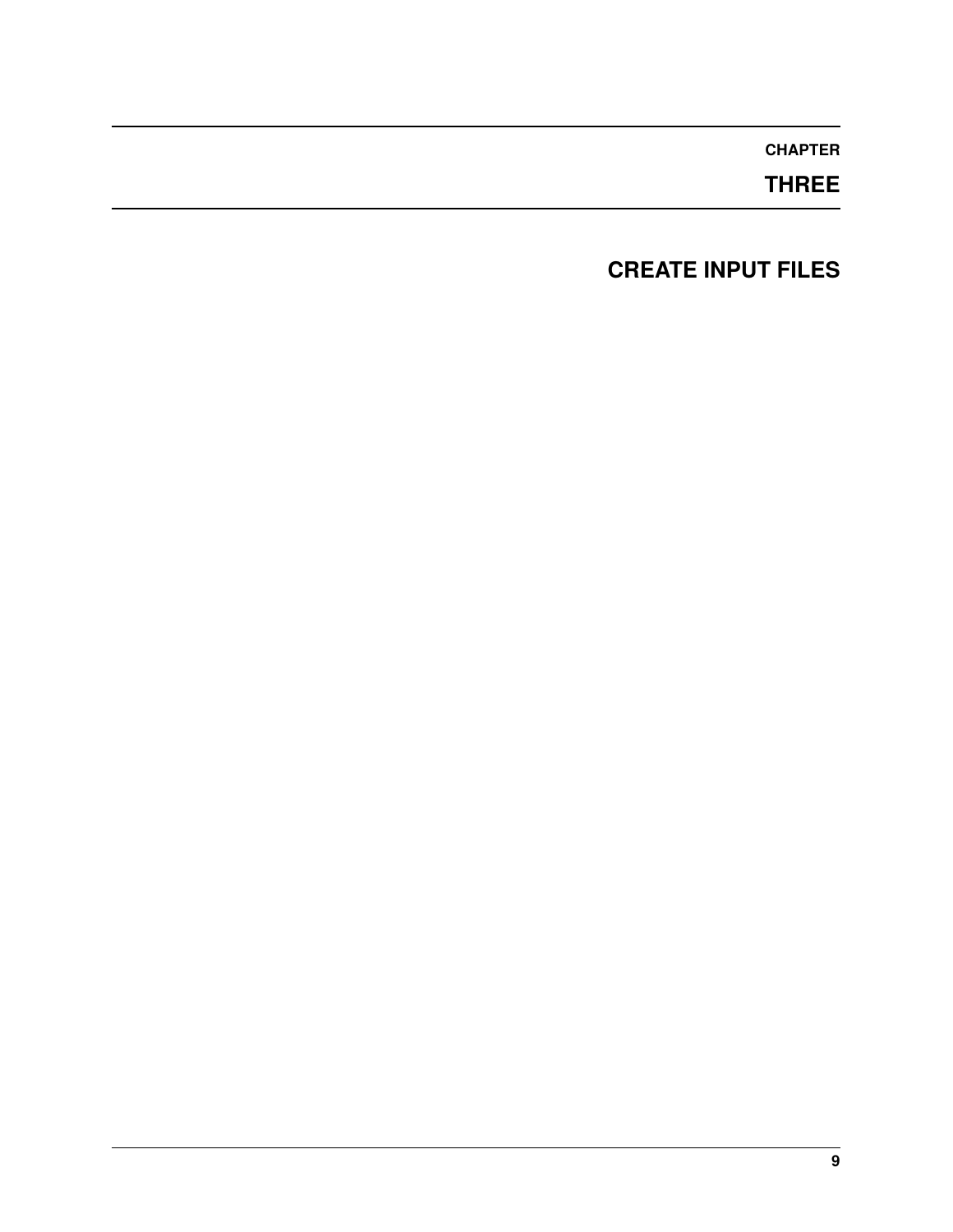# CHAPTER THREE

# CREATE INPUT FILES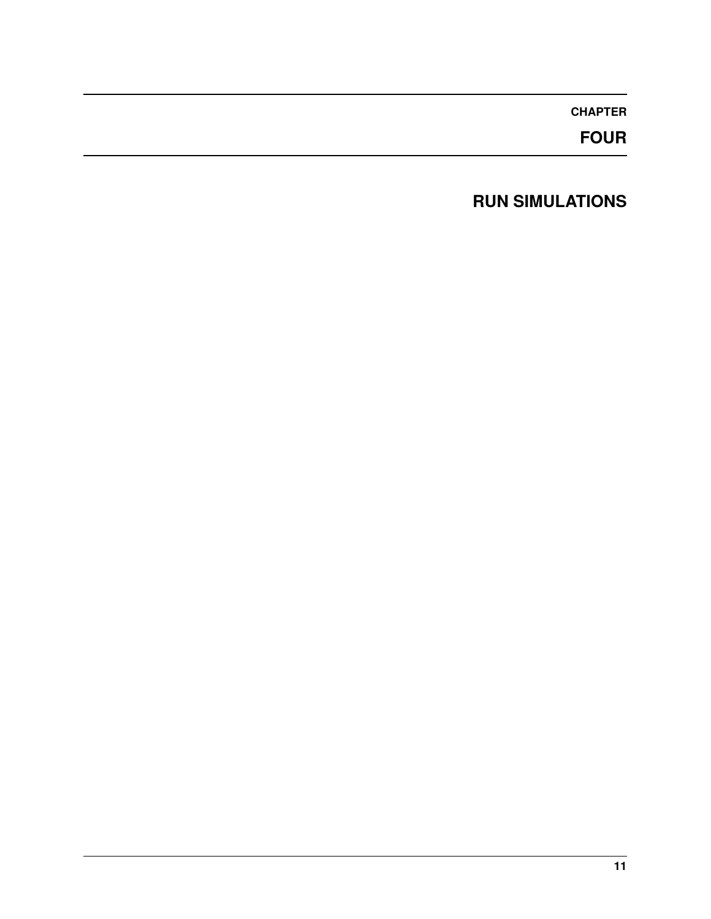# CHAPTER FOUR

# RUN SIMULATIONS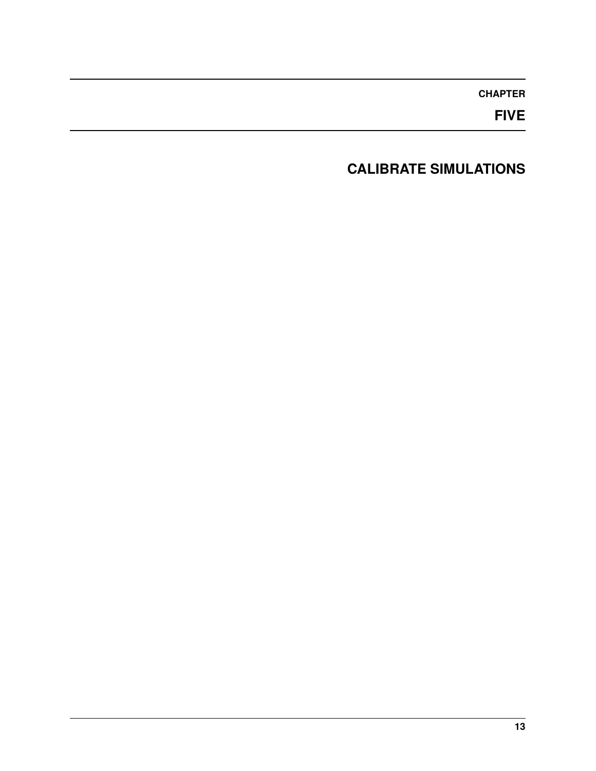# CHAPTER FIVE

# CALIBRATE SIMULATIONS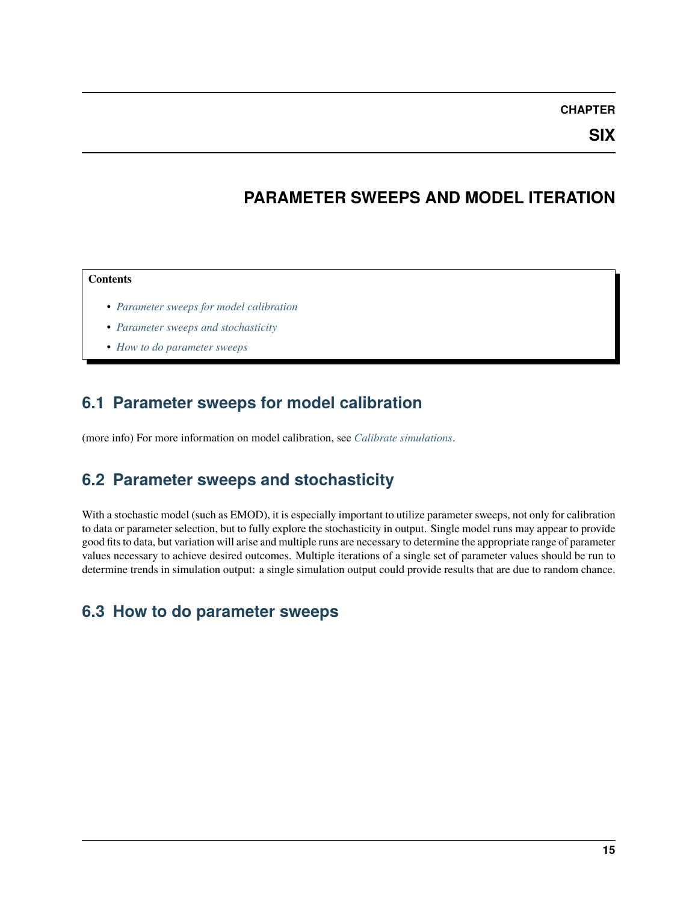# CHAPTER SIX

# PARAMETER SWEEPS AND MODEL ITERATION

**Contents**

- *Parameter sweeps for model calibration*
- *Parameter sweeps and stochasticity*
- *How to do parameter sweeps*

## 6.1 Parameter sweeps for model calibration

(more info) For more information on model calibration, see *Calibrate simulations*.

## 6.2 Parameter sweeps and stochasticity

With a stochastic model (such as EMOD), it is especially important to utilize parameter sweeps, not only for calibration to data or parameter selection, but to fully explore the stochasticity in output. Single model runs may appear to provide good fits to data, but variation will arise and multiple runs are necessary to determine the appropriate range of parameter values necessary to achieve desired outcomes. Multiple iterations of a single set of parameter values should be run to determine trends in simulation output: a single simulation output could provide results that are due to random chance.

## 6.3 How to do parameter sweeps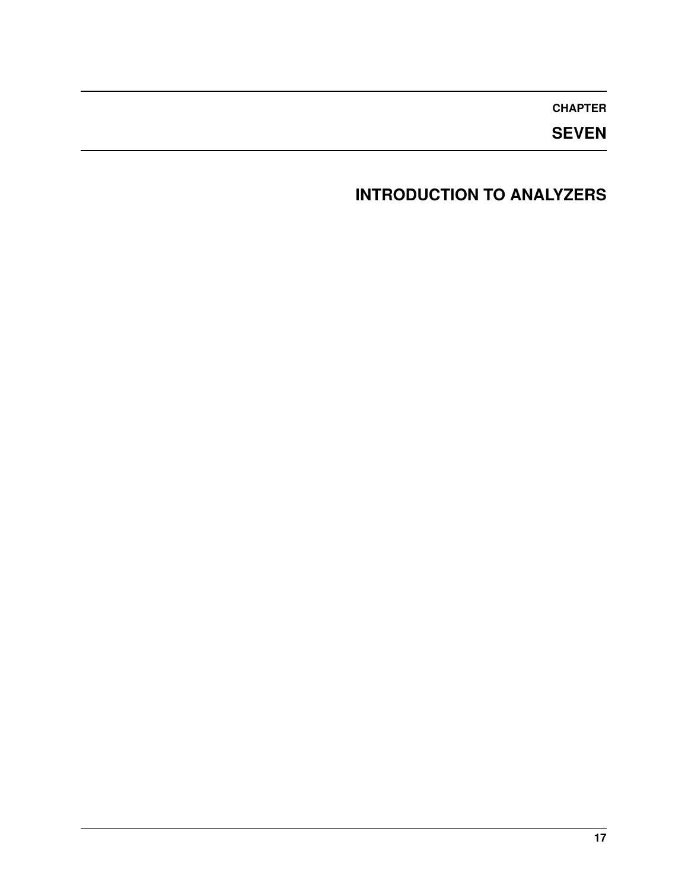# CHAPTER SEVEN

# INTRODUCTION TO ANALYZERS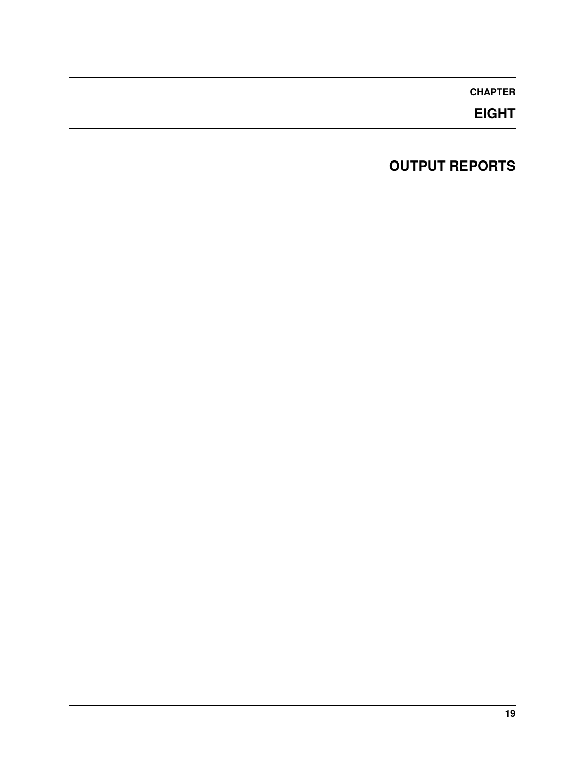# CHAPTER EIGHT

# OUTPUT REPORTS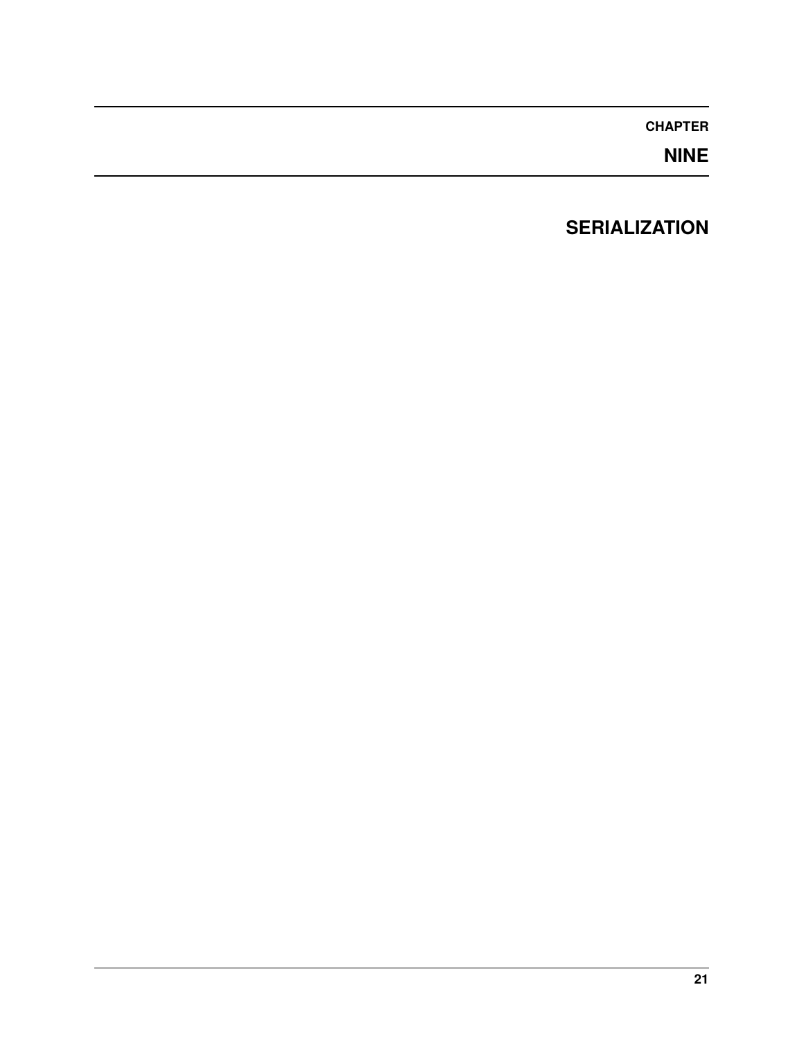# CHAPTER NINE

# SERIALIZATION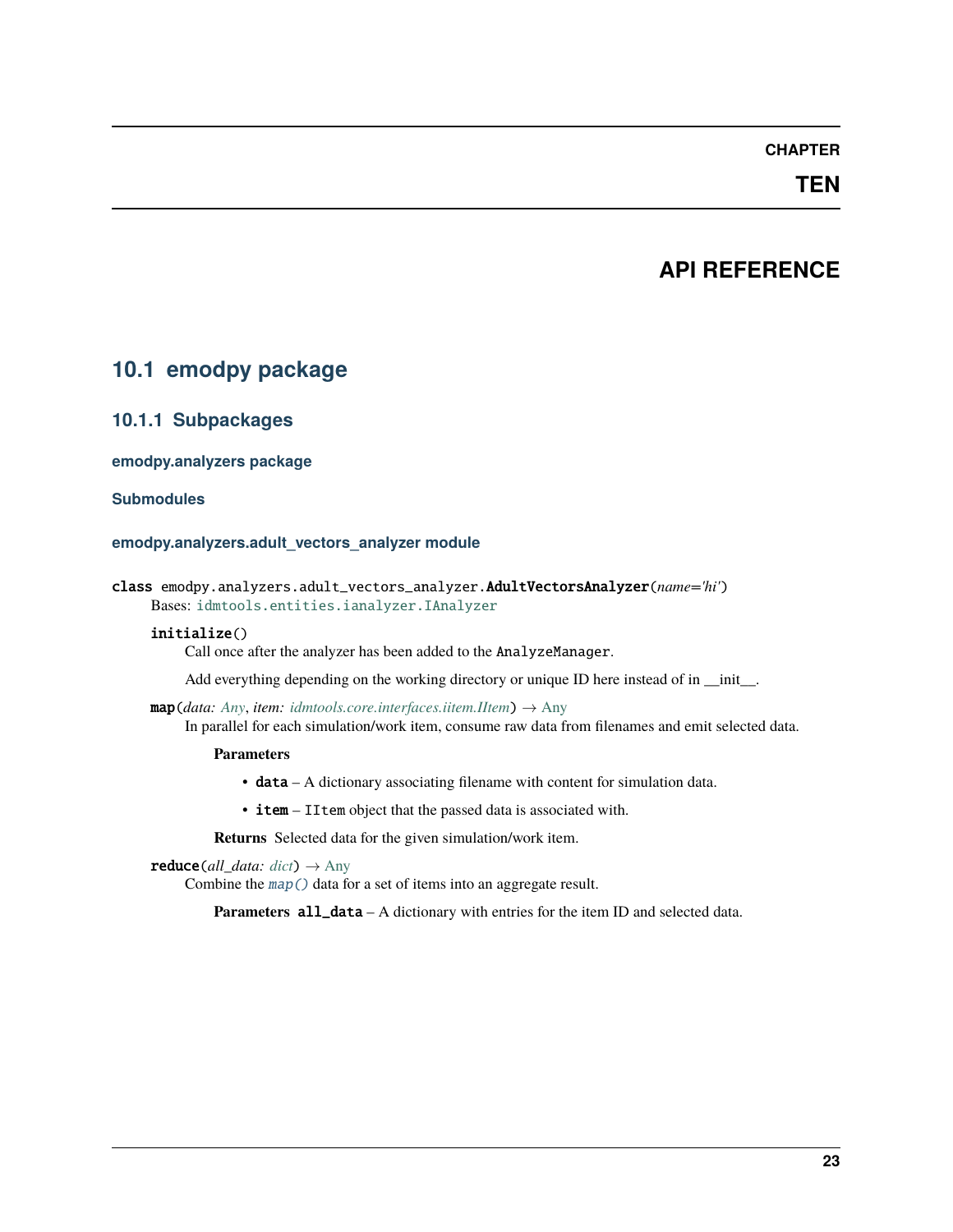# CHAPTER TEN

# API REFERENCE

## 10.1 emodpy package

### 10.1.1 Subpackages

#### emodpy.analyzers package

#### Submodules

#### emodpy.analyzers.adult_vectors_analyzer module

**class** emodpy.analyzers.adult_vectors_analyzer.**AdultVectorsAnalyzer**(*name='hi'*)

Bases: `idmtools.entities.ianalyzer.IAnalyzer`

**initialize**()

Call once after the analyzer has been added to the `AnalyzeManager`.

Add everything depending on the working directory or unique ID here instead of in __init__.

**map**(*data: Any*, *item: idmtools.core.interfaces.iitem.IItem*) → Any

In parallel for each simulation/work item, consume raw data from filenames and emit selected data.

**Parameters**

- **data** – A dictionary associating filename with content for simulation data.
- **item** – `IItem` object that the passed data is associated with.

**Returns** Selected data for the given simulation/work item.

**reduce**(*all_data: dict*) → Any

Combine the `map()` data for a set of items into an aggregate result.

**Parameters** **all_data** – A dictionary with entries for the item ID and selected data.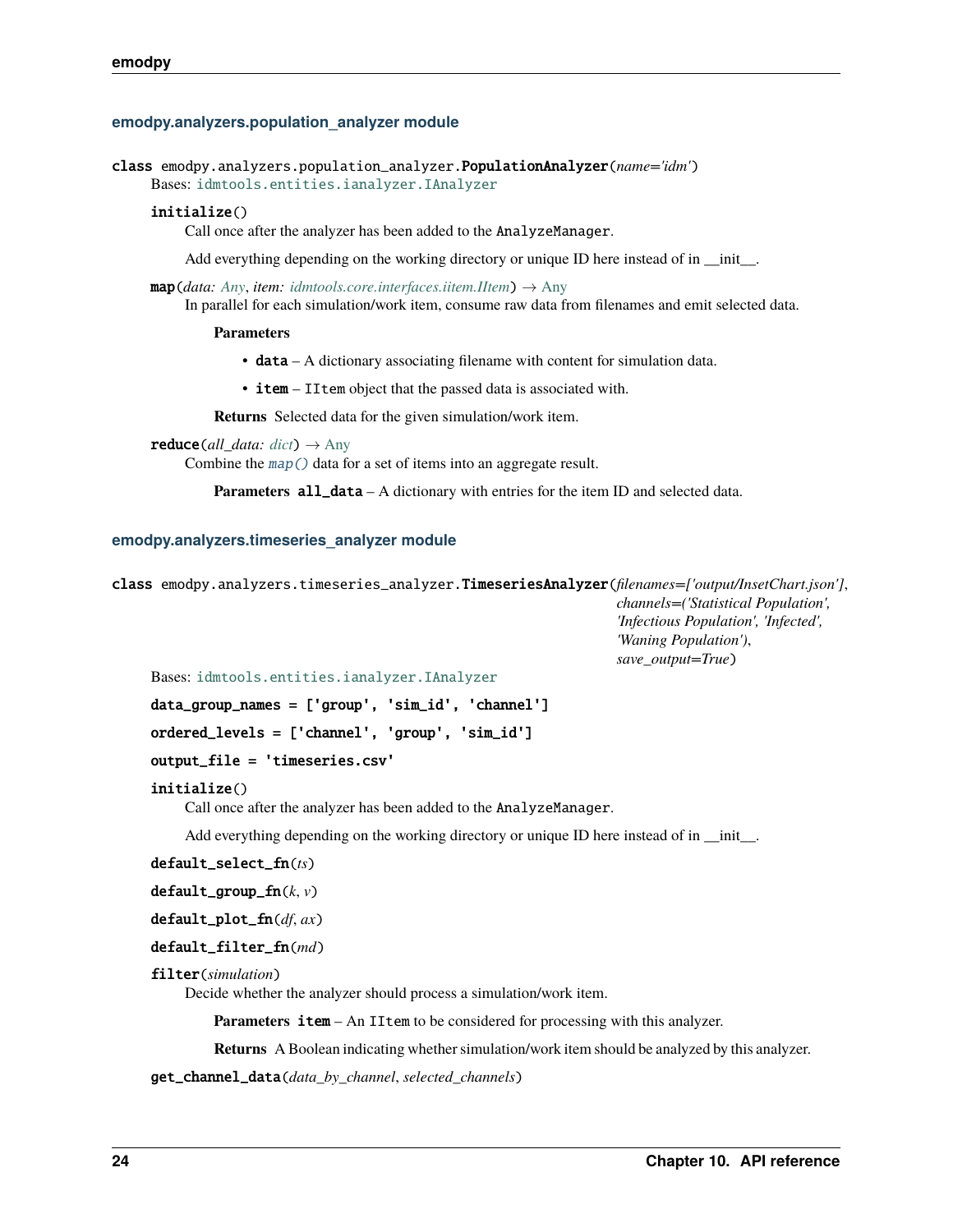### emodpy.analyzers.population_analyzer module

**class** emodpy.analyzers.population_analyzer.**PopulationAnalyzer**(*name='idm'*)

Bases: `idmtools.entities.ianalyzer.IAnalyzer`

**initialize**()

Call once after the analyzer has been added to the `AnalyzeManager`.

Add everything depending on the working directory or unique ID here instead of in __init__.

**map**(*data: Any*, *item: idmtools.core.interfaces.iitem.IItem*) → Any

In parallel for each simulation/work item, consume raw data from filenames and emit selected data.

**Parameters**

- **data** – A dictionary associating filename with content for simulation data.
- **item** – `IItem` object that the passed data is associated with.

**Returns** Selected data for the given simulation/work item.

**reduce**(*all_data: dict*) → Any

Combine the `map()` data for a set of items into an aggregate result.

**Parameters** **all_data** – A dictionary with entries for the item ID and selected data.

### emodpy.analyzers.timeseries_analyzer module

**class** emodpy.analyzers.timeseries_analyzer.**TimeseriesAnalyzer**(*filenames=['output/InsetChart.json']*, *channels=('Statistical Population', 'Infectious Population', 'Infected', 'Waning Population')*, *save_output=True*)

Bases: `idmtools.entities.ianalyzer.IAnalyzer`

**data_group_names = ['group', 'sim_id', 'channel']**

**ordered_levels = ['channel', 'group', 'sim_id']**

**output_file = 'timeseries.csv'**

**initialize**()

Call once after the analyzer has been added to the `AnalyzeManager`.

Add everything depending on the working directory or unique ID here instead of in __init__.

**default_select_fn**(*ts*)

**default_group_fn**(*k*, *v*)

**default_plot_fn**(*df*, *ax*)

**default_filter_fn**(*md*)

**filter**(*simulation*)

Decide whether the analyzer should process a simulation/work item.

**Parameters** **item** – An `IItem` to be considered for processing with this analyzer.

**Returns** A Boolean indicating whether simulation/work item should be analyzed by this analyzer.

**get_channel_data**(*data_by_channel*, *selected_channels*)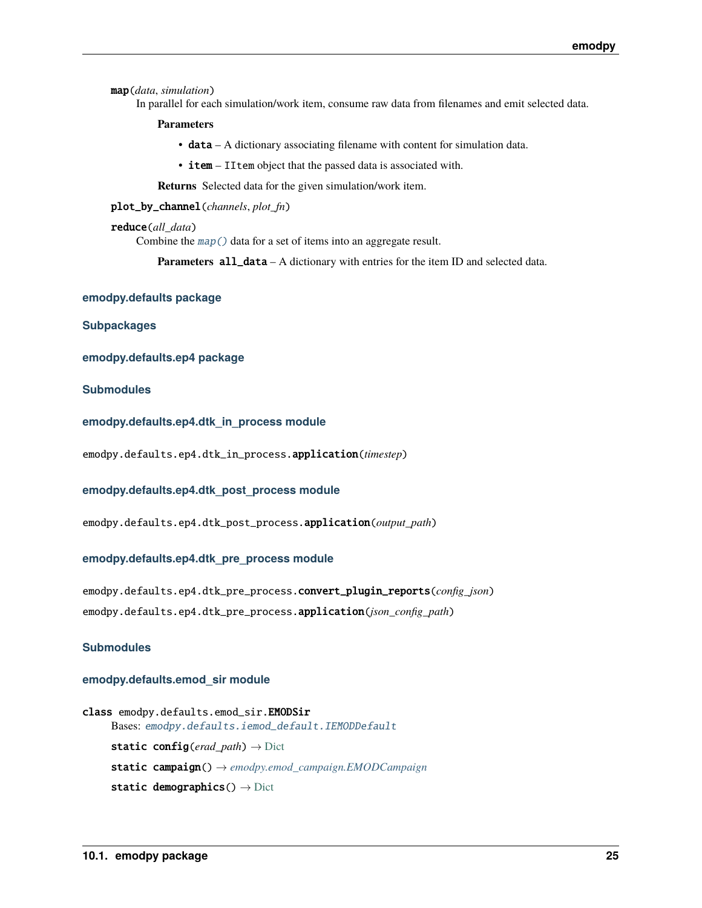**map**(*data*, *simulation*)

In parallel for each simulation/work item, consume raw data from filenames and emit selected data.

**Parameters**

- **data** – A dictionary associating filename with content for simulation data.
- **item** – IItem object that the passed data is associated with.

**Returns** Selected data for the given simulation/work item.

**plot_by_channel**(*channels*, *plot_fn*)

**reduce**(*all_data*)

Combine the map() data for a set of items into an aggregate result.

**Parameters** **all_data** – A dictionary with entries for the item ID and selected data.

## emodpy.defaults package

### Subpackages

### emodpy.defaults.ep4 package

#### Submodules

#### emodpy.defaults.ep4.dtk_in_process module

emodpy.defaults.ep4.dtk_in_process.**application**(*timestep*)

#### emodpy.defaults.ep4.dtk_post_process module

emodpy.defaults.ep4.dtk_post_process.**application**(*output_path*)

#### emodpy.defaults.ep4.dtk_pre_process module

emodpy.defaults.ep4.dtk_pre_process.**convert_plugin_reports**(*config_json*)

emodpy.defaults.ep4.dtk_pre_process.**application**(*json_config_path*)

### Submodules

### emodpy.defaults.emod_sir module

**class** emodpy.defaults.emod_sir.**EMODSir**

Bases: *emodpy.defaults.iemod_default.IEMODDefault*

**static config**(*erad_path*) → Dict

**static campaign**() → *emodpy.emod_campaign.EMODCampaign*

**static demographics**() → Dict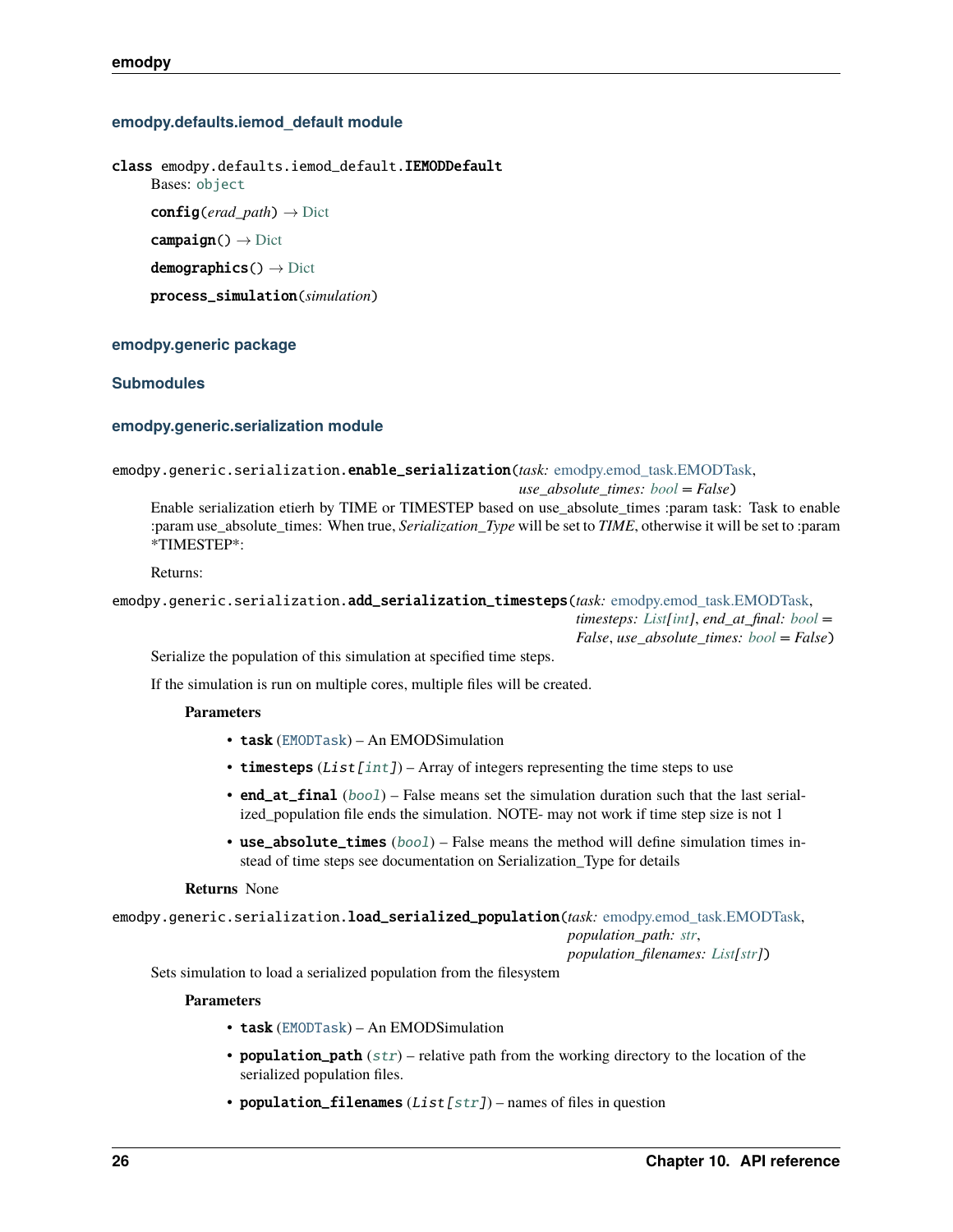### emodpy.defaults.iemod_default module

**class** emodpy.defaults.iemod_default.**IEMODDefault**

Bases: `object`

**config**(*erad_path*) → Dict

**campaign**() → Dict

**demographics**() → Dict

**process_simulation**(*simulation*)

### emodpy.generic package

### Submodules

### emodpy.generic.serialization module

emodpy.generic.serialization.**enable_serialization**(*task: emodpy.emod_task.EMODTask*, *use_absolute_times: bool = False*)

Enable serialization etierh by TIME or TIMESTEP based on use_absolute_times :param task: Task to enable :param use_absolute_times: When true, *Serialization_Type* will be set to *TIME*, otherwise it will be set to :param *TIMESTEP*:

Returns:

emodpy.generic.serialization.**add_serialization_timesteps**(*task: emodpy.emod_task.EMODTask*, *timesteps: List[int]*, *end_at_final: bool = False*, *use_absolute_times: bool = False*)

Serialize the population of this simulation at specified time steps.

If the simulation is run on multiple cores, multiple files will be created.

**Parameters**

- **task** (`EMODTask`) – An EMODSimulation
- **timesteps** (`List[int]`) – Array of integers representing the time steps to use
- **end_at_final** (`bool`) – False means set the simulation duration such that the last serialized_population file ends the simulation. NOTE- may not work if time step size is not 1
- **use_absolute_times** (`bool`) – False means the method will define simulation times instead of time steps see documentation on Serialization_Type for details

**Returns** None

emodpy.generic.serialization.**load_serialized_population**(*task: emodpy.emod_task.EMODTask*, *population_path: str*, *population_filenames: List[str]*)

Sets simulation to load a serialized population from the filesystem

**Parameters**

- **task** (`EMODTask`) – An EMODSimulation
- **population_path** (`str`) – relative path from the working directory to the location of the serialized population files.
- **population_filenames** (`List[str]`) – names of files in question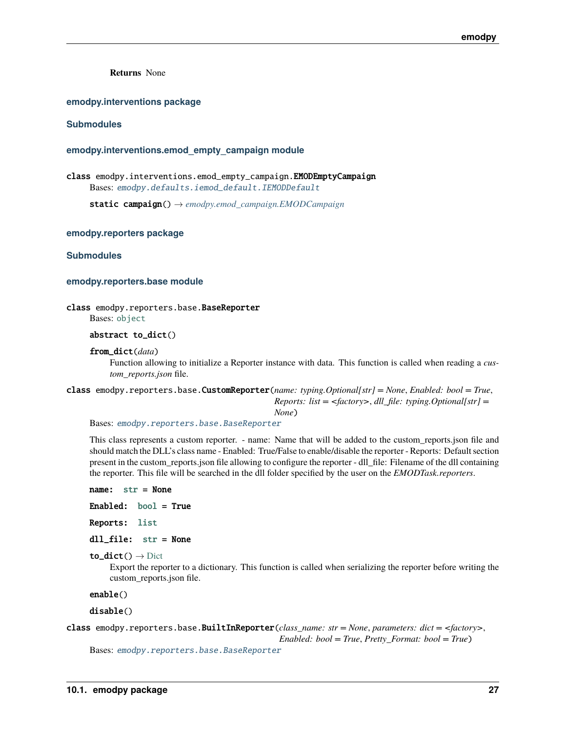**Returns** None

### emodpy.interventions package

#### Submodules

#### emodpy.interventions.emod_empty_campaign module

**class** emodpy.interventions.emod_empty_campaign.**EMODEmptyCampaign**

Bases: `emodpy.defaults.iemod_default.IEMODDefault`

**static campaign**() → *emodpy.emod_campaign.EMODCampaign*

### emodpy.reporters package

#### Submodules

#### emodpy.reporters.base module

**class** emodpy.reporters.base.**BaseReporter**

Bases: `object`

**abstract to_dict**()

**from_dict**(*data*)

Function allowing to initialize a Reporter instance with data. This function is called when reading a *custom_reports.json* file.

**class** emodpy.reporters.base.**CustomReporter**(*name: typing.Optional[str] = None*, *Enabled: bool = True*, *Reports: list = <factory>*, *dll_file: typing.Optional[str] = None*)

Bases: `emodpy.reporters.base.BaseReporter`

This class represents a custom reporter. - name: Name that will be added to the custom_reports.json file and should match the DLL's class name - Enabled: True/False to enable/disable the reporter - Reports: Default section present in the custom_reports.json file allowing to configure the reporter - dll_file: Filename of the dll containing the reporter. This file will be searched in the dll folder specified by the user on the *EMODTask.reporters*.

**name**: `str` = None

**Enabled**: `bool` = True

**Reports**: `list`

**dll_file**: `str` = None

**to_dict**() → Dict

Export the reporter to a dictionary. This function is called when serializing the reporter before writing the custom_reports.json file.

**enable**()

**disable**()

**class** emodpy.reporters.base.**BuiltInReporter**(*class_name: str = None*, *parameters: dict = <factory>*, *Enabled: bool = True*, *Pretty_Format: bool = True*)

Bases: `emodpy.reporters.base.BaseReporter`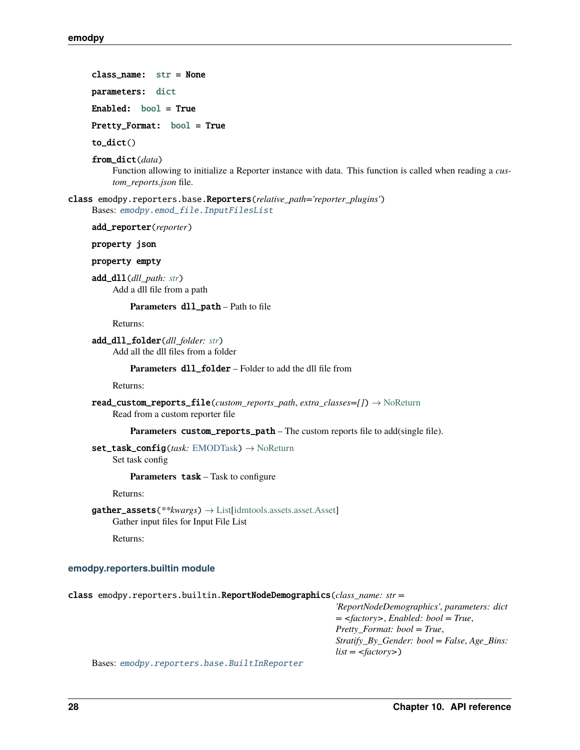**class_name**: str = None

**parameters**: dict

**Enabled**: bool = True

**Pretty_Format**: bool = True

**to_dict**()

**from_dict**(*data*)

Function allowing to initialize a Reporter instance with data. This function is called when reading a *custom_reports.json* file.

**class** emodpy.reporters.base.**Reporters**(*relative_path='reporter_plugins'*)

Bases: `emodpy.emod_file.InputFilesList`

**add_reporter**(*reporter*)

**property json**

**property empty**

**add_dll**(*dll_path: str*)

Add a dll file from a path

**Parameters** **dll_path** – Path to file

Returns:

**add_dll_folder**(*dll_folder: str*)

Add all the dll files from a folder

**Parameters** **dll_folder** – Folder to add the dll file from

Returns:

**read_custom_reports_file**(*custom_reports_path*, *extra_classes=[]*) → NoReturn

Read from a custom reporter file

**Parameters** **custom_reports_path** – The custom reports file to add(single file).

**set_task_config**(*task: EMODTask*) → NoReturn

Set task config

**Parameters** **task** – Task to configure

Returns:

**gather_assets**(*\*\*kwargs*) → List[idmtools.assets.asset.Asset]

Gather input files for Input File List

Returns:

### emodpy.reporters.builtin module

**class** emodpy.reporters.builtin.**ReportNodeDemographics**(*class_name: str = 'ReportNodeDemographics', parameters: dict = <factory>, Enabled: bool = True, Pretty_Format: bool = True, Stratify_By_Gender: bool = False, Age_Bins: list = <factory>*)

Bases: `emodpy.reporters.base.BuiltInReporter`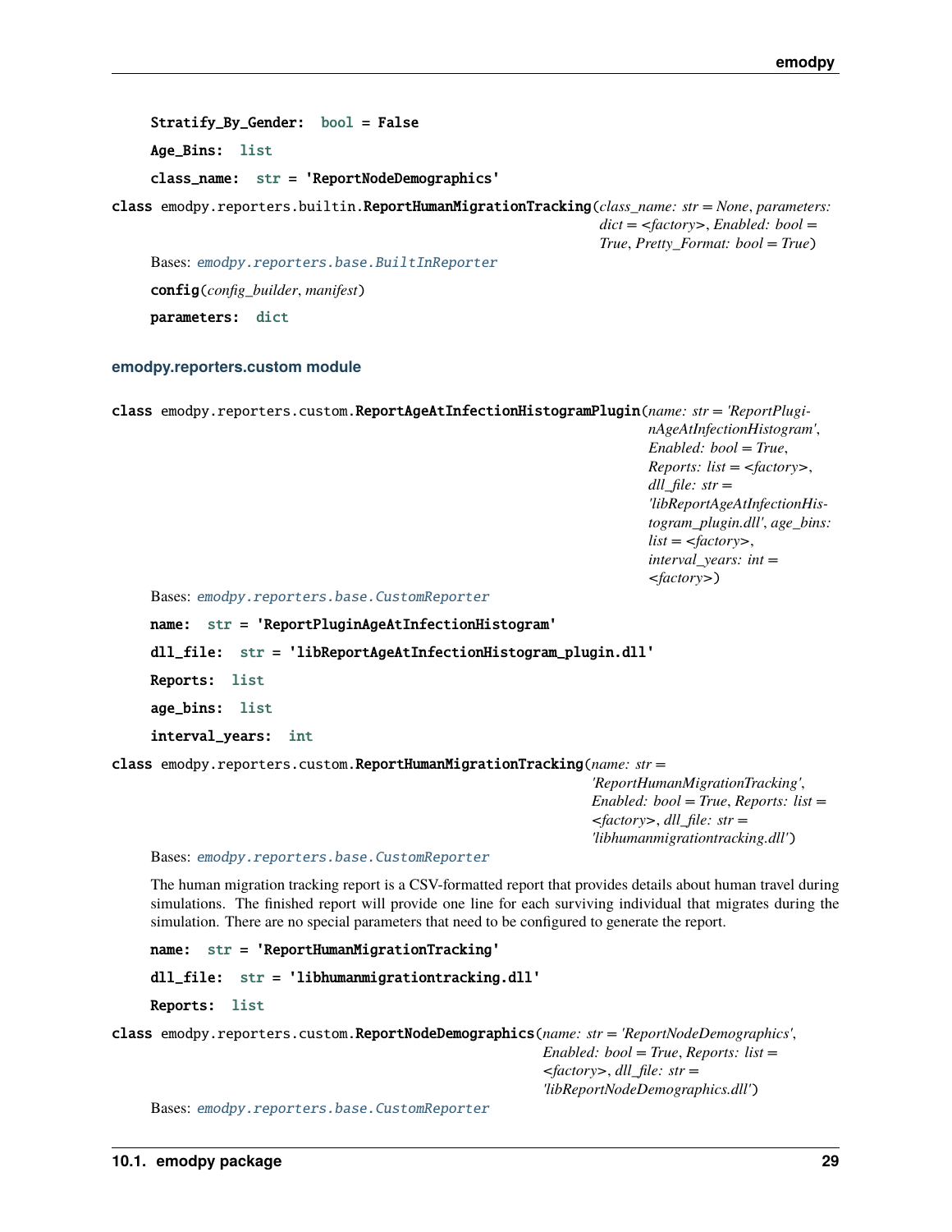**Stratify_By_Gender: bool = False**

**Age_Bins: list**

**class_name: str = 'ReportNodeDemographics'**

**class** emodpy.reporters.builtin.**ReportHumanMigrationTracking**(*class_name: str = None*, *parameters: dict = <factory>*, *Enabled: bool = True*, *Pretty_Format: bool = True*)

Bases: `emodpy.reporters.base.BuiltInReporter`

**config**(*config_builder*, *manifest*)

**parameters: dict**

### emodpy.reporters.custom module

**class** emodpy.reporters.custom.**ReportAgeAtInfectionHistogramPlugin**(*name: str = 'ReportPluginAgeAtInfectionHistogram'*, *Enabled: bool = True*, *Reports: list = <factory>*, *dll_file: str = 'libReportAgeAtInfectionHistogram_plugin.dll'*, *age_bins: list = <factory>*, *interval_years: int = <factory>*)

Bases: `emodpy.reporters.base.CustomReporter`

**name: str = 'ReportPluginAgeAtInfectionHistogram'**

**dll_file: str = 'libReportAgeAtInfectionHistogram_plugin.dll'**

**Reports: list**

**age_bins: list**

**interval_years: int**

**class** emodpy.reporters.custom.**ReportHumanMigrationTracking**(*name: str = 'ReportHumanMigrationTracking'*, *Enabled: bool = True*, *Reports: list = <factory>*, *dll_file: str = 'libhumanmigrationtracking.dll'*)

Bases: `emodpy.reporters.base.CustomReporter`

The human migration tracking report is a CSV-formatted report that provides details about human travel during simulations. The finished report will provide one line for each surviving individual that migrates during the simulation. There are no special parameters that need to be configured to generate the report.

**name: str = 'ReportHumanMigrationTracking'**

**dll_file: str = 'libhumanmigrationtracking.dll'**

**Reports: list**

**class** emodpy.reporters.custom.**ReportNodeDemographics**(*name: str = 'ReportNodeDemographics'*, *Enabled: bool = True*, *Reports: list = <factory>*, *dll_file: str = 'libReportNodeDemographics.dll'*)

Bases: `emodpy.reporters.base.CustomReporter`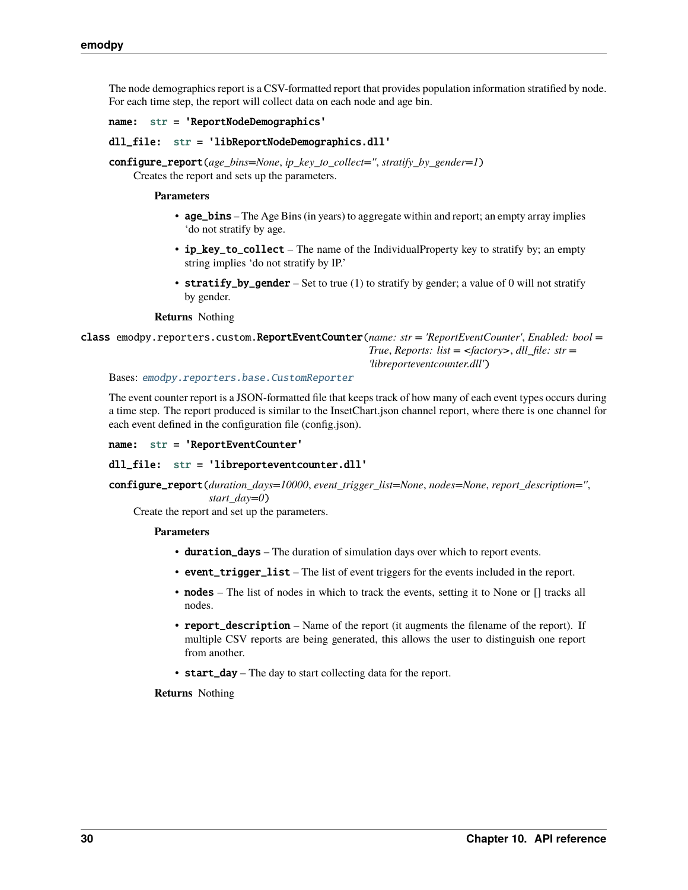The node demographics report is a CSV-formatted report that provides population information stratified by node. For each time step, the report will collect data on each node and age bin.

**name: str = 'ReportNodeDemographics'**

**dll_file: str = 'libReportNodeDemographics.dll'**

**configure_report**(*age_bins=None*, *ip_key_to_collect=''*, *stratify_by_gender=1*)

Creates the report and sets up the parameters.

**Parameters**

- **age_bins** – The Age Bins (in years) to aggregate within and report; an empty array implies 'do not stratify by age.
- **ip_key_to_collect** – The name of the IndividualProperty key to stratify by; an empty string implies 'do not stratify by IP.'
- **stratify_by_gender** – Set to true (1) to stratify by gender; a value of 0 will not stratify by gender.

**Returns** Nothing

**class** emodpy.reporters.custom.**ReportEventCounter**(*name: str = 'ReportEventCounter'*, *Enabled: bool = True*, *Reports: list = <factory>*, *dll_file: str = 'libreporteventcounter.dll'*)

Bases: `emodpy.reporters.base.CustomReporter`

The event counter report is a JSON-formatted file that keeps track of how many of each event types occurs during a time step. The report produced is similar to the InsetChart.json channel report, where there is one channel for each event defined in the configuration file (config.json).

**name: str = 'ReportEventCounter'**

**dll_file: str = 'libreporteventcounter.dll'**

**configure_report**(*duration_days=10000*, *event_trigger_list=None*, *nodes=None*, *report_description=''*, *start_day=0*)

Create the report and set up the parameters.

**Parameters**

- **duration_days** – The duration of simulation days over which to report events.
- **event_trigger_list** – The list of event triggers for the events included in the report.
- **nodes** – The list of nodes in which to track the events, setting it to None or [] tracks all nodes.
- **report_description** – Name of the report (it augments the filename of the report). If multiple CSV reports are being generated, this allows the user to distinguish one report from another.
- **start_day** – The day to start collecting data for the report.

**Returns** Nothing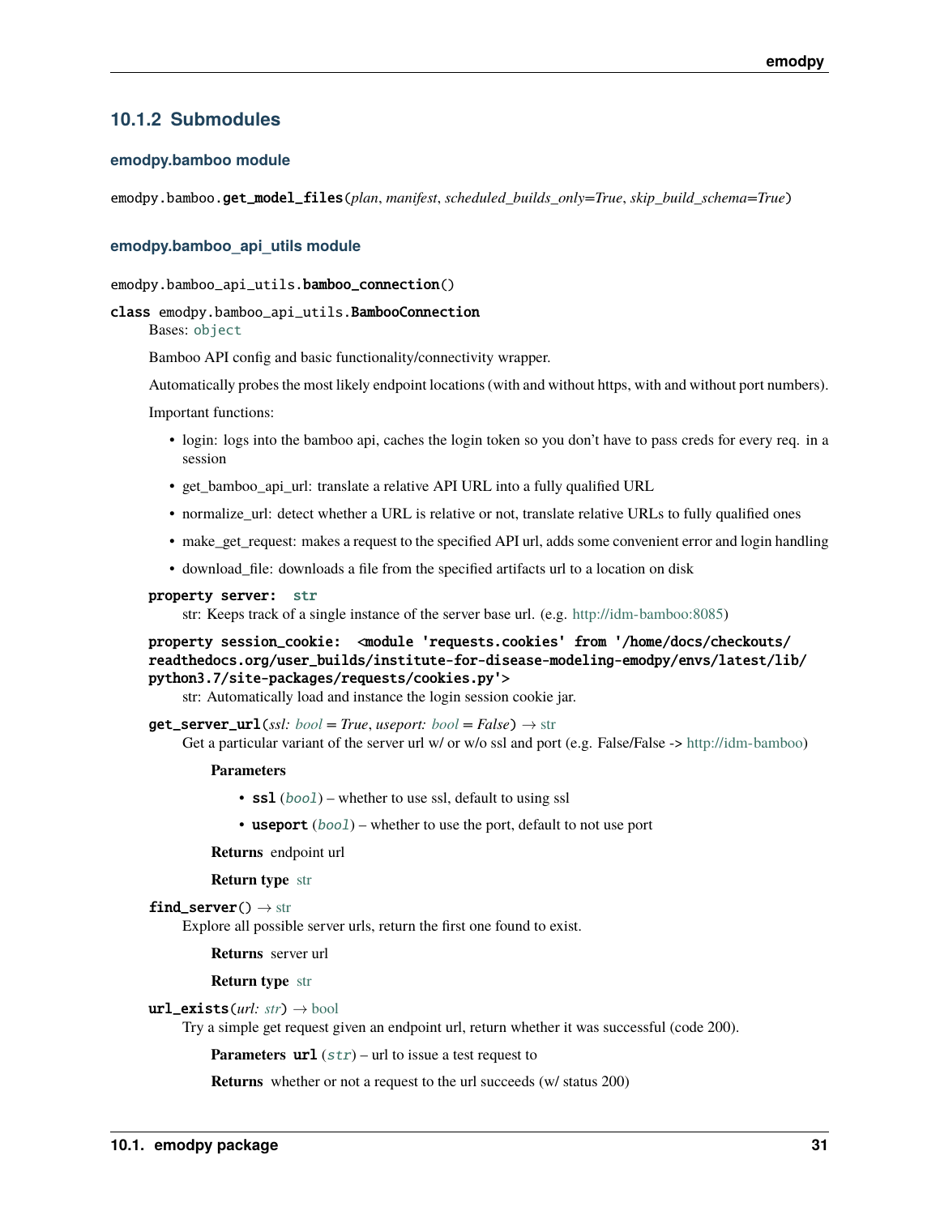### 10.1.2 Submodules

#### emodpy.bamboo module

`emodpy.bamboo.get_model_files(plan, manifest, scheduled_builds_only=True, skip_build_schema=True)`

#### emodpy.bamboo_api_utils module

`emodpy.bamboo_api_utils.bamboo_connection()`

`class emodpy.bamboo_api_utils.BambooConnection`

Bases: `object`

Bamboo API config and basic functionality/connectivity wrapper.

Automatically probes the most likely endpoint locations (with and without https, with and without port numbers).

Important functions:

- login: logs into the bamboo api, caches the login token so you don't have to pass creds for every req. in a session
- get_bamboo_api_url: translate a relative API URL into a fully qualified URL
- normalize_url: detect whether a URL is relative or not, translate relative URLs to fully qualified ones
- make_get_request: makes a request to the specified API url, adds some convenient error and login handling
- download_file: downloads a file from the specified artifacts url to a location on disk

**property server: str**

str: Keeps track of a single instance of the server base url. (e.g. http://idm-bamboo:8085)

**property session_cookie: <module 'requests.cookies' from '/home/docs/checkouts/readthedocs.org/user_builds/institute-for-disease-modeling-emodpy/envs/latest/lib/python3.7/site-packages/requests/cookies.py'>**

str: Automatically load and instance the login session cookie jar.

**get_server_url**(*ssl: bool = True*, *useport: bool = False*) → str

Get a particular variant of the server url w/ or w/o ssl and port (e.g. False/False -> http://idm-bamboo)

**Parameters**

- **ssl** (*bool*) – whether to use ssl, default to using ssl
- **useport** (*bool*) – whether to use the port, default to not use port

**Returns** endpoint url

**Return type** str

**find_server**() → str

Explore all possible server urls, return the first one found to exist.

**Returns** server url

**Return type** str

**url_exists**(*url: str*) → bool

Try a simple get request given an endpoint url, return whether it was successful (code 200).

**Parameters** **url** (*str*) – url to issue a test request to

**Returns** whether or not a request to the url succeeds (w/ status 200)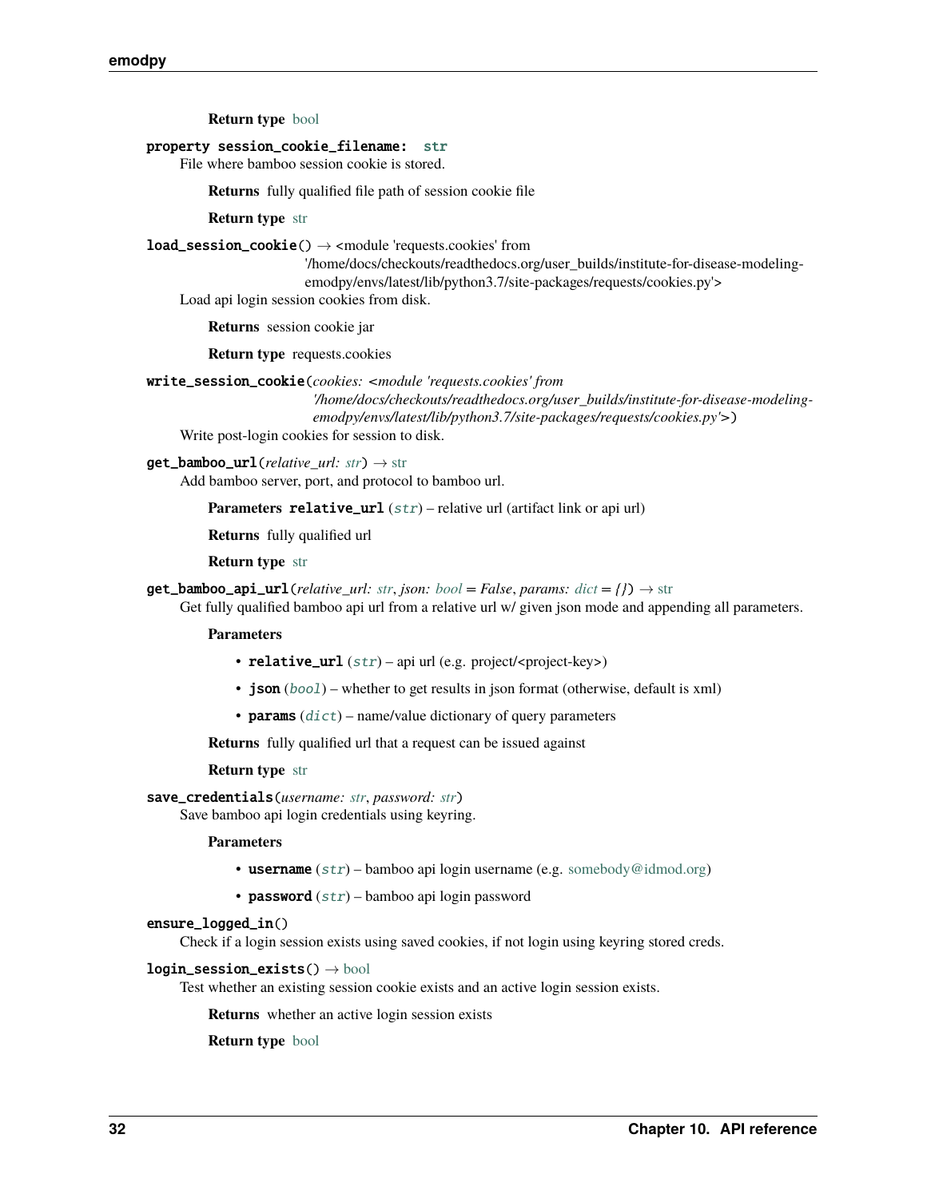**Return type** bool

`property session_cookie_filename: str`

File where bamboo session cookie is stored.

**Returns** fully qualified file path of session cookie file

**Return type** str

`load_session_cookie()` → <module 'requests.cookies' from '/home/docs/checkouts/readthedocs.org/user_builds/institute-for-disease-modeling-emodpy/envs/latest/lib/python3.7/site-packages/requests/cookies.py'>

Load api login session cookies from disk.

**Returns** session cookie jar

**Return type** requests.cookies

`write_session_cookie(cookies: <module 'requests.cookies' from '/home/docs/checkouts/readthedocs.org/user_builds/institute-for-disease-modeling-emodpy/envs/latest/lib/python3.7/site-packages/requests/cookies.py'>)`

Write post-login cookies for session to disk.

`get_bamboo_url(relative_url: str)` → str

Add bamboo server, port, and protocol to bamboo url.

**Parameters** **relative_url** (*str*) – relative url (artifact link or api url)

**Returns** fully qualified url

**Return type** str

`get_bamboo_api_url(relative_url: str, json: bool = False, params: dict = {})` → str

Get fully qualified bamboo api url from a relative url w/ given json mode and appending all parameters.

**Parameters**

- **relative_url** (*str*) – api url (e.g. project/<project-key>)
- **json** (*bool*) – whether to get results in json format (otherwise, default is xml)
- **params** (*dict*) – name/value dictionary of query parameters

**Returns** fully qualified url that a request can be issued against

**Return type** str

`save_credentials(username: str, password: str)`

Save bamboo api login credentials using keyring.

**Parameters**

- **username** (*str*) – bamboo api login username (e.g. somebody@idmod.org)
- **password** (*str*) – bamboo api login password

`ensure_logged_in()`

Check if a login session exists using saved cookies, if not login using keyring stored creds.

`login_session_exists()` → bool

Test whether an existing session cookie exists and an active login session exists.

**Returns** whether an active login session exists

**Return type** bool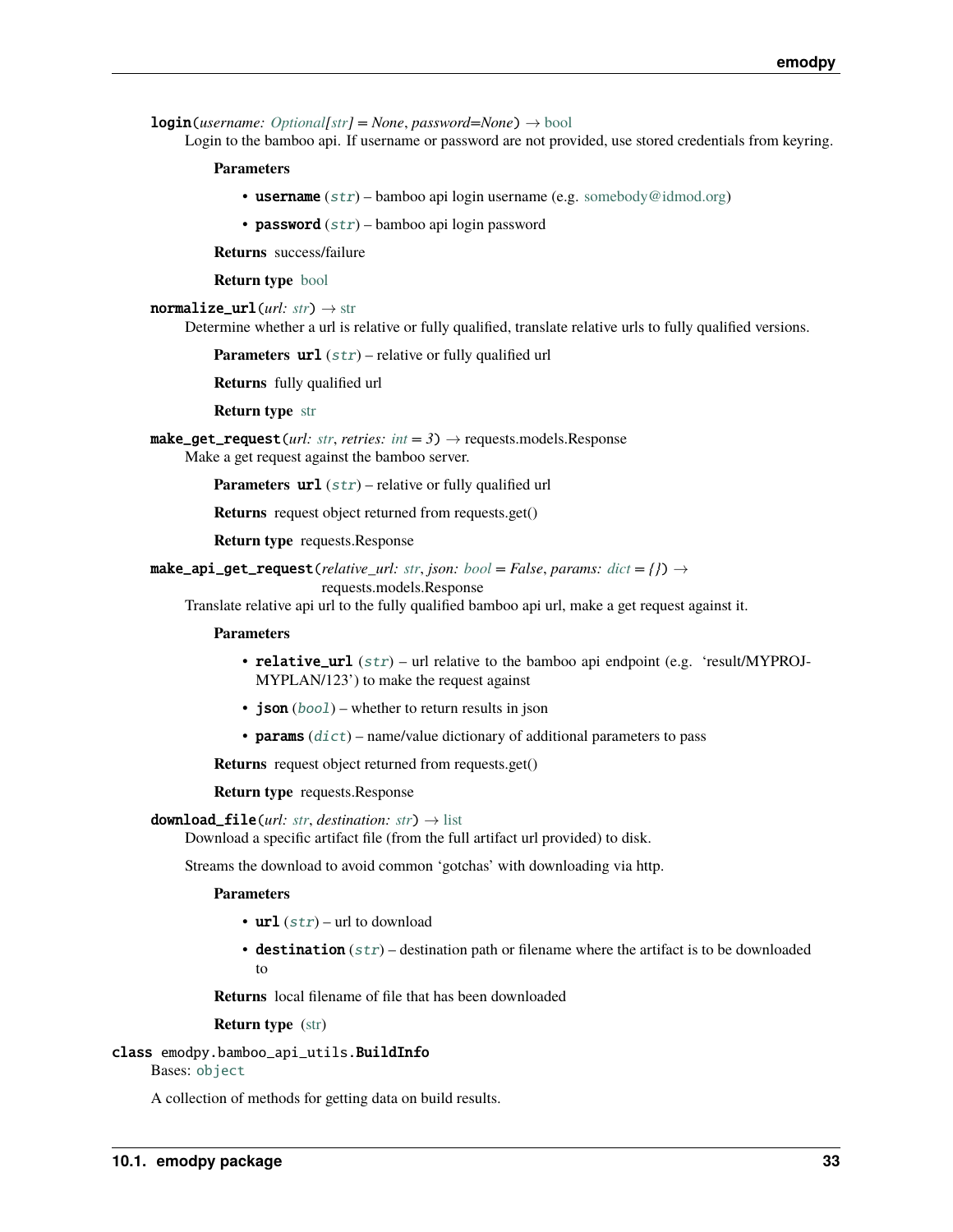**login**(*username: Optional[str] = None*, *password=None*) → bool

Login to the bamboo api. If username or password are not provided, use stored credentials from keyring.

**Parameters**

- **username** (*str*) – bamboo api login username (e.g. somebody@idmod.org)
- **password** (*str*) – bamboo api login password

**Returns** success/failure

**Return type** bool

**normalize_url**(*url: str*) → str

Determine whether a url is relative or fully qualified, translate relative urls to fully qualified versions.

**Parameters** **url** (*str*) – relative or fully qualified url

**Returns** fully qualified url

**Return type** str

**make_get_request**(*url: str*, *retries: int = 3*) → requests.models.Response

Make a get request against the bamboo server.

**Parameters** **url** (*str*) – relative or fully qualified url

**Returns** request object returned from requests.get()

**Return type** requests.Response

**make_api_get_request**(*relative_url: str*, *json: bool = False*, *params: dict = {}*) → requests.models.Response

Translate relative api url to the fully qualified bamboo api url, make a get request against it.

**Parameters**

- **relative_url** (*str*) – url relative to the bamboo api endpoint (e.g. 'result/MYPROJ-MYPLAN/123') to make the request against
- **json** (*bool*) – whether to return results in json
- **params** (*dict*) – name/value dictionary of additional parameters to pass

**Returns** request object returned from requests.get()

**Return type** requests.Response

**download_file**(*url: str*, *destination: str*) → list

Download a specific artifact file (from the full artifact url provided) to disk.

Streams the download to avoid common 'gotchas' with downloading via http.

**Parameters**

- **url** (*str*) – url to download
- **destination** (*str*) – destination path or filename where the artifact is to be downloaded to

**Returns** local filename of file that has been downloaded

**Return type** (str)

**class** emodpy.bamboo_api_utils.**BuildInfo**

Bases: object

A collection of methods for getting data on build results.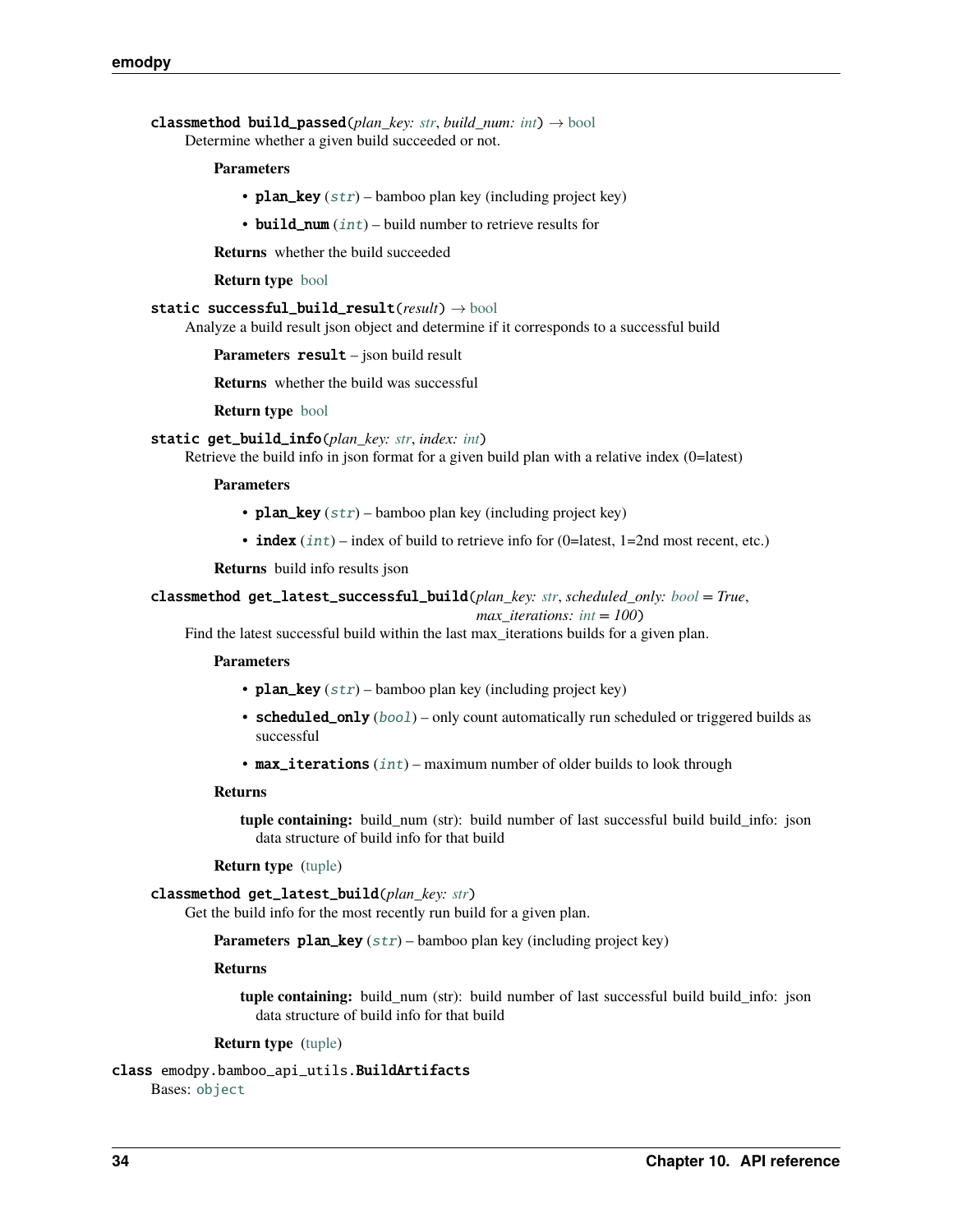**classmethod build_passed**(*plan_key: str*, *build_num: int*) → bool

Determine whether a given build succeeded or not.

**Parameters**

- **plan_key** (*str*) – bamboo plan key (including project key)
- **build_num** (*int*) – build number to retrieve results for

**Returns** whether the build succeeded

**Return type** bool

**static successful_build_result**(*result*) → bool

Analyze a build result json object and determine if it corresponds to a successful build

**Parameters** **result** – json build result

**Returns** whether the build was successful

**Return type** bool

**static get_build_info**(*plan_key: str*, *index: int*)

Retrieve the build info in json format for a given build plan with a relative index (0=latest)

**Parameters**

- **plan_key** (*str*) – bamboo plan key (including project key)
- **index** (*int*) – index of build to retrieve info for (0=latest, 1=2nd most recent, etc.)

**Returns** build info results json

**classmethod get_latest_successful_build**(*plan_key: str*, *scheduled_only: bool = True*, *max_iterations: int = 100*)

Find the latest successful build within the last max_iterations builds for a given plan.

**Parameters**

- **plan_key** (*str*) – bamboo plan key (including project key)
- **scheduled_only** (*bool*) – only count automatically run scheduled or triggered builds as successful
- **max_iterations** (*int*) – maximum number of older builds to look through

**Returns**

**tuple containing:** build_num (str): build number of last successful build build_info: json data structure of build info for that build

**Return type** (tuple)

**classmethod get_latest_build**(*plan_key: str*)

Get the build info for the most recently run build for a given plan.

**Parameters** **plan_key** (*str*) – bamboo plan key (including project key)

**Returns**

**tuple containing:** build_num (str): build number of last successful build build_info: json data structure of build info for that build

**Return type** (tuple)

**class** emodpy.bamboo_api_utils.**BuildArtifacts**

Bases: object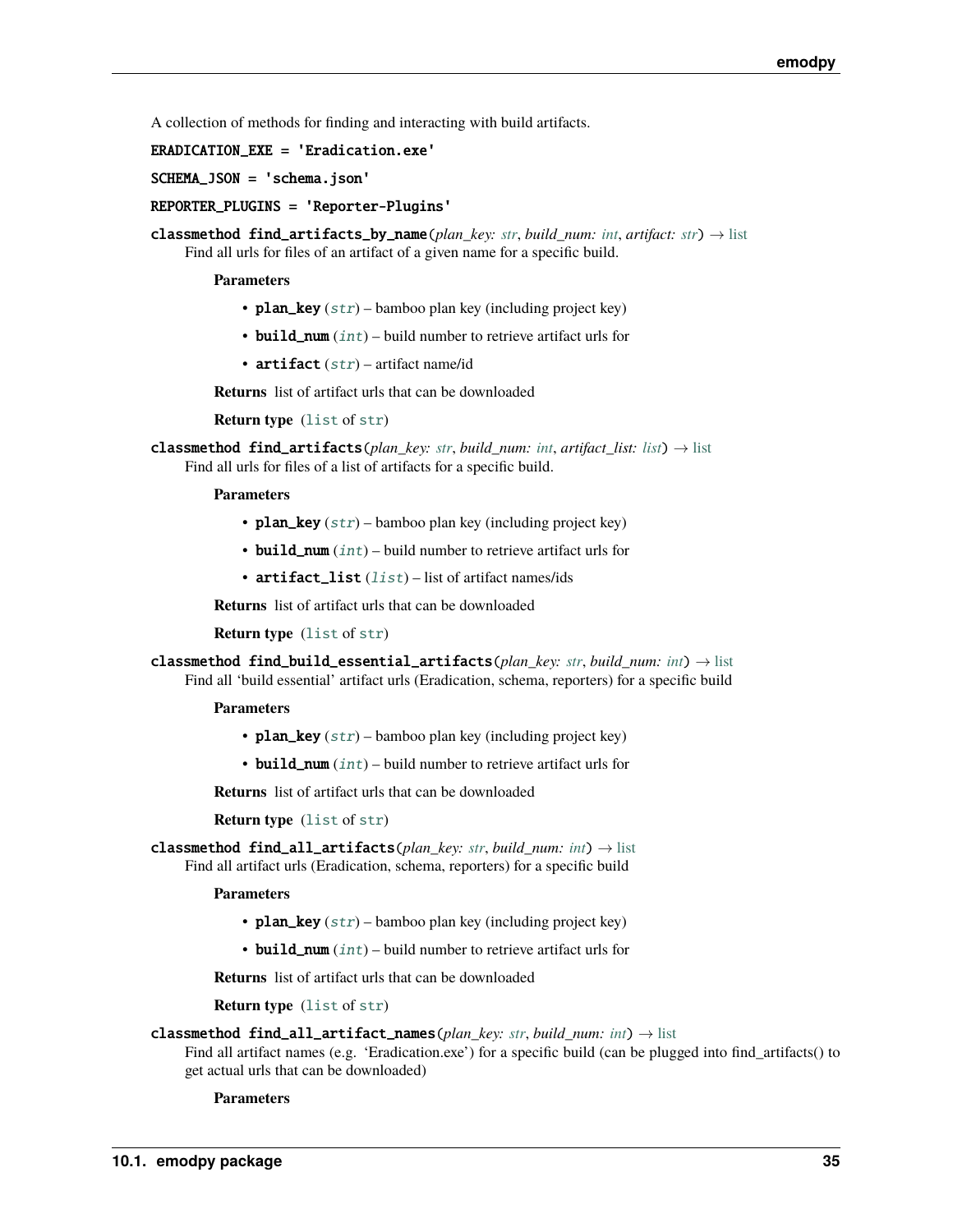A collection of methods for finding and interacting with build artifacts.

`ERADICATION_EXE = 'Eradication.exe'`

`SCHEMA_JSON = 'schema.json'`

`REPORTER_PLUGINS = 'Reporter-Plugins'`

**classmethod find_artifacts_by_name**(*plan_key: str*, *build_num: int*, *artifact: str*) → list

Find all urls for files of an artifact of a given name for a specific build.

**Parameters**

- **plan_key** (*str*) – bamboo plan key (including project key)
- **build_num** (*int*) – build number to retrieve artifact urls for
- **artifact** (*str*) – artifact name/id

**Returns** list of artifact urls that can be downloaded

**Return type** (list of str)

**classmethod find_artifacts**(*plan_key: str*, *build_num: int*, *artifact_list: list*) → list

Find all urls for files of a list of artifacts for a specific build.

**Parameters**

- **plan_key** (*str*) – bamboo plan key (including project key)
- **build_num** (*int*) – build number to retrieve artifact urls for
- **artifact_list** (*list*) – list of artifact names/ids

**Returns** list of artifact urls that can be downloaded

**Return type** (list of str)

**classmethod find_build_essential_artifacts**(*plan_key: str*, *build_num: int*) → list

Find all 'build essential' artifact urls (Eradication, schema, reporters) for a specific build

**Parameters**

- **plan_key** (*str*) – bamboo plan key (including project key)
- **build_num** (*int*) – build number to retrieve artifact urls for

**Returns** list of artifact urls that can be downloaded

**Return type** (list of str)

**classmethod find_all_artifacts**(*plan_key: str*, *build_num: int*) → list

Find all artifact urls (Eradication, schema, reporters) for a specific build

**Parameters**

- **plan_key** (*str*) – bamboo plan key (including project key)
- **build_num** (*int*) – build number to retrieve artifact urls for

**Returns** list of artifact urls that can be downloaded

**Return type** (list of str)

**classmethod find_all_artifact_names**(*plan_key: str*, *build_num: int*) → list

Find all artifact names (e.g. 'Eradication.exe') for a specific build (can be plugged into find_artifacts() to get actual urls that can be downloaded)

**Parameters**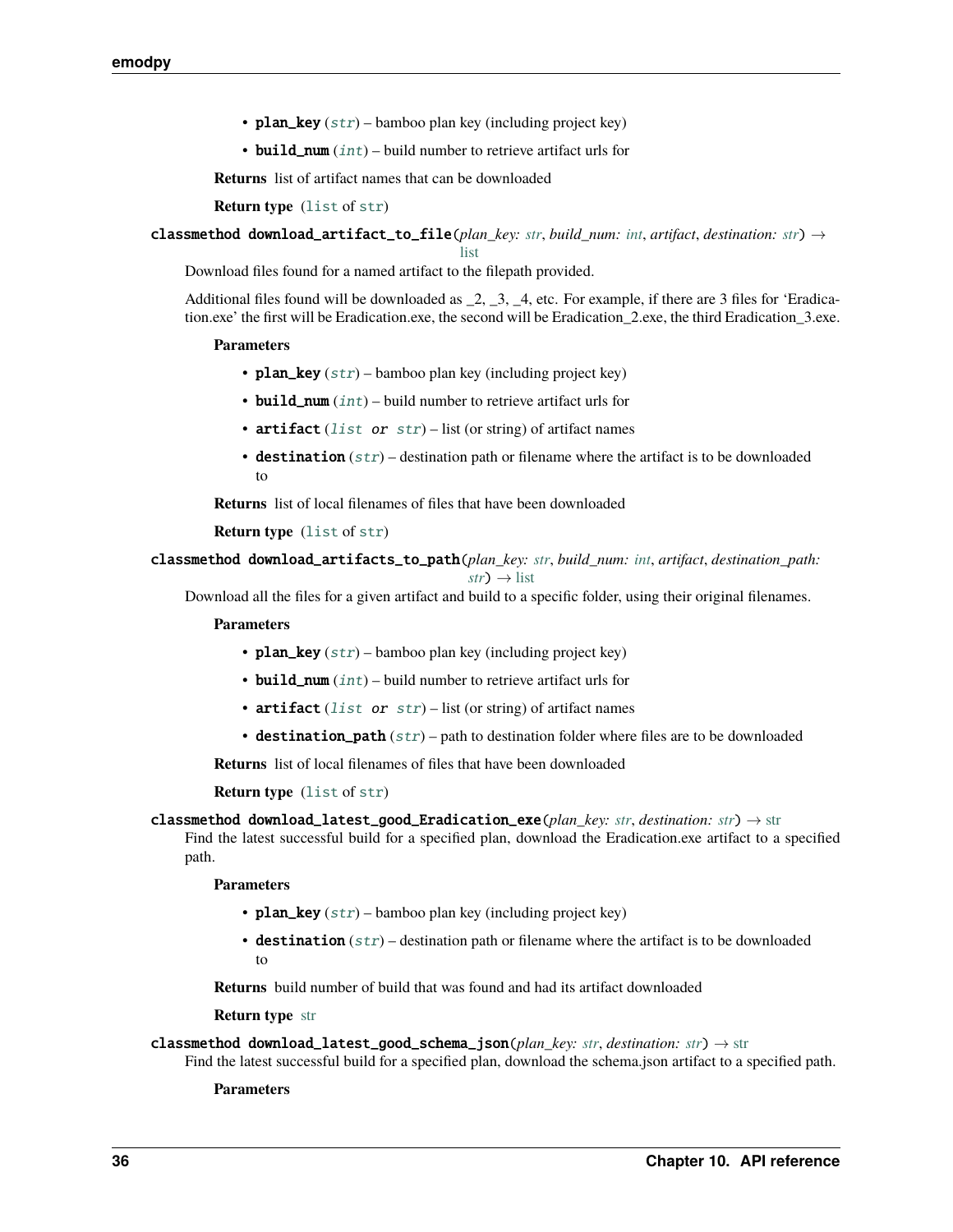- **plan_key** (*str*) – bamboo plan key (including project key)
- **build_num** (*int*) – build number to retrieve artifact urls for

**Returns** list of artifact names that can be downloaded

**Return type** (list of str)

**classmethod download_artifact_to_file**(*plan_key: str*, *build_num: int*, *artifact*, *destination: str*) → list

Download files found for a named artifact to the filepath provided.

Additional files found will be downloaded as _2, _3, _4, etc. For example, if there are 3 files for 'Eradication.exe' the first will be Eradication.exe, the second will be Eradication_2.exe, the third Eradication_3.exe.

**Parameters**

- **plan_key** (*str*) – bamboo plan key (including project key)
- **build_num** (*int*) – build number to retrieve artifact urls for
- **artifact** (*list or str*) – list (or string) of artifact names
- **destination** (*str*) – destination path or filename where the artifact is to be downloaded to

**Returns** list of local filenames of files that have been downloaded

**Return type** (list of str)

**classmethod download_artifacts_to_path**(*plan_key: str*, *build_num: int*, *artifact*, *destination_path: str*) → list

Download all the files for a given artifact and build to a specific folder, using their original filenames.

**Parameters**

- **plan_key** (*str*) – bamboo plan key (including project key)
- **build_num** (*int*) – build number to retrieve artifact urls for
- **artifact** (*list or str*) – list (or string) of artifact names
- **destination_path** (*str*) – path to destination folder where files are to be downloaded

**Returns** list of local filenames of files that have been downloaded

**Return type** (list of str)

**classmethod download_latest_good_Eradication_exe**(*plan_key: str*, *destination: str*) → str

Find the latest successful build for a specified plan, download the Eradication.exe artifact to a specified path.

**Parameters**

- **plan_key** (*str*) – bamboo plan key (including project key)
- **destination** (*str*) – destination path or filename where the artifact is to be downloaded to

**Returns** build number of build that was found and had its artifact downloaded

**Return type** str

**classmethod download_latest_good_schema_json**(*plan_key: str*, *destination: str*) → str

Find the latest successful build for a specified plan, download the schema.json artifact to a specified path.

**Parameters**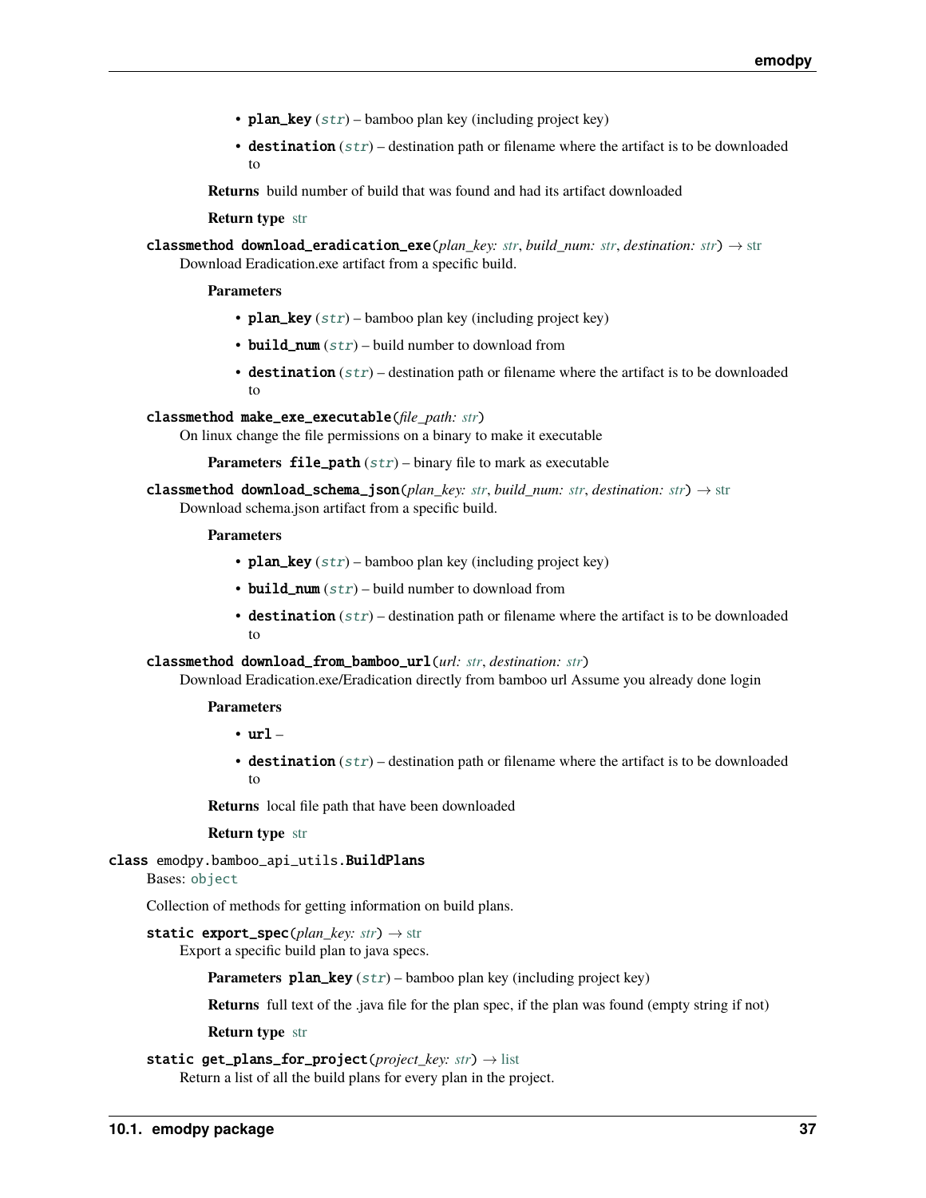- **plan_key** (*str*) – bamboo plan key (including project key)
- **destination** (*str*) – destination path or filename where the artifact is to be downloaded to

**Returns** build number of build that was found and had its artifact downloaded

**Return type** str

**classmethod download_eradication_exe**(*plan_key: str*, *build_num: str*, *destination: str*) → str

Download Eradication.exe artifact from a specific build.

**Parameters**

- **plan_key** (*str*) – bamboo plan key (including project key)
- **build_num** (*str*) – build number to download from
- **destination** (*str*) – destination path or filename where the artifact is to be downloaded to

**classmethod make_exe_executable**(*file_path: str*)

On linux change the file permissions on a binary to make it executable

**Parameters** **file_path** (*str*) – binary file to mark as executable

**classmethod download_schema_json**(*plan_key: str*, *build_num: str*, *destination: str*) → str

Download schema.json artifact from a specific build.

**Parameters**

- **plan_key** (*str*) – bamboo plan key (including project key)
- **build_num** (*str*) – build number to download from
- **destination** (*str*) – destination path or filename where the artifact is to be downloaded to

**classmethod download_from_bamboo_url**(*url: str*, *destination: str*)

Download Eradication.exe/Eradication directly from bamboo url Assume you already done login

**Parameters**

- **url** –
- **destination** (*str*) – destination path or filename where the artifact is to be downloaded to

**Returns** local file path that have been downloaded

**Return type** str

**class emodpy.bamboo_api_utils.BuildPlans**

Bases: object

Collection of methods for getting information on build plans.

**static export_spec**(*plan_key: str*) → str

Export a specific build plan to java specs.

**Parameters** **plan_key** (*str*) – bamboo plan key (including project key)

**Returns** full text of the .java file for the plan spec, if the plan was found (empty string if not)

**Return type** str

**static get_plans_for_project**(*project_key: str*) → list

Return a list of all the build plans for every plan in the project.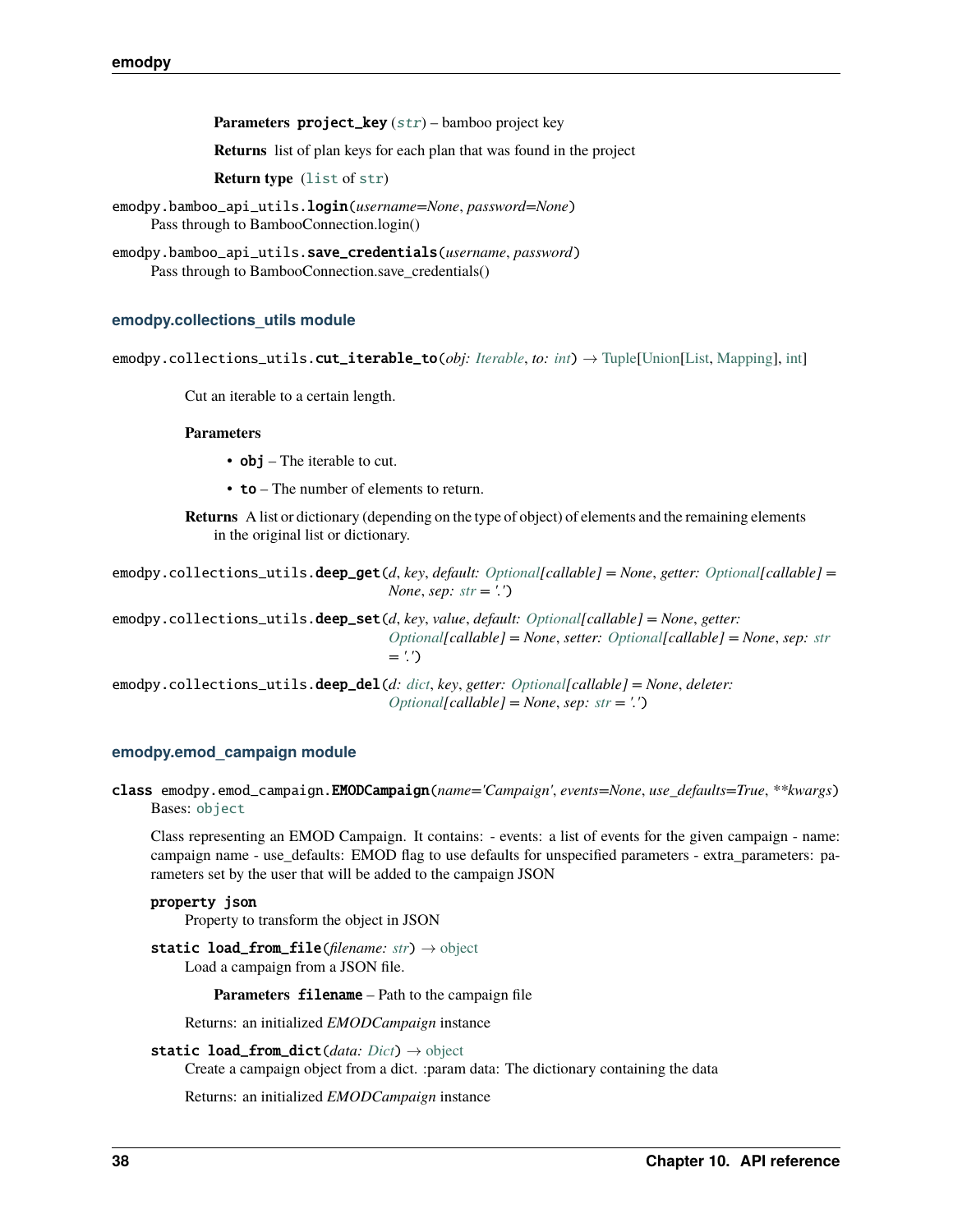**Parameters** **project_key** (*str*) – bamboo project key

**Returns** list of plan keys for each plan that was found in the project

**Return type** (list of str)

emodpy.bamboo_api_utils.**login**(*username=None*, *password=None*)
Pass through to BambooConnection.login()

emodpy.bamboo_api_utils.**save_credentials**(*username*, *password*)
Pass through to BambooConnection.save_credentials()

### emodpy.collections_utils module

emodpy.collections_utils.**cut_iterable_to**(*obj: Iterable*, *to: int*) → Tuple[Union[List, Mapping], int]

Cut an iterable to a certain length.

**Parameters**

- **obj** – The iterable to cut.
- **to** – The number of elements to return.

**Returns** A list or dictionary (depending on the type of object) of elements and the remaining elements in the original list or dictionary.

emodpy.collections_utils.**deep_get**(*d*, *key*, *default: Optional[callable] = None*, *getter: Optional[callable] = None*, *sep: str = '.'*)

emodpy.collections_utils.**deep_set**(*d*, *key*, *value*, *default: Optional[callable] = None*, *getter: Optional[callable] = None*, *setter: Optional[callable] = None*, *sep: str = '.'*)

emodpy.collections_utils.**deep_del**(*d: dict*, *key*, *getter: Optional[callable] = None*, *deleter: Optional[callable] = None*, *sep: str = '.'*)

### emodpy.emod_campaign module

**class** emodpy.emod_campaign.**EMODCampaign**(*name='Campaign'*, *events=None*, *use_defaults=True*, *\*\*kwargs*)
Bases: object

Class representing an EMOD Campaign. It contains: - events: a list of events for the given campaign - name: campaign name - use_defaults: EMOD flag to use defaults for unspecified parameters - extra_parameters: parameters set by the user that will be added to the campaign JSON

**property json**
Property to transform the object in JSON

**static load_from_file**(*filename: str*) → object
Load a campaign from a JSON file.

**Parameters** **filename** – Path to the campaign file

Returns: an initialized *EMODCampaign* instance

**static load_from_dict**(*data: Dict*) → object
Create a campaign object from a dict. :param data: The dictionary containing the data

Returns: an initialized *EMODCampaign* instance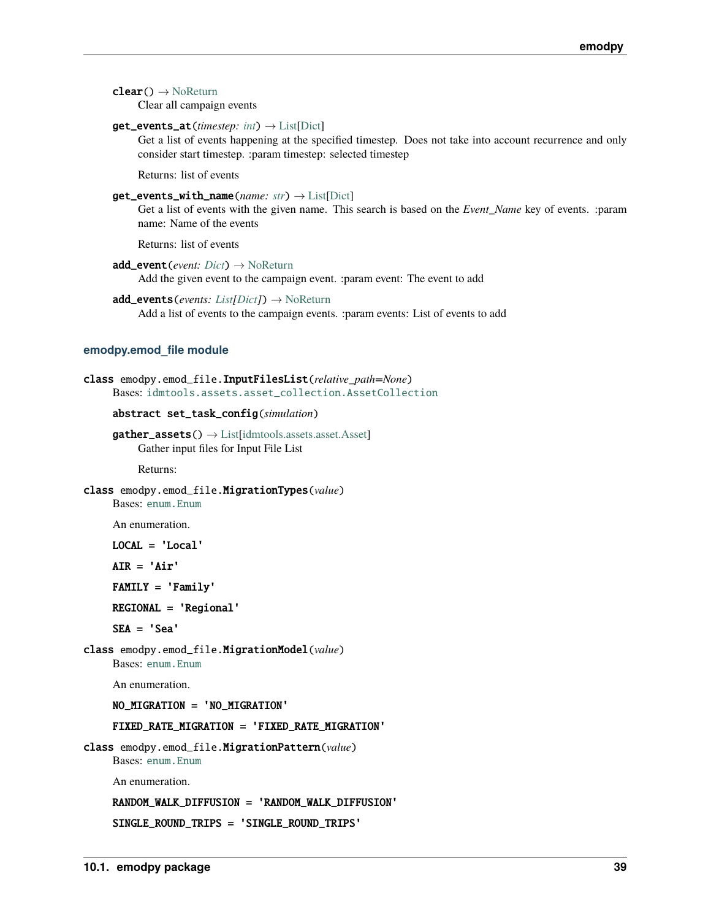**clear()** → NoReturn

Clear all campaign events

**get_events_at**(*timestep: int*) → List[Dict]

Get a list of events happening at the specified timestep. Does not take into account recurrence and only consider start timestep. :param timestep: selected timestep

Returns: list of events

**get_events_with_name**(*name: str*) → List[Dict]

Get a list of events with the given name. This search is based on the *Event_Name* key of events. :param name: Name of the events

Returns: list of events

**add_event**(*event: Dict*) → NoReturn

Add the given event to the campaign event. :param event: The event to add

**add_events**(*events: List[Dict]*) → NoReturn

Add a list of events to the campaign events. :param events: List of events to add

### emodpy.emod_file module

**class** emodpy.emod_file.**InputFilesList**(*relative_path=None*)

Bases: `idmtools.assets.asset_collection.AssetCollection`

**abstract set_task_config**(*simulation*)

**gather_assets()** → List[idmtools.assets.asset.Asset]

Gather input files for Input File List

Returns:

**class** emodpy.emod_file.**MigrationTypes**(*value*)

Bases: `enum.Enum`

An enumeration.

**LOCAL = 'Local'**

**AIR = 'Air'**

**FAMILY = 'Family'**

**REGIONAL = 'Regional'**

**SEA = 'Sea'**

**class** emodpy.emod_file.**MigrationModel**(*value*)

Bases: `enum.Enum`

An enumeration.

**NO_MIGRATION = 'NO_MIGRATION'**

**FIXED_RATE_MIGRATION = 'FIXED_RATE_MIGRATION'**

**class** emodpy.emod_file.**MigrationPattern**(*value*)

Bases: `enum.Enum`

An enumeration.

**RANDOM_WALK_DIFFUSION = 'RANDOM_WALK_DIFFUSION'**

**SINGLE_ROUND_TRIPS = 'SINGLE_ROUND_TRIPS'**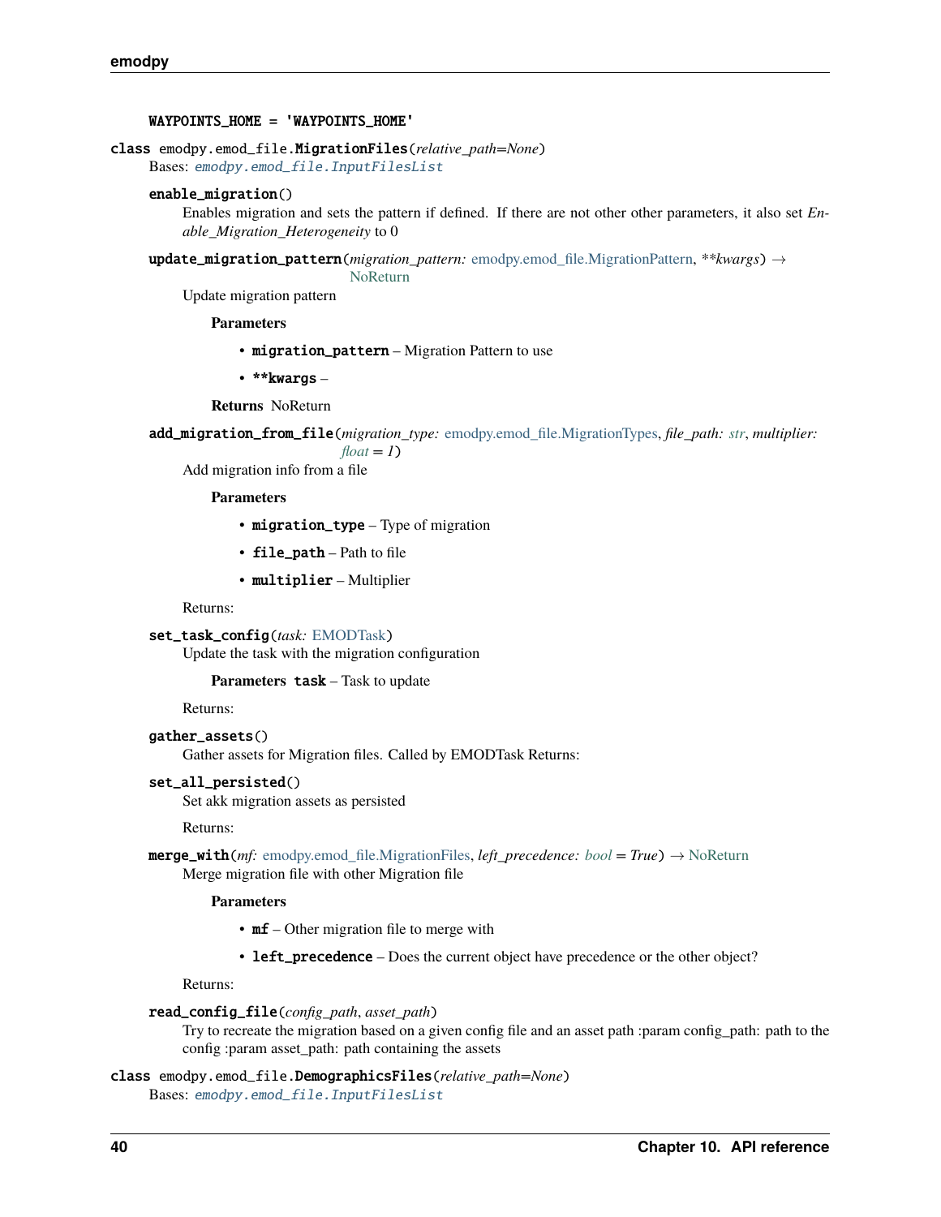`WAYPOINTS_HOME = 'WAYPOINTS_HOME'`

**class** `emodpy.emod_file.MigrationFiles`(*relative_path=None*)

Bases: `emodpy.emod_file.InputFilesList`

**enable_migration**()

Enables migration and sets the pattern if defined. If there are not other other parameters, it also set *Enable_Migration_Heterogeneity* to 0

**update_migration_pattern**(*migration_pattern: emodpy.emod_file.MigrationPattern*, ***kwargs*) → NoReturn

Update migration pattern

**Parameters**

- **migration_pattern** – Migration Pattern to use
- ****kwargs** –

**Returns** NoReturn

**add_migration_from_file**(*migration_type: emodpy.emod_file.MigrationTypes*, *file_path: str*, *multiplier: float = 1*)

Add migration info from a file

**Parameters**

- **migration_type** – Type of migration
- **file_path** – Path to file
- **multiplier** – Multiplier

Returns:

**set_task_config**(*task: EMODTask*)

Update the task with the migration configuration

**Parameters** **task** – Task to update

Returns:

**gather_assets**()

Gather assets for Migration files. Called by EMODTask Returns:

**set_all_persisted**()

Set akk migration assets as persisted

Returns:

**merge_with**(*mf: emodpy.emod_file.MigrationFiles*, *left_precedence: bool = True*) → NoReturn

Merge migration file with other Migration file

**Parameters**

- **mf** – Other migration file to merge with
- **left_precedence** – Does the current object have precedence or the other object?

Returns:

**read_config_file**(*config_path*, *asset_path*)

Try to recreate the migration based on a given config file and an asset path :param config_path: path to the config :param asset_path: path containing the assets

**class** `emodpy.emod_file.DemographicsFiles`(*relative_path=None*)

Bases: `emodpy.emod_file.InputFilesList`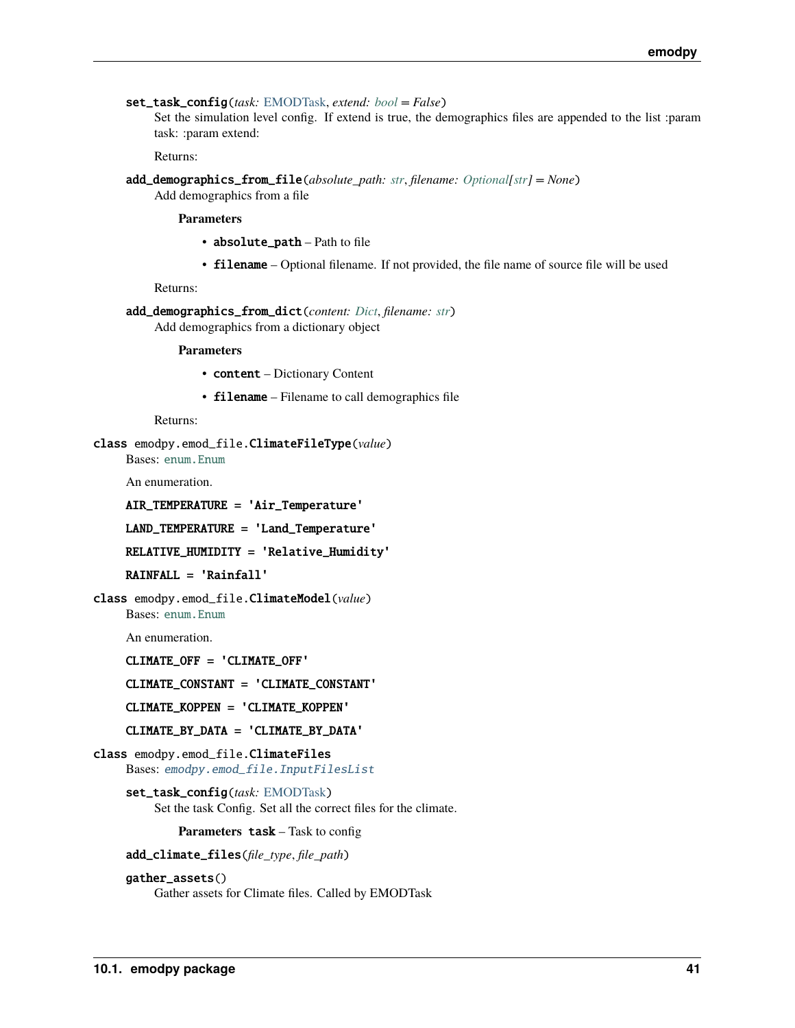**set_task_config**(*task: EMODTask*, *extend: bool = False*)

Set the simulation level config. If extend is true, the demographics files are appended to the list :param task: :param extend:

Returns:

**add_demographics_from_file**(*absolute_path: str*, *filename: Optional[str] = None*)

Add demographics from a file

**Parameters**

- **absolute_path** – Path to file
- **filename** – Optional filename. If not provided, the file name of source file will be used

Returns:

**add_demographics_from_dict**(*content: Dict*, *filename: str*)

Add demographics from a dictionary object

**Parameters**

- **content** – Dictionary Content
- **filename** – Filename to call demographics file

Returns:

**class** emodpy.emod_file.**ClimateFileType**(*value*)

Bases: `enum.Enum`

An enumeration.

**AIR_TEMPERATURE = 'Air_Temperature'**

**LAND_TEMPERATURE = 'Land_Temperature'**

**RELATIVE_HUMIDITY = 'Relative_Humidity'**

**RAINFALL = 'Rainfall'**

**class** emodpy.emod_file.**ClimateModel**(*value*)

Bases: `enum.Enum`

An enumeration.

**CLIMATE_OFF = 'CLIMATE_OFF'**

**CLIMATE_CONSTANT = 'CLIMATE_CONSTANT'**

**CLIMATE_KOPPEN = 'CLIMATE_KOPPEN'**

**CLIMATE_BY_DATA = 'CLIMATE_BY_DATA'**

**class** emodpy.emod_file.**ClimateFiles**

Bases: `emodpy.emod_file.InputFilesList`

**set_task_config**(*task: EMODTask*)

Set the task Config. Set all the correct files for the climate.

**Parameters** **task** – Task to config

**add_climate_files**(*file_type*, *file_path*)

**gather_assets**()

Gather assets for Climate files. Called by EMODTask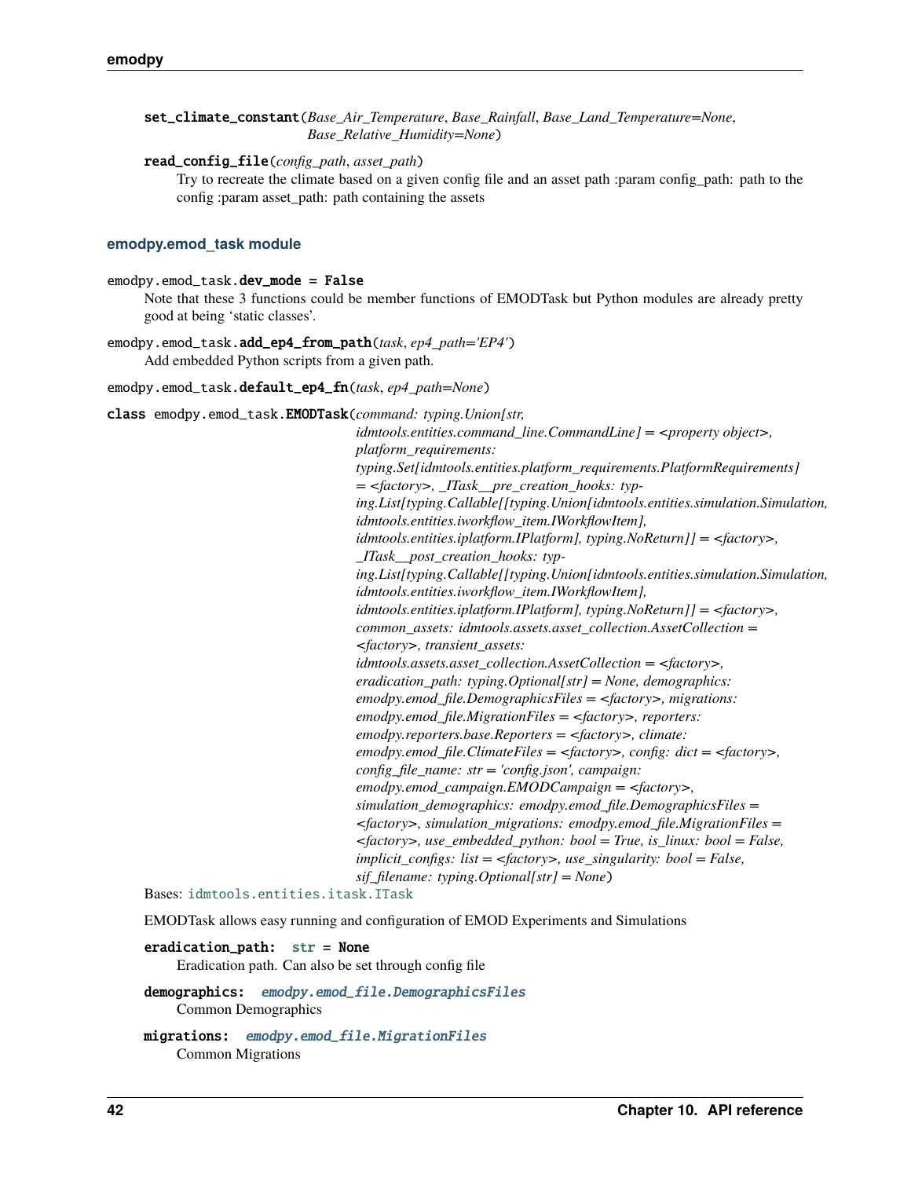**set_climate_constant**(*Base_Air_Temperature*, *Base_Rainfall*, *Base_Land_Temperature=None*, *Base_Relative_Humidity=None*)

**read_config_file**(*config_path*, *asset_path*)

Try to recreate the climate based on a given config file and an asset path :param config_path: path to the config :param asset_path: path containing the assets

### emodpy.emod_task module

emodpy.emod_task.**dev_mode = False**

Note that these 3 functions could be member functions of EMODTask but Python modules are already pretty good at being 'static classes'.

emodpy.emod_task.**add_ep4_from_path**(*task*, *ep4_path='EP4'*)

Add embedded Python scripts from a given path.

emodpy.emod_task.**default_ep4_fn**(*task*, *ep4_path=None*)

class emodpy.emod_task.**EMODTask**(*command: typing.Union[str, idmtools.entities.command_line.CommandLine] = <property object>, platform_requirements: typing.Set[idmtools.entities.platform_requirements.PlatformRequirements] = <factory>, _ITask__pre_creation_hooks: typing.List[typing.Callable[[typing.Union[idmtools.entities.simulation.Simulation, idmtools.entities.iworkflow_item.IWorkflowItem], idmtools.entities.iplatform.IPlatform], typing.NoReturn]] = <factory>, _ITask__post_creation_hooks: typing.List[typing.Callable[[typing.Union[idmtools.entities.simulation.Simulation, idmtools.entities.iworkflow_item.IWorkflowItem], idmtools.entities.iplatform.IPlatform], typing.NoReturn]] = <factory>, common_assets: idmtools.assets.asset_collection.AssetCollection = <factory>, transient_assets: idmtools.assets.asset_collection.AssetCollection = <factory>, eradication_path: typing.Optional[str] = None, demographics: emodpy.emod_file.DemographicsFiles = <factory>, migrations: emodpy.emod_file.MigrationFiles = <factory>, reporters: emodpy.reporters.base.Reporters = <factory>, climate: emodpy.emod_file.ClimateFiles = <factory>, config: dict = <factory>, config_file_name: str = 'config.json', campaign: emodpy.emod_campaign.EMODCampaign = <factory>, simulation_demographics: emodpy.emod_file.DemographicsFiles = <factory>, simulation_migrations: emodpy.emod_file.MigrationFiles = <factory>, use_embedded_python: bool = True, is_linux: bool = False, implicit_configs: list = <factory>, use_singularity: bool = False, sif_filename: typing.Optional[str] = None*)

Bases: idmtools.entities.itask.ITask

EMODTask allows easy running and configuration of EMOD Experiments and Simulations

**eradication_path: str = None**

Eradication path. Can also be set through config file

**demographics:** *emodpy.emod_file.DemographicsFiles*

Common Demographics

**migrations:** *emodpy.emod_file.MigrationFiles*

Common Migrations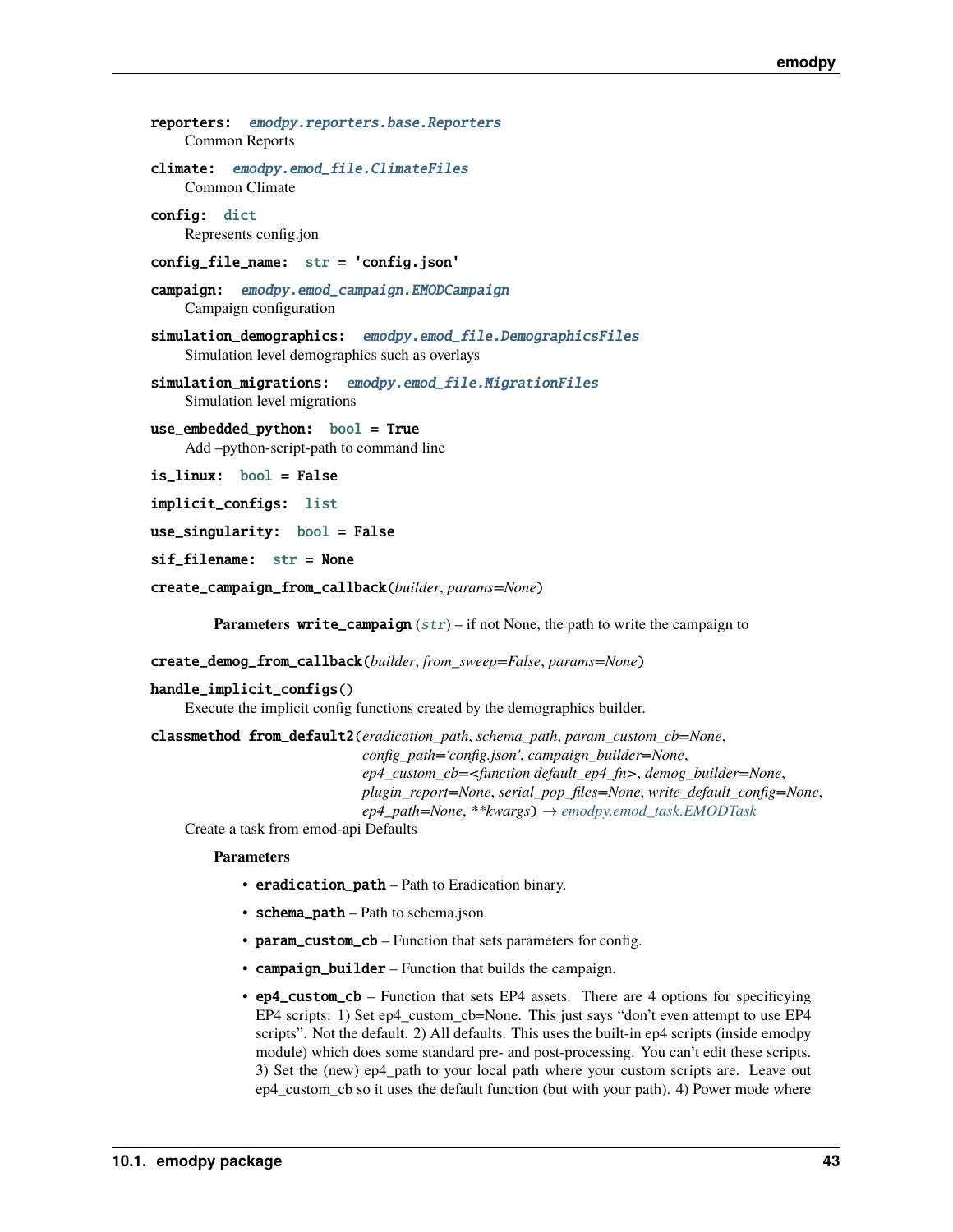**reporters:** *emodpy.reporters.base.Reporters*

Common Reports

**climate:** *emodpy.emod_file.ClimateFiles*

Common Climate

**config:** dict

Represents config.jon

**config_file_name:** str = 'config.json'

**campaign:** *emodpy.emod_campaign.EMODCampaign*

Campaign configuration

**simulation_demographics:** *emodpy.emod_file.DemographicsFiles*

Simulation level demographics such as overlays

**simulation_migrations:** *emodpy.emod_file.MigrationFiles*

Simulation level migrations

**use_embedded_python:** bool = True

Add –python-script-path to command line

**is_linux:** bool = False

**implicit_configs:** list

**use_singularity:** bool = False

**sif_filename:** str = None

**create_campaign_from_callback**(*builder*, *params=None*)

**Parameters** **write_campaign** (*str*) – if not None, the path to write the campaign to

**create_demog_from_callback**(*builder*, *from_sweep=False*, *params=None*)

**handle_implicit_configs**()

Execute the implicit config functions created by the demographics builder.

**classmethod from_default2**(*eradication_path*, *schema_path*, *param_custom_cb=None*, *config_path='config.json'*, *campaign_builder=None*, *ep4_custom_cb=<function default_ep4_fn>*, *demog_builder=None*, *plugin_report=None*, *serial_pop_files=None*, *write_default_config=None*, *ep4_path=None*, *\*\*kwargs*) → *emodpy.emod_task.EMODTask*

Create a task from emod-api Defaults

**Parameters**

- **eradication_path** – Path to Eradication binary.
- **schema_path** – Path to schema.json.
- **param_custom_cb** – Function that sets parameters for config.
- **campaign_builder** – Function that builds the campaign.
- **ep4_custom_cb** – Function that sets EP4 assets. There are 4 options for specificying EP4 scripts: 1) Set ep4_custom_cb=None. This just says "don't even attempt to use EP4 scripts". Not the default. 2) All defaults. This uses the built-in ep4 scripts (inside emodpy module) which does some standard pre- and post-processing. You can't edit these scripts. 3) Set the (new) ep4_path to your local path where your custom scripts are. Leave out ep4_custom_cb so it uses the default function (but with your path). 4) Power mode where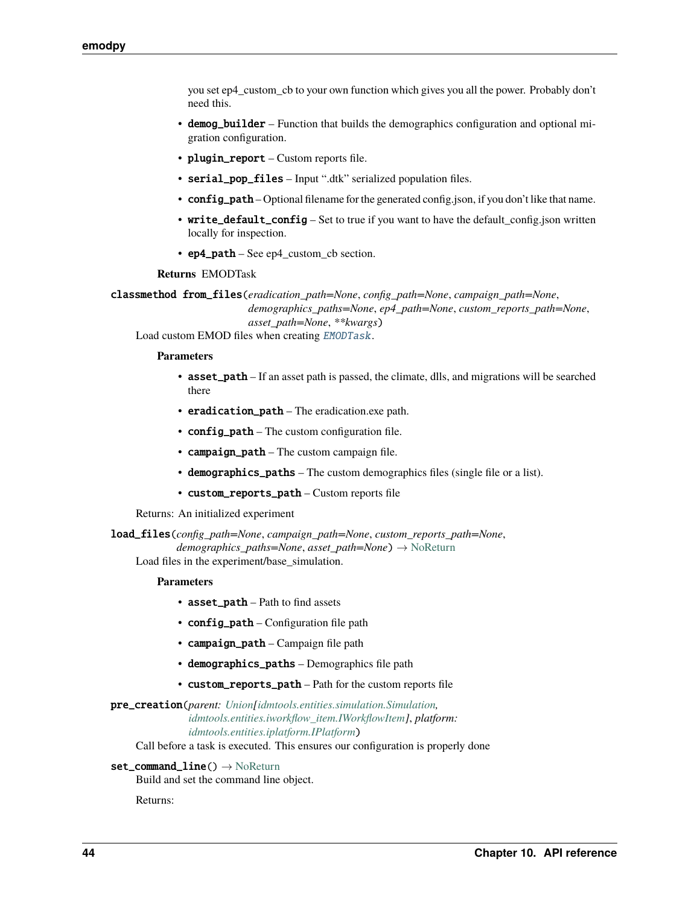you set ep4_custom_cb to your own function which gives you all the power. Probably don't need this.

- **demog_builder** – Function that builds the demographics configuration and optional migration configuration.
- **plugin_report** – Custom reports file.
- **serial_pop_files** – Input ".dtk" serialized population files.
- **config_path** – Optional filename for the generated config.json, if you don't like that name.
- **write_default_config** – Set to true if you want to have the default_config.json written locally for inspection.
- **ep4_path** – See ep4_custom_cb section.

**Returns** EMODTask

**classmethod from_files**(*eradication_path=None*, *config_path=None*, *campaign_path=None*, *demographics_paths=None*, *ep4_path=None*, *custom_reports_path=None*, *asset_path=None*, *\*\*kwargs*)

Load custom EMOD files when creating `EMODTask`.

**Parameters**

- **asset_path** – If an asset path is passed, the climate, dlls, and migrations will be searched there
- **eradication_path** – The eradication.exe path.
- **config_path** – The custom configuration file.
- **campaign_path** – The custom campaign file.
- **demographics_paths** – The custom demographics files (single file or a list).
- **custom_reports_path** – Custom reports file

Returns: An initialized experiment

**load_files**(*config_path=None*, *campaign_path=None*, *custom_reports_path=None*, *demographics_paths=None*, *asset_path=None*) → NoReturn

Load files in the experiment/base_simulation.

**Parameters**

- **asset_path** – Path to find assets
- **config_path** – Configuration file path
- **campaign_path** – Campaign file path
- **demographics_paths** – Demographics file path
- **custom_reports_path** – Path for the custom reports file

**pre_creation**(*parent: Union[idmtools.entities.simulation.Simulation, idmtools.entities.iworkflow_item.IWorkflowItem]*, *platform: idmtools.entities.iplatform.IPlatform*)

Call before a task is executed. This ensures our configuration is properly done

**set_command_line**() → NoReturn

Build and set the command line object.

Returns: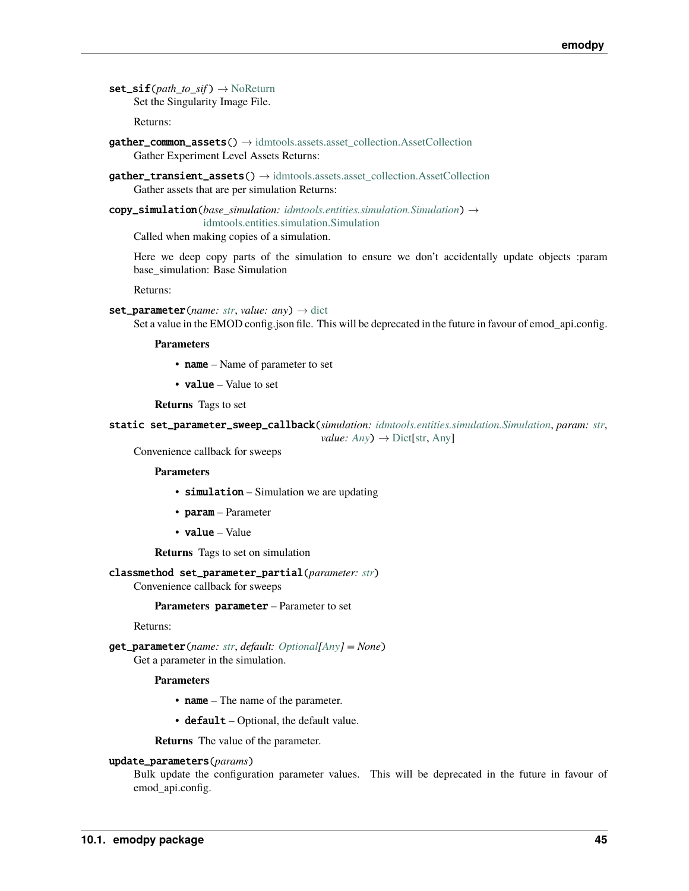`set_sif`(*path_to_sif*) → NoReturn

Set the Singularity Image File.

Returns:

`gather_common_assets`() → idmtools.assets.asset_collection.AssetCollection

Gather Experiment Level Assets Returns:

`gather_transient_assets`() → idmtools.assets.asset_collection.AssetCollection

Gather assets that are per simulation Returns:

`copy_simulation`(*base_simulation: idmtools.entities.simulation.Simulation*) → idmtools.entities.simulation.Simulation

Called when making copies of a simulation.

Here we deep copy parts of the simulation to ensure we don't accidentally update objects :param base_simulation: Base Simulation

Returns:

`set_parameter`(*name: str*, *value: any*) → dict

Set a value in the EMOD config.json file. This will be deprecated in the future in favour of emod_api.config.

**Parameters**

- **name** – Name of parameter to set
- **value** – Value to set

**Returns** Tags to set

`static set_parameter_sweep_callback`(*simulation: idmtools.entities.simulation.Simulation*, *param: str*, *value: Any*) → Dict[str, Any]

Convenience callback for sweeps

**Parameters**

- **simulation** – Simulation we are updating
- **param** – Parameter
- **value** – Value

**Returns** Tags to set on simulation

`classmethod set_parameter_partial`(*parameter: str*)

Convenience callback for sweeps

**Parameters** **parameter** – Parameter to set

Returns:

`get_parameter`(*name: str*, *default: Optional[Any] = None*)

Get a parameter in the simulation.

**Parameters**

- **name** – The name of the parameter.
- **default** – Optional, the default value.

**Returns** The value of the parameter.

`update_parameters`(*params*)

Bulk update the configuration parameter values. This will be deprecated in the future in favour of emod_api.config.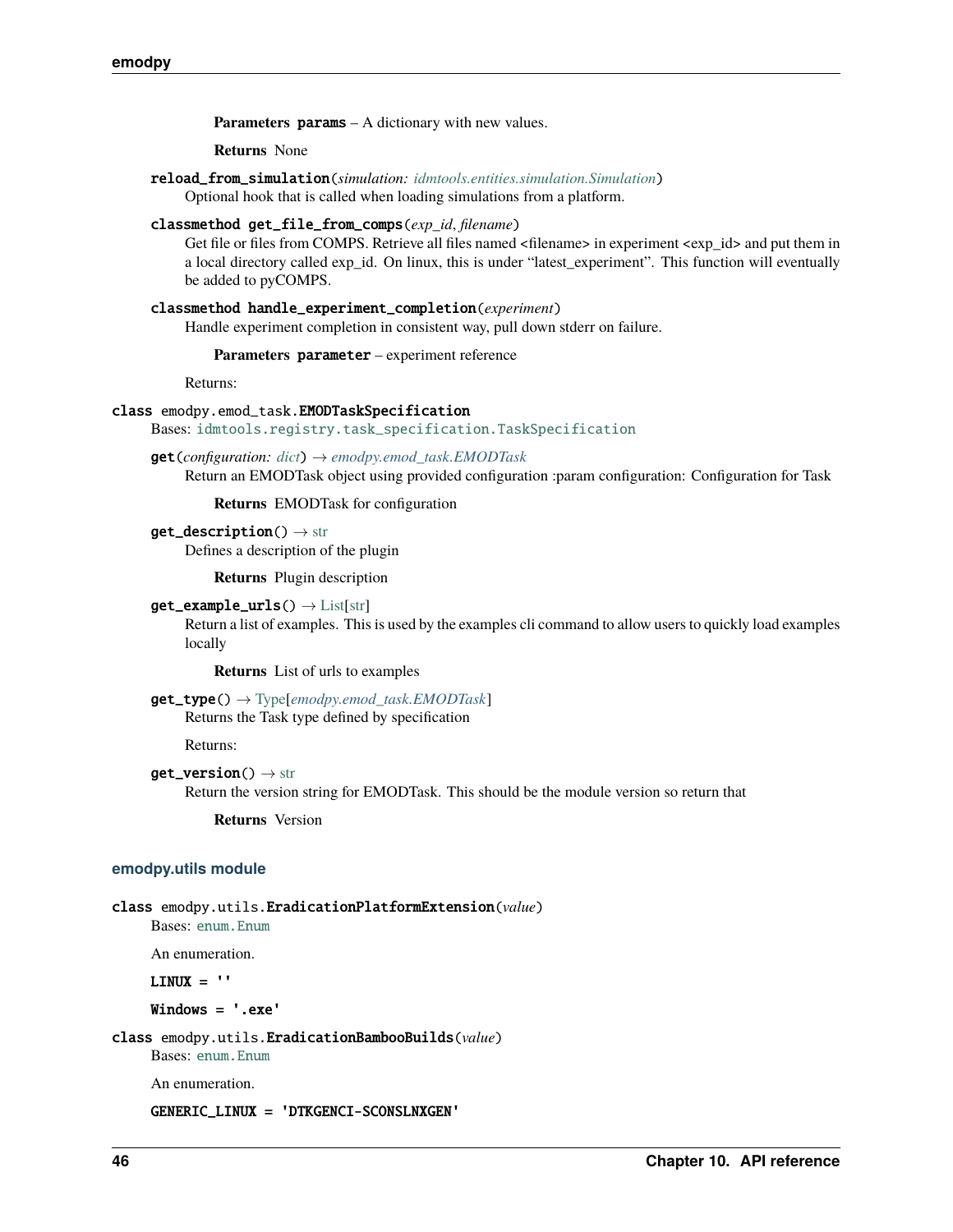**Parameters** **params** – A dictionary with new values.

**Returns** None

**reload_from_simulation**(*simulation: idmtools.entities.simulation.Simulation*)

Optional hook that is called when loading simulations from a platform.

**classmethod get_file_from_comps**(*exp_id*, *filename*)

Get file or files from COMPS. Retrieve all files named <filename> in experiment <exp_id> and put them in a local directory called exp_id. On linux, this is under "latest_experiment". This function will eventually be added to pyCOMPS.

**classmethod handle_experiment_completion**(*experiment*)

Handle experiment completion in consistent way, pull down stderr on failure.

**Parameters** **parameter** – experiment reference

Returns:

**class** emodpy.emod_task.**EMODTaskSpecification**

Bases: `idmtools.registry.task_specification.TaskSpecification`

**get**(*configuration: dict*) → *emodpy.emod_task.EMODTask*

Return an EMODTask object using provided configuration :param configuration: Configuration for Task

**Returns** EMODTask for configuration

**get_description**() → str

Defines a description of the plugin

**Returns** Plugin description

**get_example_urls**() → List[str]

Return a list of examples. This is used by the examples cli command to allow users to quickly load examples locally

**Returns** List of urls to examples

**get_type**() → Type[*emodpy.emod_task.EMODTask*]

Returns the Task type defined by specification

Returns:

**get_version**() → str

Return the version string for EMODTask. This should be the module version so return that

**Returns** Version

### emodpy.utils module

**class** emodpy.utils.**EradicationPlatformExtension**(*value*)

Bases: `enum.Enum`

An enumeration.

**LINUX = ''**

**Windows = '.exe'**

**class** emodpy.utils.**EradicationBambooBuilds**(*value*)

Bases: `enum.Enum`

An enumeration.

**GENERIC_LINUX = 'DTKGENCI-SCONSLNXGEN'**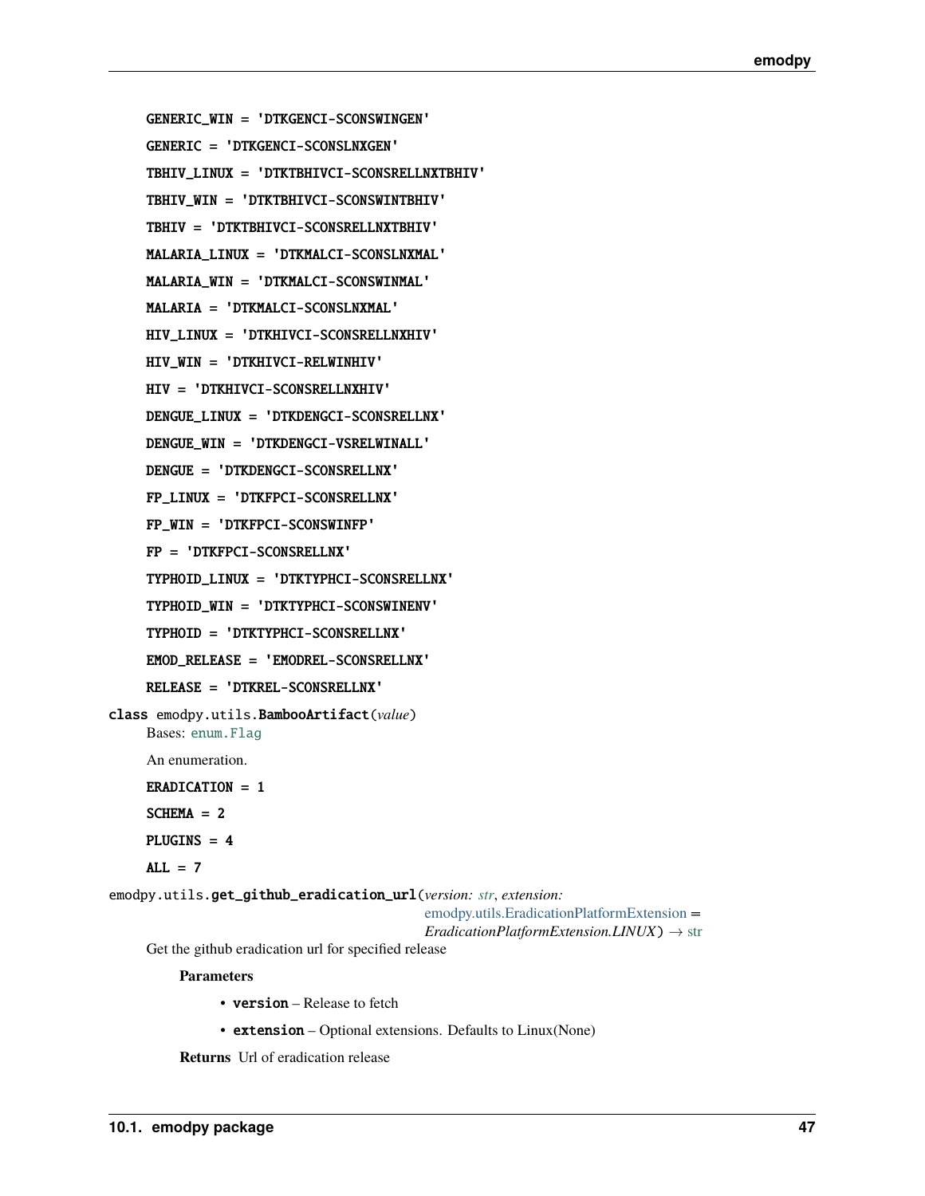GENERIC_WIN = 'DTKGENCI-SCONSWINGEN'

GENERIC = 'DTKGENCI-SCONSLNXGEN'

TBHIV_LINUX = 'DTKTBHIVCI-SCONSRELLNXTBHIV'

TBHIV_WIN = 'DTKTBHIVCI-SCONSWINTBHIV'

TBHIV = 'DTKTBHIVCI-SCONSRELLNXTBHIV'

MALARIA_LINUX = 'DTKMALCI-SCONSLNXMAL'

MALARIA_WIN = 'DTKMALCI-SCONSWINMAL'

MALARIA = 'DTKMALCI-SCONSLNXMAL'

HIV_LINUX = 'DTKHIVCI-SCONSRELLNXHIV'

HIV_WIN = 'DTKHIVCI-RELWINHIV'

HIV = 'DTKHIVCI-SCONSRELLNXHIV'

DENGUE_LINUX = 'DTKDENGCI-SCONSRELLNX'

DENGUE_WIN = 'DTKDENGCI-VSRELWINALL'

DENGUE = 'DTKDENGCI-SCONSRELLNX'

FP_LINUX = 'DTKFPCI-SCONSRELLNX'

FP_WIN = 'DTKFPCI-SCONSWINFP'

FP = 'DTKFPCI-SCONSRELLNX'

TYPHOID_LINUX = 'DTKTYPHCI-SCONSRELLNX'

TYPHOID_WIN = 'DTKTYPHCI-SCONSWINENV'

TYPHOID = 'DTKTYPHCI-SCONSRELLNX'

EMOD_RELEASE = 'EMODREL-SCONSRELLNX'

RELEASE = 'DTKREL-SCONSRELLNX'

class emodpy.utils.**BambooArtifact**(*value*)

Bases: enum.Flag

An enumeration.

ERADICATION = 1

SCHEMA = 2

PLUGINS = 4

ALL = 7

emodpy.utils.**get_github_eradication_url**(*version: str*, *extension: emodpy.utils.EradicationPlatformExtension = EradicationPlatformExtension.LINUX*) → str

Get the github eradication url for specified release

**Parameters**

- **version** – Release to fetch
- **extension** – Optional extensions. Defaults to Linux(None)

**Returns** Url of eradication release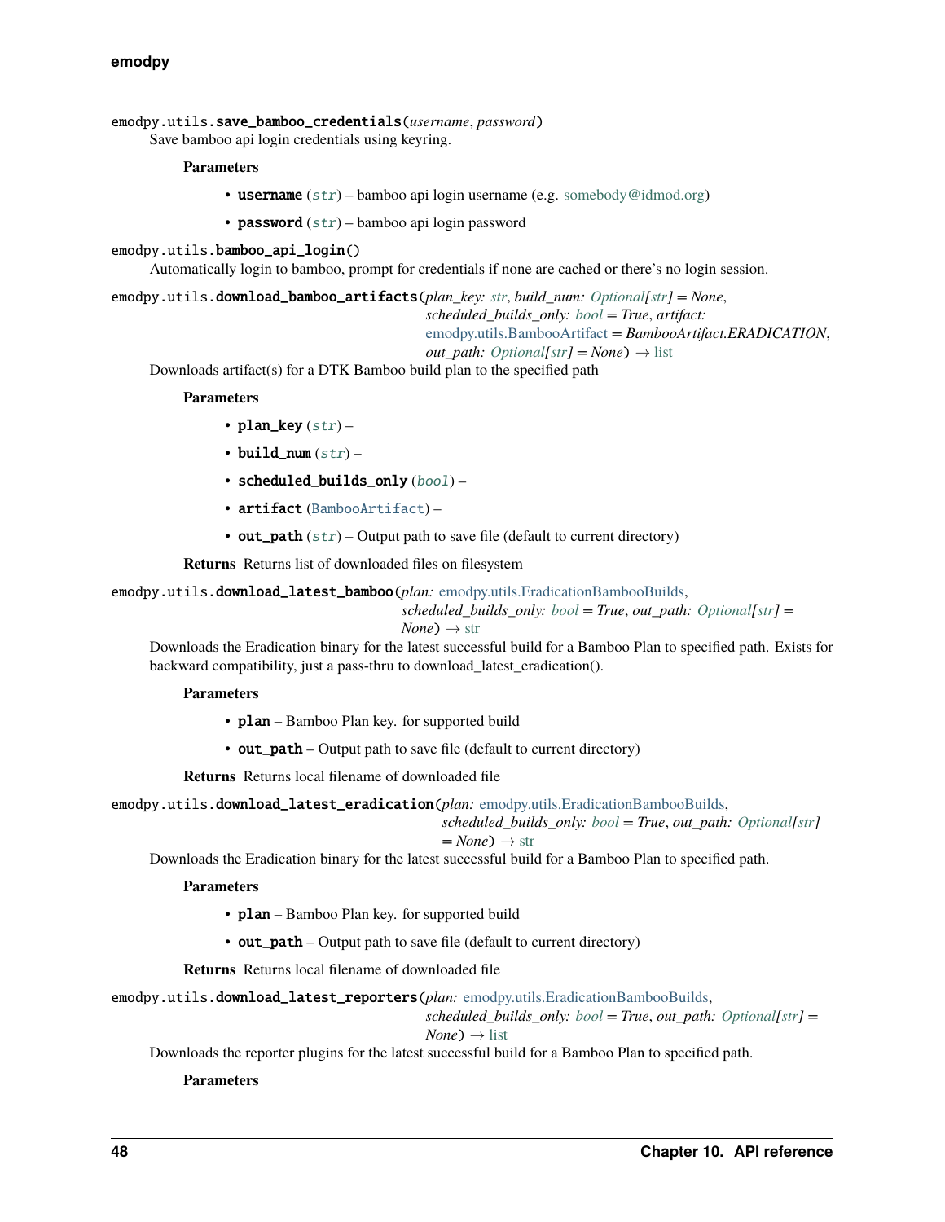`emodpy.utils.save_bamboo_credentials(username, password)`

Save bamboo api login credentials using keyring.

**Parameters**

- **username** (*str*) – bamboo api login username (e.g. somebody@idmod.org)
- **password** (*str*) – bamboo api login password

`emodpy.utils.bamboo_api_login()`

Automatically login to bamboo, prompt for credentials if none are cached or there's no login session.

`emodpy.utils.download_bamboo_artifacts(plan_key: str, build_num: Optional[str] = None, scheduled_builds_only: bool = True, artifact: emodpy.utils.BambooArtifact = BambooArtifact.ERADICATION, out_path: Optional[str] = None) → list`

Downloads artifact(s) for a DTK Bamboo build plan to the specified path

**Parameters**

- **plan_key** (*str*) –
- **build_num** (*str*) –
- **scheduled_builds_only** (*bool*) –
- **artifact** (*BambooArtifact*) –
- **out_path** (*str*) – Output path to save file (default to current directory)

**Returns** Returns list of downloaded files on filesystem

`emodpy.utils.download_latest_bamboo(plan: emodpy.utils.EradicationBambooBuilds, scheduled_builds_only: bool = True, out_path: Optional[str] = None) → str`

Downloads the Eradication binary for the latest successful build for a Bamboo Plan to specified path. Exists for backward compatibility, just a pass-thru to download_latest_eradication().

**Parameters**

- **plan** – Bamboo Plan key. for supported build
- **out_path** – Output path to save file (default to current directory)

**Returns** Returns local filename of downloaded file

`emodpy.utils.download_latest_eradication(plan: emodpy.utils.EradicationBambooBuilds, scheduled_builds_only: bool = True, out_path: Optional[str] = None) → str`

Downloads the Eradication binary for the latest successful build for a Bamboo Plan to specified path.

**Parameters**

- **plan** – Bamboo Plan key. for supported build
- **out_path** – Output path to save file (default to current directory)

**Returns** Returns local filename of downloaded file

`emodpy.utils.download_latest_reporters(plan: emodpy.utils.EradicationBambooBuilds, scheduled_builds_only: bool = True, out_path: Optional[str] = None) → list`

Downloads the reporter plugins for the latest successful build for a Bamboo Plan to specified path.

**Parameters**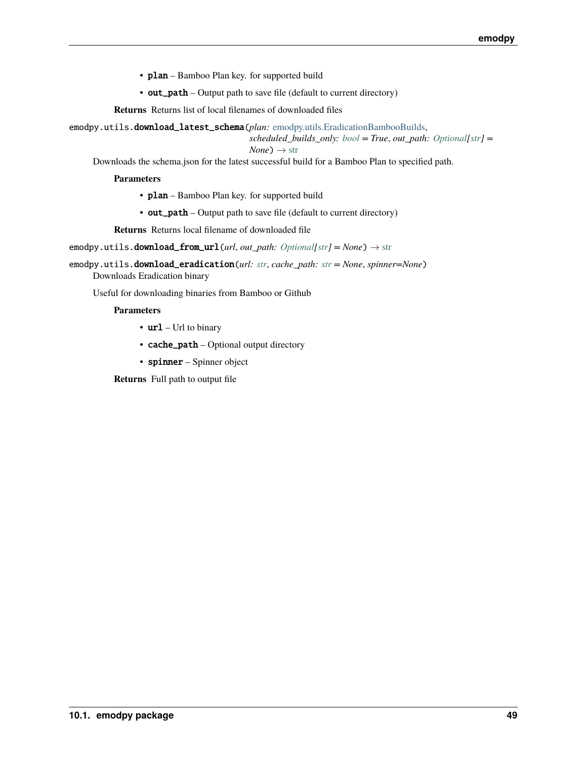- **plan** – Bamboo Plan key. for supported build
- **out_path** – Output path to save file (default to current directory)

**Returns** Returns list of local filenames of downloaded files

emodpy.utils.**download_latest_schema**(*plan: emodpy.utils.EradicationBambooBuilds*, *scheduled_builds_only: bool = True*, *out_path: Optional[str] = None*) → str

Downloads the schema.json for the latest successful build for a Bamboo Plan to specified path.

**Parameters**

- **plan** – Bamboo Plan key. for supported build
- **out_path** – Output path to save file (default to current directory)

**Returns** Returns local filename of downloaded file

emodpy.utils.**download_from_url**(*url*, *out_path: Optional[str] = None*) → str

emodpy.utils.**download_eradication**(*url: str*, *cache_path: str = None*, *spinner=None*)

Downloads Eradication binary

Useful for downloading binaries from Bamboo or Github

**Parameters**

- **url** – Url to binary
- **cache_path** – Optional output directory
- **spinner** – Spinner object

**Returns** Full path to output file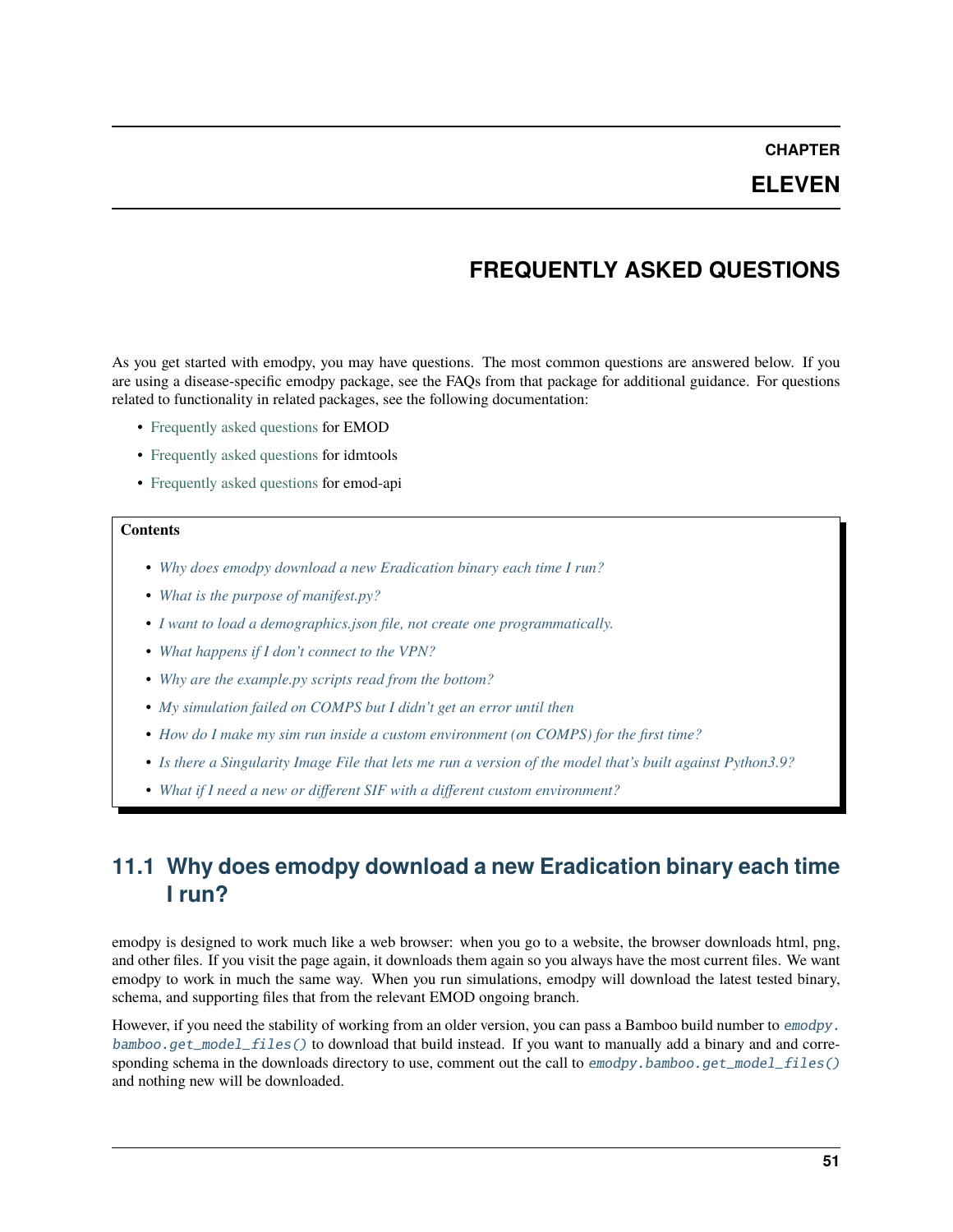# CHAPTER ELEVEN

# FREQUENTLY ASKED QUESTIONS

As you get started with emodpy, you may have questions. The most common questions are answered below. If you are using a disease-specific emodpy package, see the FAQs from that package for additional guidance. For questions related to functionality in related packages, see the following documentation:

- Frequently asked questions for EMOD
- Frequently asked questions for idmtools
- Frequently asked questions for emod-api

**Contents**

- *Why does emodpy download a new Eradication binary each time I run?*
- *What is the purpose of manifest.py?*
- *I want to load a demographics.json file, not create one programmatically.*
- *What happens if I don't connect to the VPN?*
- *Why are the example.py scripts read from the bottom?*
- *My simulation failed on COMPS but I didn't get an error until then*
- *How do I make my sim run inside a custom environment (on COMPS) for the first time?*
- *Is there a Singularity Image File that lets me run a version of the model that's built against Python3.9?*
- *What if I need a new or different SIF with a different custom environment?*

## 11.1 Why does emodpy download a new Eradication binary each time I run?

emodpy is designed to work much like a web browser: when you go to a website, the browser downloads html, png, and other files. If you visit the page again, it downloads them again so you always have the most current files. We want emodpy to work in much the same way. When you run simulations, emodpy will download the latest tested binary, schema, and supporting files that from the relevant EMOD ongoing branch.

However, if you need the stability of working from an older version, you can pass a Bamboo build number to `emodpy.bamboo.get_model_files()` to download that build instead. If you want to manually add a binary and and corresponding schema in the downloads directory to use, comment out the call to `emodpy.bamboo.get_model_files()` and nothing new will be downloaded.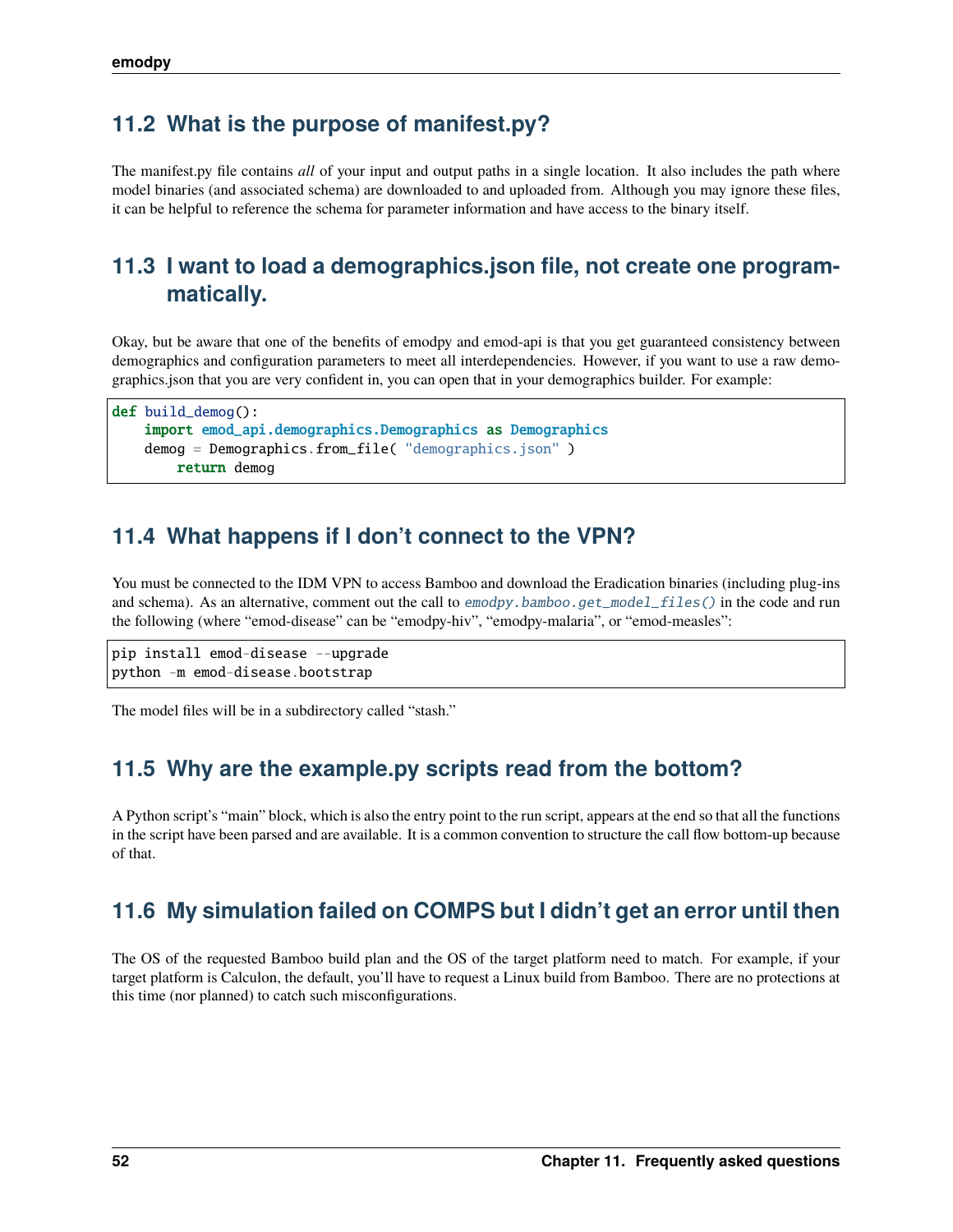## 11.2 What is the purpose of manifest.py?

The manifest.py file contains *all* of your input and output paths in a single location. It also includes the path where model binaries (and associated schema) are downloaded to and uploaded from. Although you may ignore these files, it can be helpful to reference the schema for parameter information and have access to the binary itself.

## 11.3 I want to load a demographics.json file, not create one programmatically.

Okay, but be aware that one of the benefits of emodpy and emod-api is that you get guaranteed consistency between demographics and configuration parameters to meet all interdependencies. However, if you want to use a raw demographics.json that you are very confident in, you can open that in your demographics builder. For example:

```
def build_demog():
    import emod_api.demographics.Demographics as Demographics
    demog = Demographics.from_file( "demographics.json" )
        return demog
```

## 11.4 What happens if I don't connect to the VPN?

You must be connected to the IDM VPN to access Bamboo and download the Eradication binaries (including plug-ins and schema). As an alternative, comment out the call to `emodpy.bamboo.get_model_files()` in the code and run the following (where "emod-disease" can be "emodpy-hiv", "emodpy-malaria", or "emod-measles":

```
pip install emod-disease --upgrade
python -m emod-disease.bootstrap
```

The model files will be in a subdirectory called "stash."

## 11.5 Why are the example.py scripts read from the bottom?

A Python script's "main" block, which is also the entry point to the run script, appears at the end so that all the functions in the script have been parsed and are available. It is a common convention to structure the call flow bottom-up because of that.

## 11.6 My simulation failed on COMPS but I didn't get an error until then

The OS of the requested Bamboo build plan and the OS of the target platform need to match. For example, if your target platform is Calculon, the default, you'll have to request a Linux build from Bamboo. There are no protections at this time (nor planned) to catch such misconfigurations.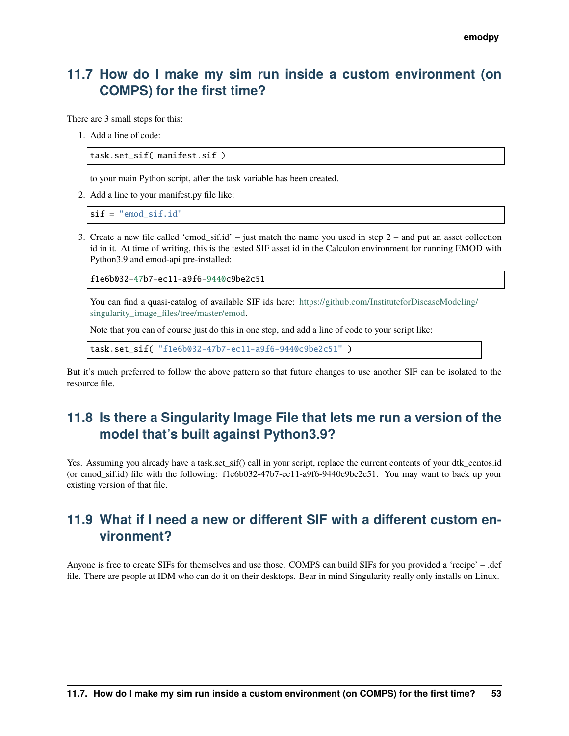## 11.7 How do I make my sim run inside a custom environment (on COMPS) for the first time?

There are 3 small steps for this:

1. Add a line of code:

   ```
   task.set_sif( manifest.sif )
   ```

   to your main Python script, after the task variable has been created.

2. Add a line to your manifest.py file like:

   ```
   sif = "emod_sif.id"
   ```

3. Create a new file called 'emod_sif.id' – just match the name you used in step 2 – and put an asset collection id in it. At time of writing, this is the tested SIF asset id in the Calculon environment for running EMOD with Python3.9 and emod-api pre-installed:

   ```
   f1e6b032-47b7-ec11-a9f6-9440c9be2c51
   ```

   You can find a quasi-catalog of available SIF ids here: https://github.com/InstituteforDiseaseModeling/singularity_image_files/tree/master/emod.

   Note that you can of course just do this in one step, and add a line of code to your script like:

   ```
   task.set_sif( "f1e6b032-47b7-ec11-a9f6-9440c9be2c51" )
   ```

But it's much preferred to follow the above pattern so that future changes to use another SIF can be isolated to the resource file.

## 11.8 Is there a Singularity Image File that lets me run a version of the model that's built against Python3.9?

Yes. Assuming you already have a task.set_sif() call in your script, replace the current contents of your dtk_centos.id (or emod_sif.id) file with the following: f1e6b032-47b7-ec11-a9f6-9440c9be2c51. You may want to back up your existing version of that file.

## 11.9 What if I need a new or different SIF with a different custom environment?

Anyone is free to create SIFs for themselves and use those. COMPS can build SIFs for you provided a 'recipe' – .def file. There are people at IDM who can do it on their desktops. Bear in mind Singularity really only installs on Linux.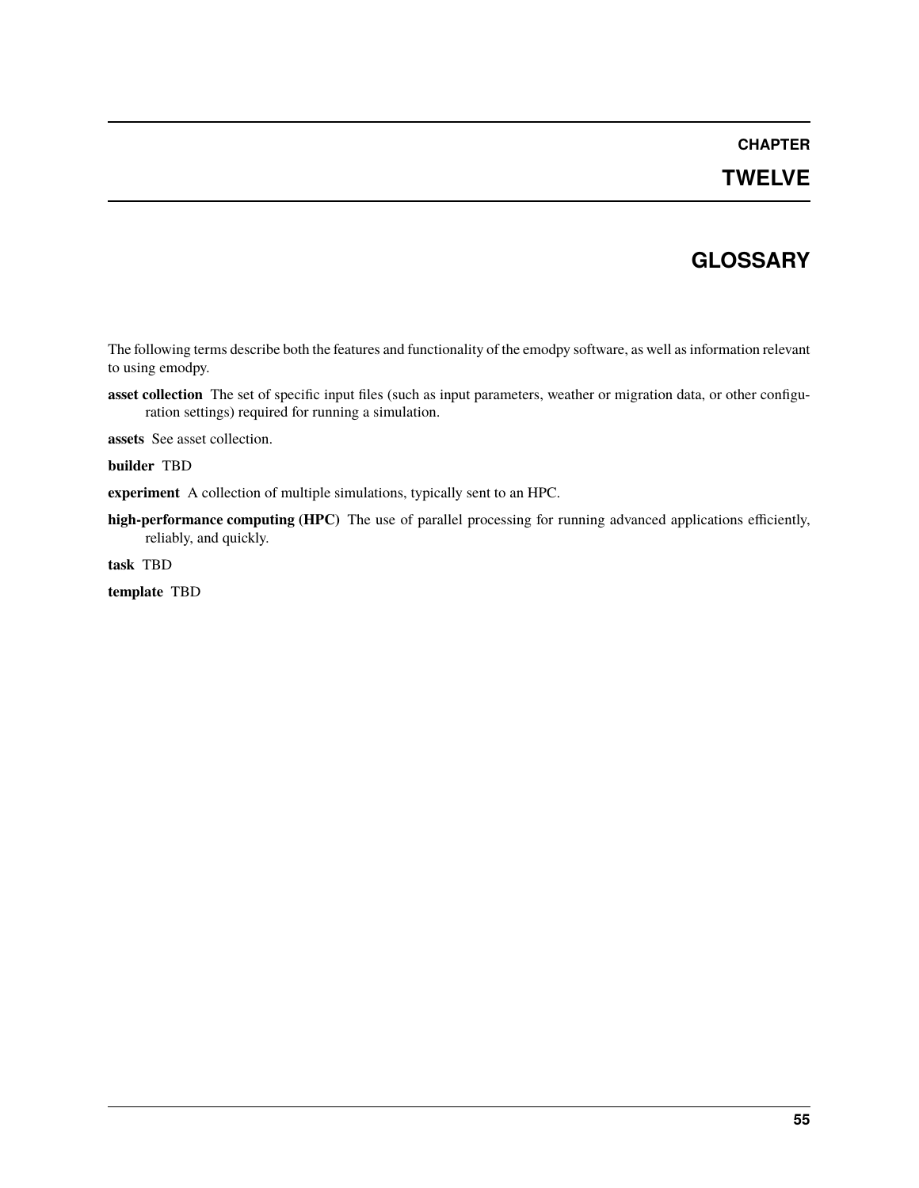# CHAPTER TWELVE

# GLOSSARY

The following terms describe both the features and functionality of the emodpy software, as well as information relevant to using emodpy.

**asset collection** The set of specific input files (such as input parameters, weather or migration data, or other configuration settings) required for running a simulation.

**assets** See asset collection.

**builder** TBD

**experiment** A collection of multiple simulations, typically sent to an HPC.

**high-performance computing (HPC)** The use of parallel processing for running advanced applications efficiently, reliably, and quickly.

**task** TBD

**template** TBD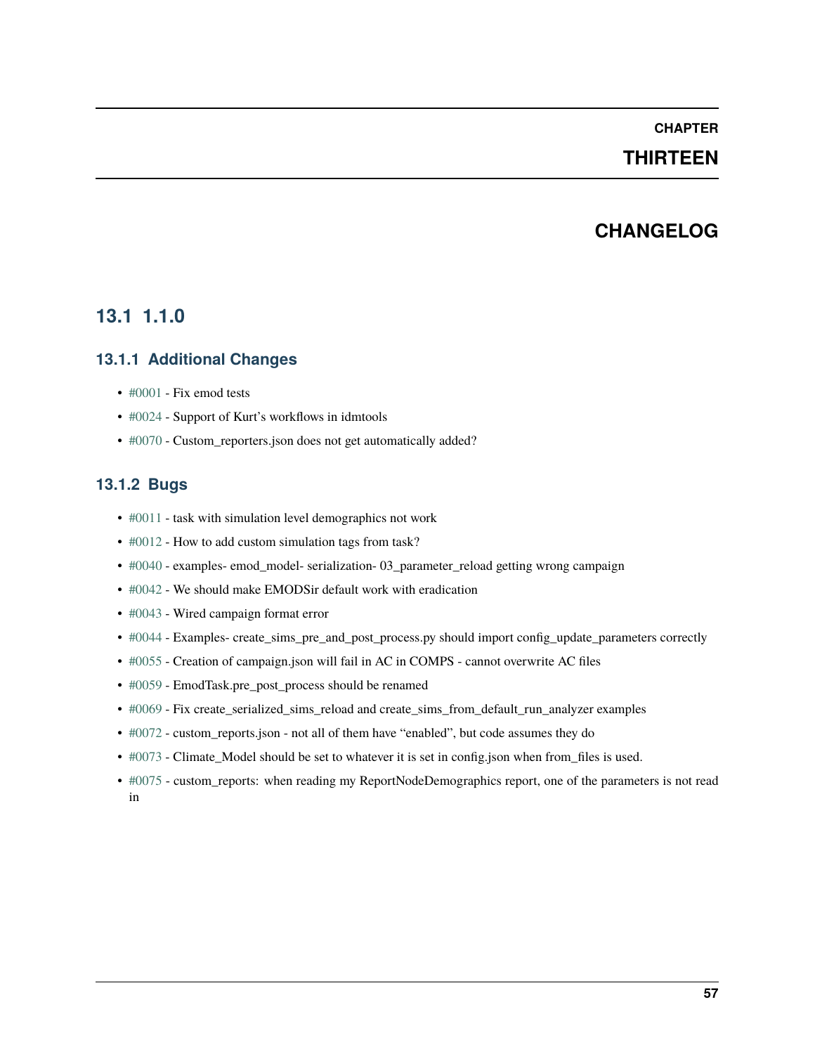# CHAPTER THIRTEEN

# CHANGELOG

## 13.1 1.1.0

### 13.1.1 Additional Changes

- #0001 - Fix emod tests
- #0024 - Support of Kurt's workflows in idmtools
- #0070 - Custom_reporters.json does not get automatically added?

### 13.1.2 Bugs

- #0011 - task with simulation level demographics not work
- #0012 - How to add custom simulation tags from task?
- #0040 - examples- emod_model- serialization- 03_parameter_reload getting wrong campaign
- #0042 - We should make EMODSir default work with eradication
- #0043 - Wired campaign format error
- #0044 - Examples- create_sims_pre_and_post_process.py should import config_update_parameters correctly
- #0055 - Creation of campaign.json will fail in AC in COMPS - cannot overwrite AC files
- #0059 - EmodTask.pre_post_process should be renamed
- #0069 - Fix create_serialized_sims_reload and create_sims_from_default_run_analyzer examples
- #0072 - custom_reports.json - not all of them have "enabled", but code assumes they do
- #0073 - Climate_Model should be set to whatever it is set in config.json when from_files is used.
- #0075 - custom_reports: when reading my ReportNodeDemographics report, one of the parameters is not read in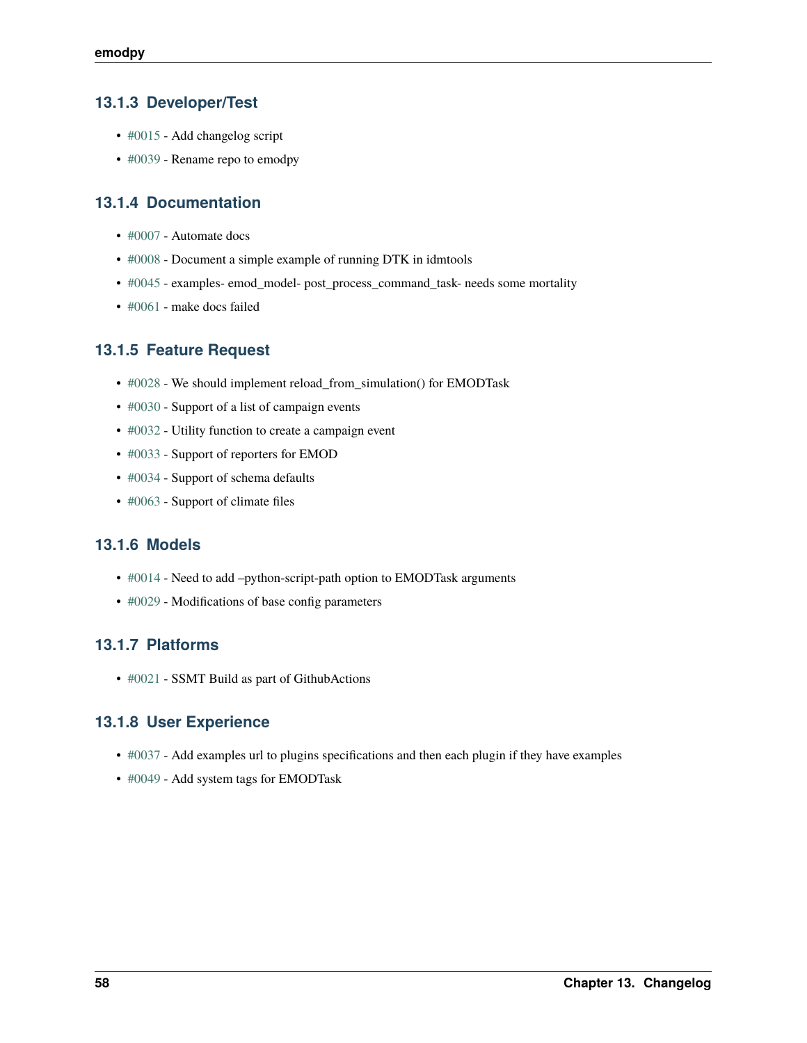### 13.1.3 Developer/Test

- #0015 - Add changelog script
- #0039 - Rename repo to emodpy

### 13.1.4 Documentation

- #0007 - Automate docs
- #0008 - Document a simple example of running DTK in idmtools
- #0045 - examples- emod_model- post_process_command_task- needs some mortality
- #0061 - make docs failed

### 13.1.5 Feature Request

- #0028 - We should implement reload_from_simulation() for EMODTask
- #0030 - Support of a list of campaign events
- #0032 - Utility function to create a campaign event
- #0033 - Support of reporters for EMOD
- #0034 - Support of schema defaults
- #0063 - Support of climate files

### 13.1.6 Models

- #0014 - Need to add –python-script-path option to EMODTask arguments
- #0029 - Modifications of base config parameters

### 13.1.7 Platforms

- #0021 - SSMT Build as part of GithubActions

### 13.1.8 User Experience

- #0037 - Add examples url to plugins specifications and then each plugin if they have examples
- #0049 - Add system tags for EMODTask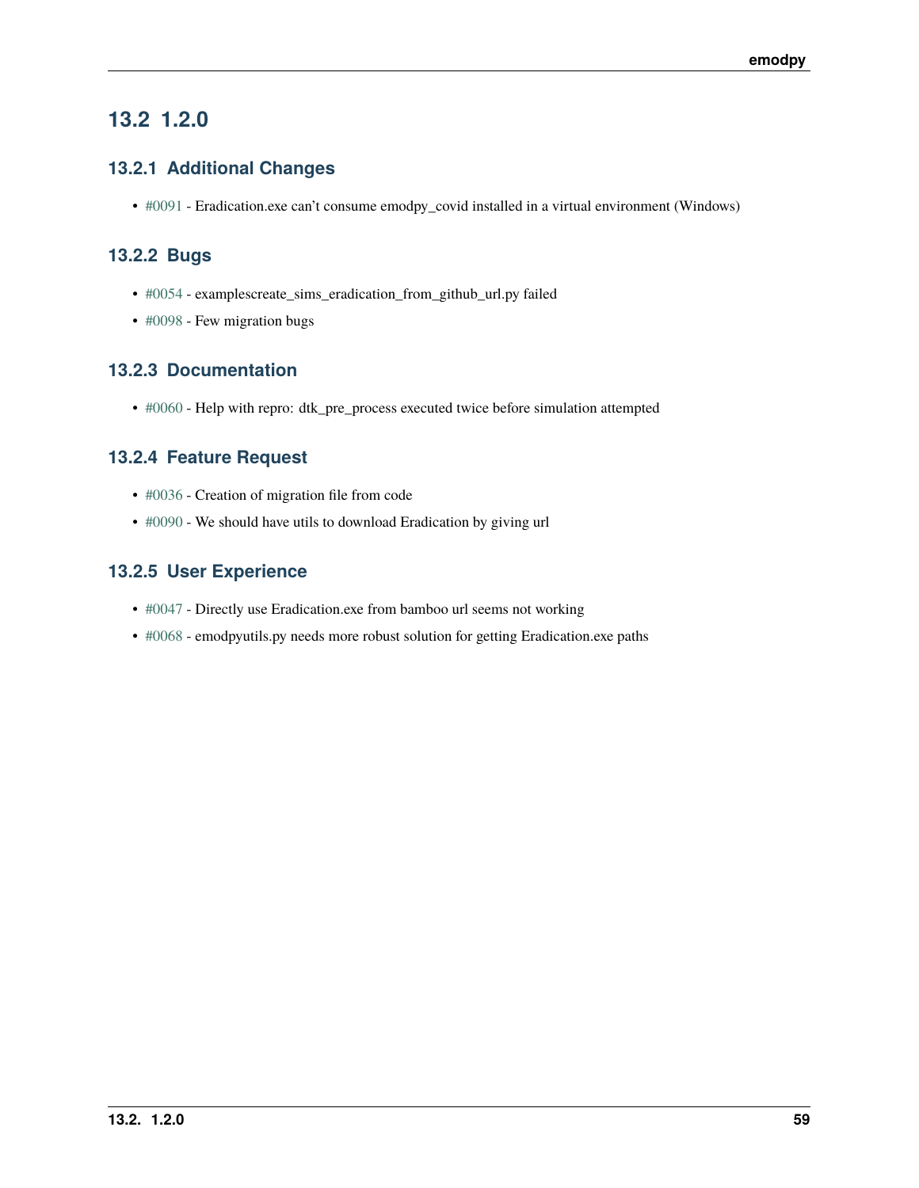## 13.2 1.2.0

### 13.2.1 Additional Changes

- #0091 - Eradication.exe can't consume emodpy_covid installed in a virtual environment (Windows)

### 13.2.2 Bugs

- #0054 - examplescreate_sims_eradication_from_github_url.py failed
- #0098 - Few migration bugs

### 13.2.3 Documentation

- #0060 - Help with repro: dtk_pre_process executed twice before simulation attempted

### 13.2.4 Feature Request

- #0036 - Creation of migration file from code
- #0090 - We should have utils to download Eradication by giving url

### 13.2.5 User Experience

- #0047 - Directly use Eradication.exe from bamboo url seems not working
- #0068 - emodpyutils.py needs more robust solution for getting Eradication.exe paths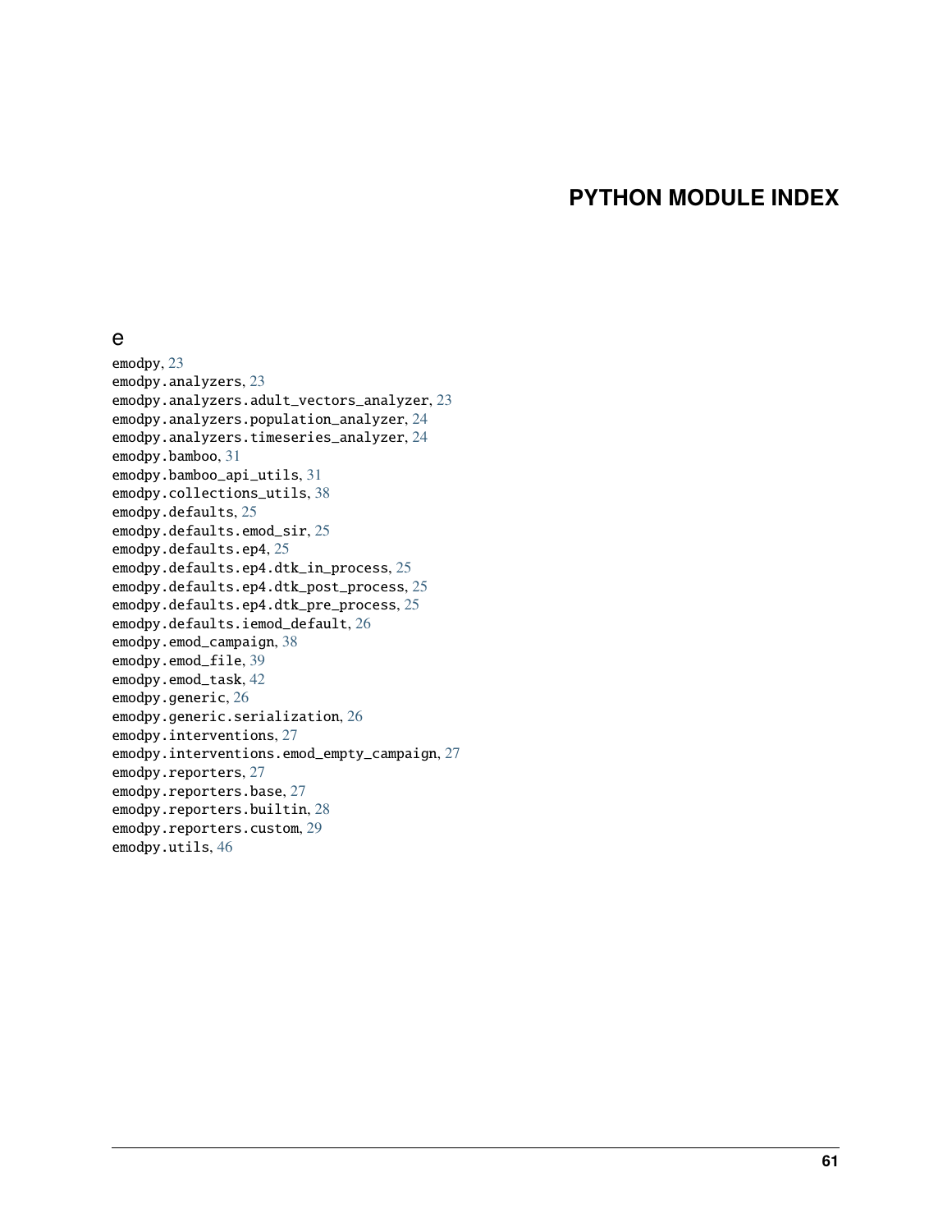# PYTHON MODULE INDEX

## e

emodpy, 23
emodpy.analyzers, 23
emodpy.analyzers.adult_vectors_analyzer, 23
emodpy.analyzers.population_analyzer, 24
emodpy.analyzers.timeseries_analyzer, 24
emodpy.bamboo, 31
emodpy.bamboo_api_utils, 31
emodpy.collections_utils, 38
emodpy.defaults, 25
emodpy.defaults.emod_sir, 25
emodpy.defaults.ep4, 25
emodpy.defaults.ep4.dtk_in_process, 25
emodpy.defaults.ep4.dtk_post_process, 25
emodpy.defaults.ep4.dtk_pre_process, 25
emodpy.defaults.iemod_default, 26
emodpy.emod_campaign, 38
emodpy.emod_file, 39
emodpy.emod_task, 42
emodpy.generic, 26
emodpy.generic.serialization, 26
emodpy.interventions, 27
emodpy.interventions.emod_empty_campaign, 27
emodpy.reporters, 27
emodpy.reporters.base, 27
emodpy.reporters.builtin, 28
emodpy.reporters.custom, 29
emodpy.utils, 46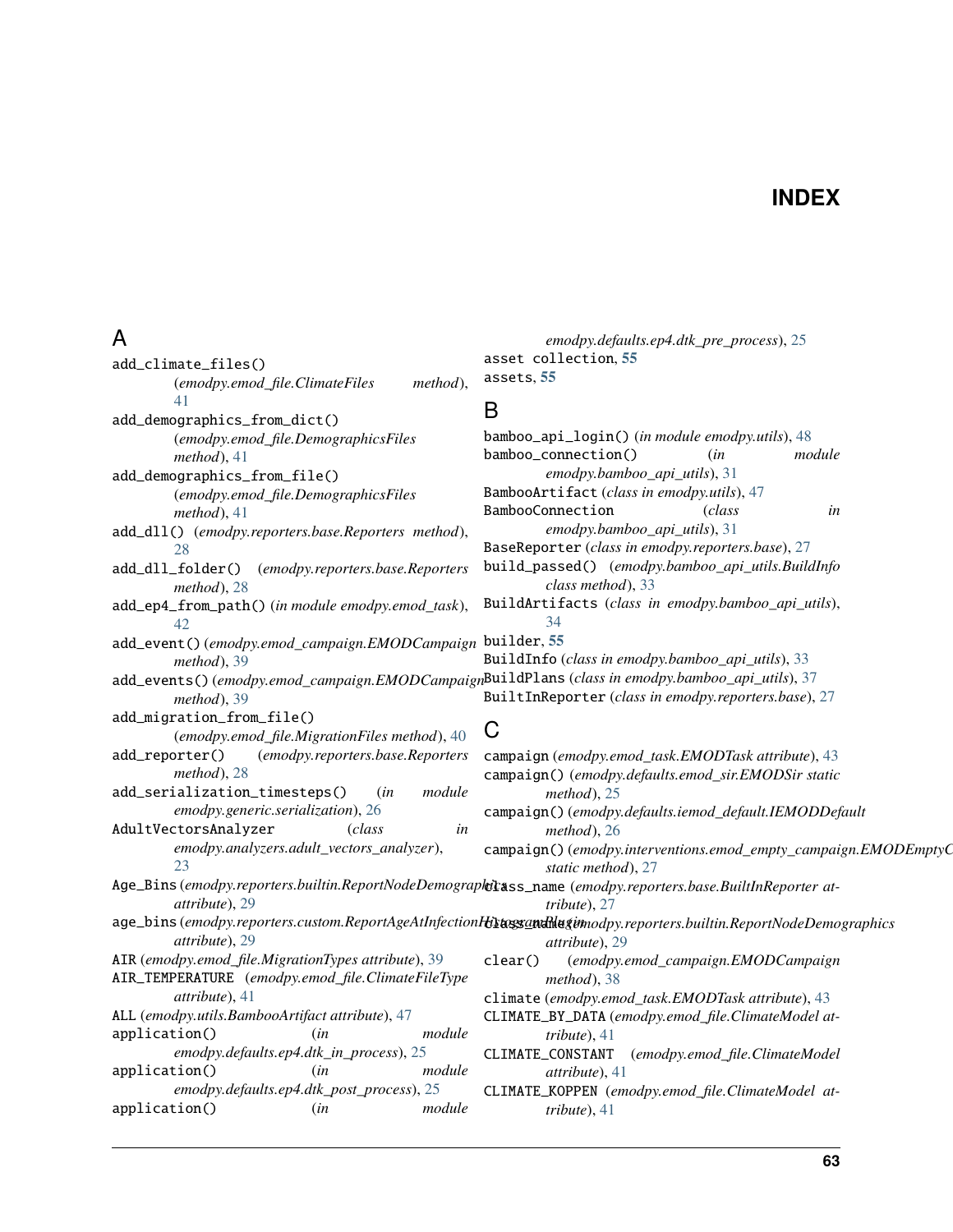# INDEX

## A

add_climate_files() (*emodpy.emod_file.ClimateFiles method*), 41

add_demographics_from_dict() (*emodpy.emod_file.DemographicsFiles method*), 41

add_demographics_from_file() (*emodpy.emod_file.DemographicsFiles method*), 41

add_dll() (*emodpy.reporters.base.Reporters method*), 28

add_dll_folder() (*emodpy.reporters.base.Reporters method*), 28

add_ep4_from_path() (*in module emodpy.emod_task*), 42

add_event() (*emodpy.emod_campaign.EMODCampaign method*), 39

add_events() (*emodpy.emod_campaign.EMODCampaign method*), 39

add_migration_from_file() (*emodpy.emod_file.MigrationFiles method*), 40

add_reporter() (*emodpy.reporters.base.Reporters method*), 28

add_serialization_timesteps() (*in module emodpy.generic.serialization*), 26

AdultVectorsAnalyzer (*class in emodpy.analyzers.adult_vectors_analyzer*), 23

Age_Bins (*emodpy.reporters.builtin.ReportNodeDemographics attribute*), 29

age_bins (*emodpy.reporters.custom.ReportAgeAtInfectionHistogramPlugin attribute*), 29

AIR (*emodpy.emod_file.MigrationTypes attribute*), 39

AIR_TEMPERATURE (*emodpy.emod_file.ClimateFileType attribute*), 41

ALL (*emodpy.utils.BambooArtifact attribute*), 47

application() (*in module emodpy.defaults.ep4.dtk_in_process*), 25

application() (*in module emodpy.defaults.ep4.dtk_post_process*), 25

application() (*in module emodpy.defaults.ep4.dtk_pre_process*), 25

asset collection, **55**

assets, **55**

## B

bamboo_api_login() (*in module emodpy.utils*), 48

bamboo_connection() (*in module emodpy.bamboo_api_utils*), 31

BambooArtifact (*class in emodpy.utils*), 47

BambooConnection (*class in emodpy.bamboo_api_utils*), 31

BaseReporter (*class in emodpy.reporters.base*), 27

build_passed() (*emodpy.bamboo_api_utils.BuildInfo class method*), 33

BuildArtifacts (*class in emodpy.bamboo_api_utils*), 34

builder, **55**

BuildInfo (*class in emodpy.bamboo_api_utils*), 33

BuildPlans (*class in emodpy.bamboo_api_utils*), 37

BuiltInReporter (*class in emodpy.reporters.base*), 27

## C

campaign (*emodpy.emod_task.EMODTask attribute*), 43

campaign() (*emodpy.defaults.emod_sir.EMODSir static method*), 25

campaign() (*emodpy.defaults.iemod_default.IEMODDefault method*), 26

campaign() (*emodpy.interventions.emod_empty_campaign.EMODEmptyCampaign static method*), 27

class_name (*emodpy.reporters.base.BuiltInReporter attribute*), 27

class_name (*emodpy.reporters.builtin.ReportNodeDemographics attribute*), 29

clear() (*emodpy.emod_campaign.EMODCampaign method*), 38

climate (*emodpy.emod_task.EMODTask attribute*), 43

CLIMATE_BY_DATA (*emodpy.emod_file.ClimateModel attribute*), 41

CLIMATE_CONSTANT (*emodpy.emod_file.ClimateModel attribute*), 41

CLIMATE_KOPPEN (*emodpy.emod_file.ClimateModel attribute*), 41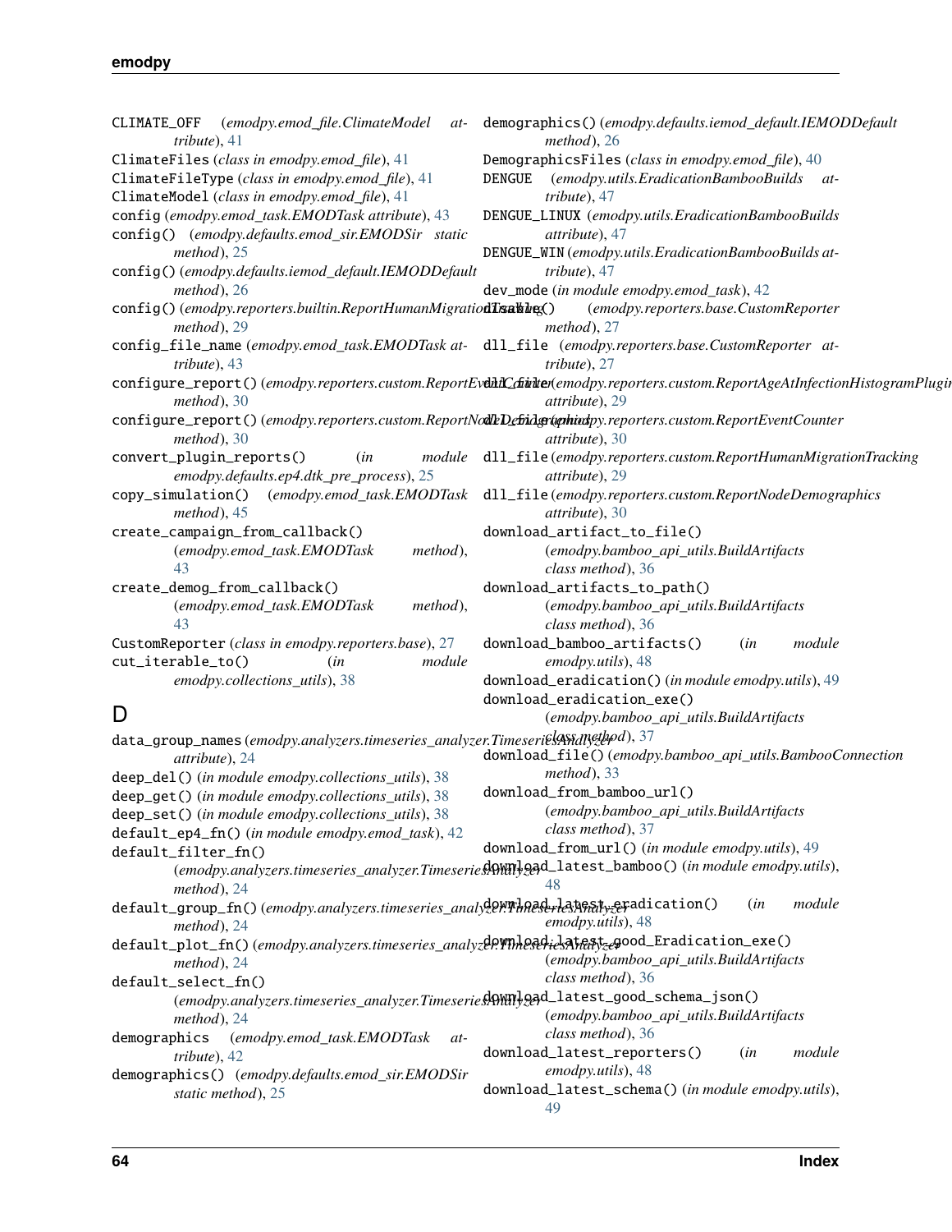CLIMATE_OFF (*emodpy.emod_file.ClimateModel attribute*), 41
ClimateFiles (*class in emodpy.emod_file*), 41
ClimateFileType (*class in emodpy.emod_file*), 41
ClimateModel (*class in emodpy.emod_file*), 41
config (*emodpy.emod_task.EMODTask attribute*), 43
config() (*emodpy.defaults.emod_sir.EMODSir static method*), 25
config() (*emodpy.defaults.iemod_default.IEMODDefault method*), 26
config() (*emodpy.reporters.builtin.ReportHumanMigrationTracking method*), 29
config_file_name (*emodpy.emod_task.EMODTask attribute*), 43
configure_report() (*emodpy.reporters.custom.ReportEventCounter method*), 30
configure_report() (*emodpy.reporters.custom.ReportNodeDemographics method*), 30
convert_plugin_reports() (*in module emodpy.defaults.ep4.dtk_pre_process*), 25
copy_simulation() (*emodpy.emod_task.EMODTask method*), 45
create_campaign_from_callback() (*emodpy.emod_task.EMODTask method*), 43
create_demog_from_callback() (*emodpy.emod_task.EMODTask method*), 43
CustomReporter (*class in emodpy.reporters.base*), 27
cut_iterable_to() (*in module emodpy.collections_utils*), 38

## D

data_group_names (*emodpy.analyzers.timeseries_analyzer.TimeseriesAnalyzer attribute*), 24
deep_del() (*in module emodpy.collections_utils*), 38
deep_get() (*in module emodpy.collections_utils*), 38
deep_set() (*in module emodpy.collections_utils*), 38
default_ep4_fn() (*in module emodpy.emod_task*), 42
default_filter_fn() (*emodpy.analyzers.timeseries_analyzer.TimeseriesAnalyzer method*), 24
default_group_fn() (*emodpy.analyzers.timeseries_analyzer.TimeseriesAnalyzer method*), 24
default_plot_fn() (*emodpy.analyzers.timeseries_analyzer.TimeseriesAnalyzer method*), 24
default_select_fn() (*emodpy.analyzers.timeseries_analyzer.TimeseriesAnalyzer method*), 24
demographics (*emodpy.emod_task.EMODTask attribute*), 42
demographics() (*emodpy.defaults.emod_sir.EMODSir static method*), 25
demographics() (*emodpy.defaults.iemod_default.IEMODDefault method*), 26
DemographicsFiles (*class in emodpy.emod_file*), 40
DENGUE (*emodpy.utils.EradicationBambooBuilds attribute*), 47
DENGUE_LINUX (*emodpy.utils.EradicationBambooBuilds attribute*), 47
DENGUE_WIN (*emodpy.utils.EradicationBambooBuilds attribute*), 47
dev_mode (*in module emodpy.emod_task*), 42
disable() (*emodpy.reporters.base.CustomReporter method*), 27
dll_file (*emodpy.reporters.base.CustomReporter attribute*), 27
dll_file (*emodpy.reporters.custom.ReportAgeAtInfectionHistogramPlugin attribute*), 29
dll_file (*emodpy.reporters.custom.ReportEventCounter attribute*), 30
dll_file (*emodpy.reporters.custom.ReportHumanMigrationTracking attribute*), 29
dll_file (*emodpy.reporters.custom.ReportNodeDemographics attribute*), 30
download_artifact_to_file() (*emodpy.bamboo_api_utils.BuildArtifacts class method*), 36
download_artifacts_to_path() (*emodpy.bamboo_api_utils.BuildArtifacts class method*), 36
download_bamboo_artifacts() (*in module emodpy.utils*), 48
download_eradication() (*in module emodpy.utils*), 49
download_eradication_exe() (*emodpy.bamboo_api_utils.BuildArtifacts class method*), 37
download_file() (*emodpy.bamboo_api_utils.BambooConnection method*), 33
download_from_bamboo_url() (*emodpy.bamboo_api_utils.BuildArtifacts class method*), 37
download_from_url() (*in module emodpy.utils*), 49
download_latest_bamboo() (*in module emodpy.utils*), 48
download_latest_eradication() (*in module emodpy.utils*), 48
download_latest_good_Eradication_exe() (*emodpy.bamboo_api_utils.BuildArtifacts class method*), 36
download_latest_good_schema_json() (*emodpy.bamboo_api_utils.BuildArtifacts class method*), 36
download_latest_reporters() (*in module emodpy.utils*), 48
download_latest_schema() (*in module emodpy.utils*), 49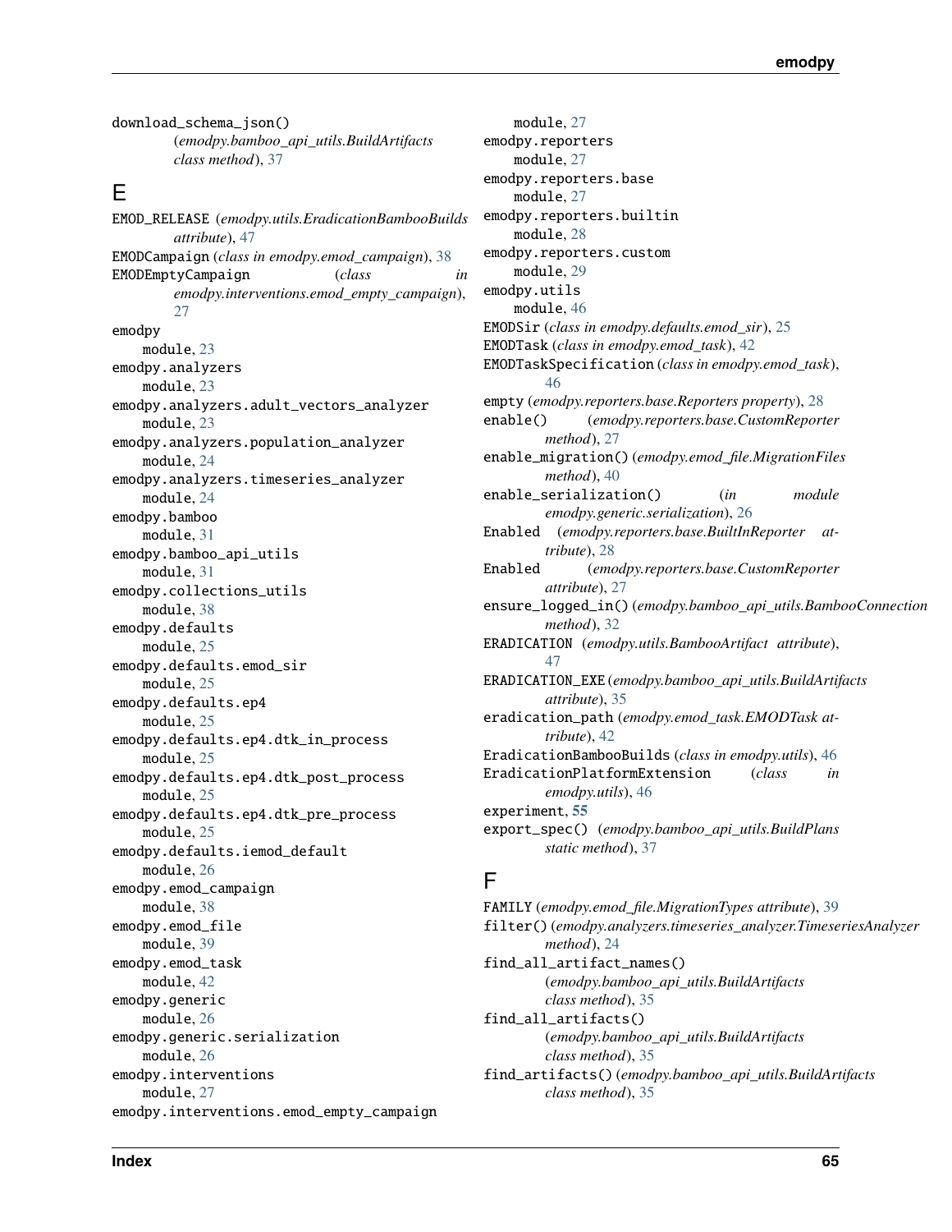download_schema_json() (*emodpy.bamboo_api_utils.BuildArtifacts class method*), 37

## E

EMOD_RELEASE (*emodpy.utils.EradicationBambooBuilds attribute*), 47
EMODCampaign (*class in emodpy.emod_campaign*), 38
EMODEmptyCampaign (*class in emodpy.interventions.emod_empty_campaign*), 27
emodpy
    module, 23
emodpy.analyzers
    module, 23
emodpy.analyzers.adult_vectors_analyzer
    module, 23
emodpy.analyzers.population_analyzer
    module, 24
emodpy.analyzers.timeseries_analyzer
    module, 24
emodpy.bamboo
    module, 31
emodpy.bamboo_api_utils
    module, 31
emodpy.collections_utils
    module, 38
emodpy.defaults
    module, 25
emodpy.defaults.emod_sir
    module, 25
emodpy.defaults.ep4
    module, 25
emodpy.defaults.ep4.dtk_in_process
    module, 25
emodpy.defaults.ep4.dtk_post_process
    module, 25
emodpy.defaults.ep4.dtk_pre_process
    module, 25
emodpy.defaults.iemod_default
    module, 26
emodpy.emod_campaign
    module, 38
emodpy.emod_file
    module, 39
emodpy.emod_task
    module, 42
emodpy.generic
    module, 26
emodpy.generic.serialization
    module, 26
emodpy.interventions
    module, 27
emodpy.interventions.emod_empty_campaign
    module, 27
emodpy.reporters
    module, 27
emodpy.reporters.base
    module, 27
emodpy.reporters.builtin
    module, 28
emodpy.reporters.custom
    module, 29
emodpy.utils
    module, 46
EMODSir (*class in emodpy.defaults.emod_sir*), 25
EMODTask (*class in emodpy.emod_task*), 42
EMODTaskSpecification (*class in emodpy.emod_task*), 46
empty (*emodpy.reporters.base.Reporters property*), 28
enable() (*emodpy.reporters.base.CustomReporter method*), 27
enable_migration() (*emodpy.emod_file.MigrationFiles method*), 40
enable_serialization() (*in module emodpy.generic.serialization*), 26
Enabled (*emodpy.reporters.base.BuiltInReporter attribute*), 28
Enabled (*emodpy.reporters.base.CustomReporter attribute*), 27
ensure_logged_in() (*emodpy.bamboo_api_utils.BambooConnection method*), 32
ERADICATION (*emodpy.utils.BambooArtifact attribute*), 47
ERADICATION_EXE (*emodpy.bamboo_api_utils.BuildArtifacts attribute*), 35
eradication_path (*emodpy.emod_task.EMODTask attribute*), 42
EradicationBambooBuilds (*class in emodpy.utils*), 46
EradicationPlatformExtension (*class in emodpy.utils*), 46
experiment, **55**
export_spec() (*emodpy.bamboo_api_utils.BuildPlans static method*), 37

## F

FAMILY (*emodpy.emod_file.MigrationTypes attribute*), 39
filter() (*emodpy.analyzers.timeseries_analyzer.TimeseriesAnalyzer method*), 24
find_all_artifact_names() (*emodpy.bamboo_api_utils.BuildArtifacts class method*), 35
find_all_artifacts() (*emodpy.bamboo_api_utils.BuildArtifacts class method*), 35
find_artifacts() (*emodpy.bamboo_api_utils.BuildArtifacts class method*), 35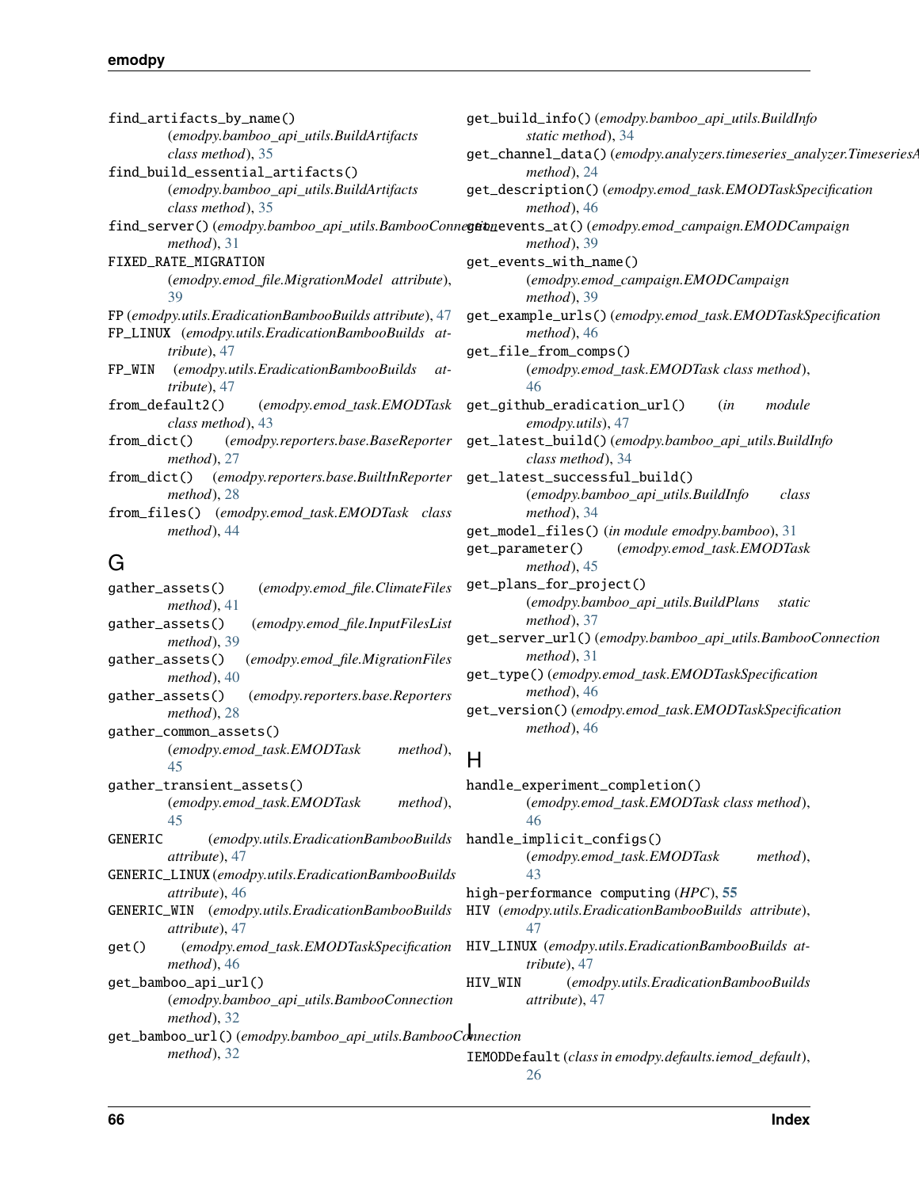find_artifacts_by_name() (*emodpy.bamboo_api_utils.BuildArtifacts class method*), 35
find_build_essential_artifacts() (*emodpy.bamboo_api_utils.BuildArtifacts class method*), 35
find_server() (*emodpy.bamboo_api_utils.BambooConnection method*), 31
FIXED_RATE_MIGRATION (*emodpy.emod_file.MigrationModel attribute*), 39
FP (*emodpy.utils.EradicationBambooBuilds attribute*), 47
FP_LINUX (*emodpy.utils.EradicationBambooBuilds attribute*), 47
FP_WIN (*emodpy.utils.EradicationBambooBuilds attribute*), 47
from_default2() (*emodpy.emod_task.EMODTask class method*), 43
from_dict() (*emodpy.reporters.base.BaseReporter method*), 27
from_dict() (*emodpy.reporters.base.BuiltInReporter method*), 28
from_files() (*emodpy.emod_task.EMODTask class method*), 44

## G

gather_assets() (*emodpy.emod_file.ClimateFiles method*), 41
gather_assets() (*emodpy.emod_file.InputFilesList method*), 39
gather_assets() (*emodpy.emod_file.MigrationFiles method*), 40
gather_assets() (*emodpy.reporters.base.Reporters method*), 28
gather_common_assets() (*emodpy.emod_task.EMODTask method*), 45
gather_transient_assets() (*emodpy.emod_task.EMODTask method*), 45
GENERIC (*emodpy.utils.EradicationBambooBuilds attribute*), 47
GENERIC_LINUX (*emodpy.utils.EradicationBambooBuilds attribute*), 46
GENERIC_WIN (*emodpy.utils.EradicationBambooBuilds attribute*), 47
get() (*emodpy.emod_task.EMODTaskSpecification method*), 46
get_bamboo_api_url() (*emodpy.bamboo_api_utils.BambooConnection method*), 32
get_bamboo_url() (*emodpy.bamboo_api_utils.BambooConnection method*), 32
get_build_info() (*emodpy.bamboo_api_utils.BuildInfo static method*), 34
get_channel_data() (*emodpy.analyzers.timeseries_analyzer.TimeseriesAnalyzer method*), 24
get_description() (*emodpy.emod_task.EMODTaskSpecification method*), 46
get_events_at() (*emodpy.emod_campaign.EMODCampaign method*), 39
get_events_with_name() (*emodpy.emod_campaign.EMODCampaign method*), 39
get_example_urls() (*emodpy.emod_task.EMODTaskSpecification method*), 46
get_file_from_comps() (*emodpy.emod_task.EMODTask class method*), 46
get_github_eradication_url() (*in module emodpy.utils*), 47
get_latest_build() (*emodpy.bamboo_api_utils.BuildInfo class method*), 34
get_latest_successful_build() (*emodpy.bamboo_api_utils.BuildInfo class method*), 34
get_model_files() (*in module emodpy.bamboo*), 31
get_parameter() (*emodpy.emod_task.EMODTask method*), 45
get_plans_for_project() (*emodpy.bamboo_api_utils.BuildPlans static method*), 37
get_server_url() (*emodpy.bamboo_api_utils.BambooConnection method*), 31
get_type() (*emodpy.emod_task.EMODTaskSpecification method*), 46
get_version() (*emodpy.emod_task.EMODTaskSpecification method*), 46

## H

handle_experiment_completion() (*emodpy.emod_task.EMODTask class method*), 46
handle_implicit_configs() (*emodpy.emod_task.EMODTask method*), 43
high-performance computing (*HPC*), **55**
HIV (*emodpy.utils.EradicationBambooBuilds attribute*), 47
HIV_LINUX (*emodpy.utils.EradicationBambooBuilds attribute*), 47
HIV_WIN (*emodpy.utils.EradicationBambooBuilds attribute*), 47

## I

IEMODDefault (*class in emodpy.defaults.iemod_default*), 26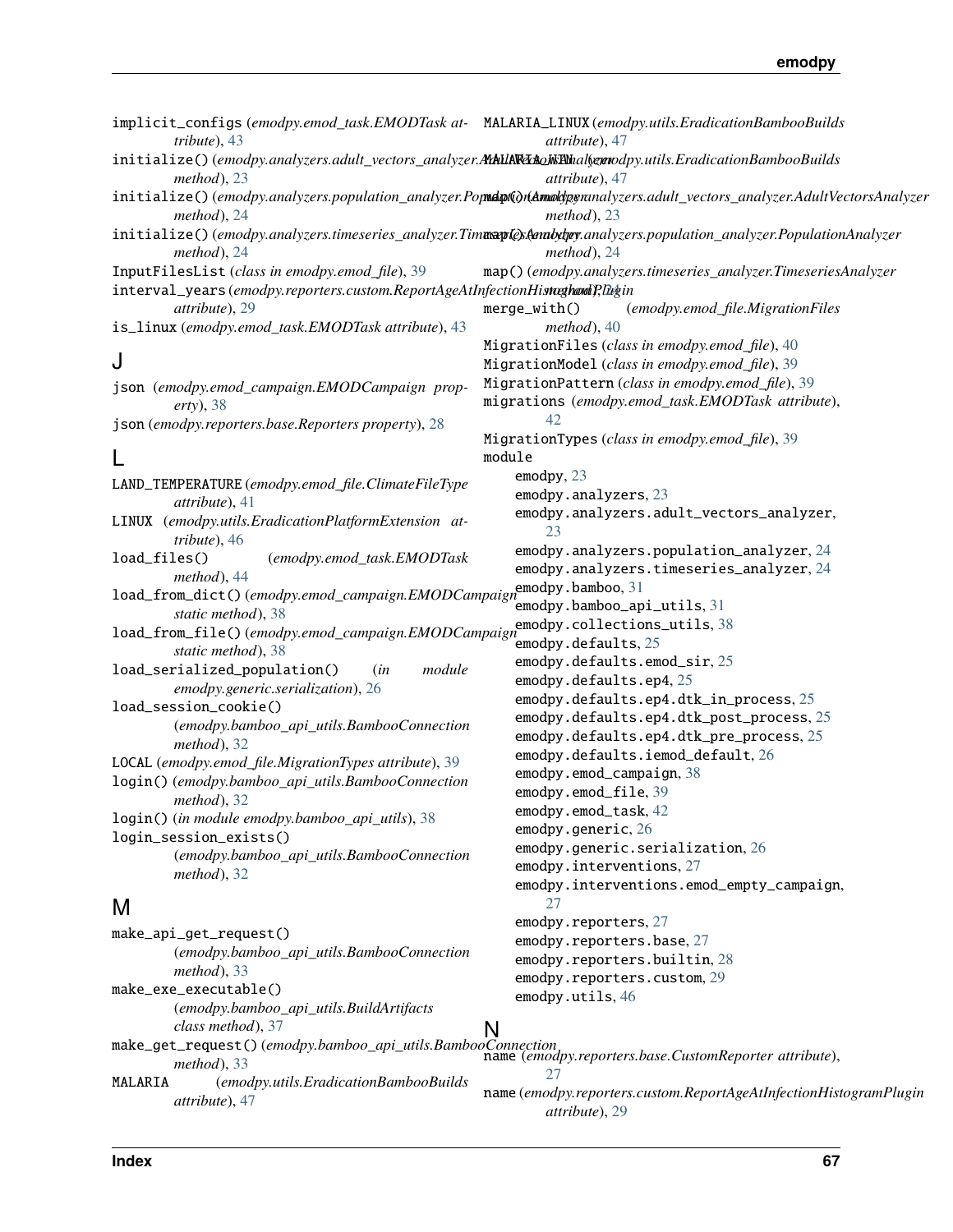implicit_configs (*emodpy.emod_task.EMODTask attribute*), 43

initialize() (*emodpy.analyzers.adult_vectors_analyzer.AdultVectorsAnalyzer method*), 23

initialize() (*emodpy.analyzers.population_analyzer.PopulationAnalyzer method*), 24

initialize() (*emodpy.analyzers.timeseries_analyzer.TimeseriesAnalyzer method*), 24

InputFilesList (*class in emodpy.emod_file*), 39

interval_years (*emodpy.reporters.custom.ReportAgeAtInfectionHistogramPlugin attribute*), 29

is_linux (*emodpy.emod_task.EMODTask attribute*), 43

## J

json (*emodpy.emod_campaign.EMODCampaign property*), 38

json (*emodpy.reporters.base.Reporters property*), 28

## L

LAND_TEMPERATURE (*emodpy.emod_file.ClimateFileType attribute*), 41

LINUX (*emodpy.utils.EradicationPlatformExtension attribute*), 46

load_files() (*emodpy.emod_task.EMODTask method*), 44

load_from_dict() (*emodpy.emod_campaign.EMODCampaign static method*), 38

load_from_file() (*emodpy.emod_campaign.EMODCampaign static method*), 38

load_serialized_population() (*in module emodpy.generic.serialization*), 26

load_session_cookie() (*emodpy.bamboo_api_utils.BambooConnection method*), 32

LOCAL (*emodpy.emod_file.MigrationTypes attribute*), 39

login() (*emodpy.bamboo_api_utils.BambooConnection method*), 32

login() (*in module emodpy.bamboo_api_utils*), 38

login_session_exists() (*emodpy.bamboo_api_utils.BambooConnection method*), 32

## M

make_api_get_request() (*emodpy.bamboo_api_utils.BambooConnection method*), 33

make_exe_executable() (*emodpy.bamboo_api_utils.BuildArtifacts class method*), 37

make_get_request() (*emodpy.bamboo_api_utils.BambooConnection method*), 33

MALARIA (*emodpy.utils.EradicationBambooBuilds attribute*), 47

MALARIA_LINUX (*emodpy.utils.EradicationBambooBuilds attribute*), 47

MALARIA_WIN (*emodpy.utils.EradicationBambooBuilds attribute*), 47

map() (*emodpy.analyzers.adult_vectors_analyzer.AdultVectorsAnalyzer method*), 23

map() (*emodpy.analyzers.population_analyzer.PopulationAnalyzer method*), 24

map() (*emodpy.analyzers.timeseries_analyzer.TimeseriesAnalyzer method*), 24

merge_with() (*emodpy.emod_file.MigrationFiles method*), 40

MigrationFiles (*class in emodpy.emod_file*), 40

MigrationModel (*class in emodpy.emod_file*), 39

MigrationPattern (*class in emodpy.emod_file*), 39

migrations (*emodpy.emod_task.EMODTask attribute*), 42

MigrationTypes (*class in emodpy.emod_file*), 39

module
- emodpy, 23
- emodpy.analyzers, 23
- emodpy.analyzers.adult_vectors_analyzer, 23
- emodpy.analyzers.population_analyzer, 24
- emodpy.analyzers.timeseries_analyzer, 24
- emodpy.bamboo, 31
- emodpy.bamboo_api_utils, 31
- emodpy.collections_utils, 38
- emodpy.defaults, 25
- emodpy.defaults.emod_sir, 25
- emodpy.defaults.ep4, 25
- emodpy.defaults.ep4.dtk_in_process, 25
- emodpy.defaults.ep4.dtk_post_process, 25
- emodpy.defaults.ep4.dtk_pre_process, 25
- emodpy.defaults.iemod_default, 26
- emodpy.emod_campaign, 38
- emodpy.emod_file, 39
- emodpy.emod_task, 42
- emodpy.generic, 26
- emodpy.generic.serialization, 26
- emodpy.interventions, 27
- emodpy.interventions.emod_empty_campaign, 27
- emodpy.reporters, 27
- emodpy.reporters.base, 27
- emodpy.reporters.builtin, 28
- emodpy.reporters.custom, 29
- emodpy.utils, 46

## N

name (*emodpy.reporters.base.CustomReporter attribute*), 27

name (*emodpy.reporters.custom.ReportAgeAtInfectionHistogramPlugin attribute*), 29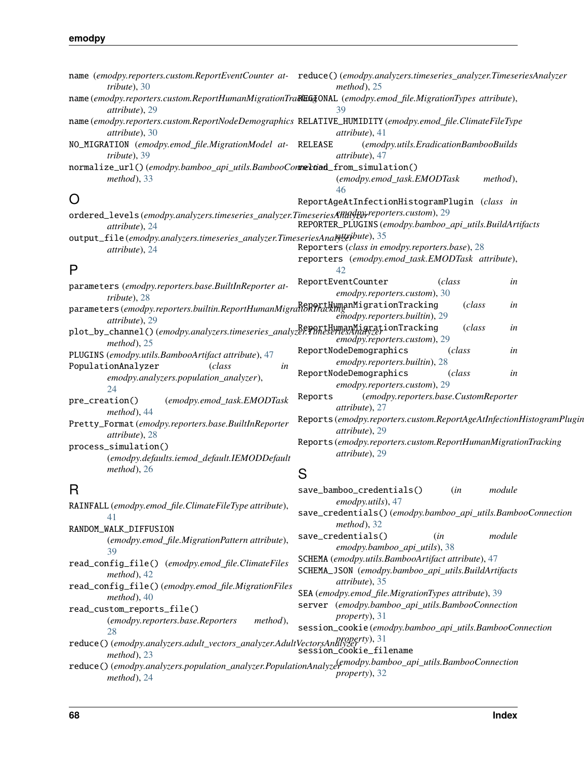name (*emodpy.reporters.custom.ReportEventCounter attribute*), 30

name (*emodpy.reporters.custom.ReportHumanMigrationTracking attribute*), 29

name (*emodpy.reporters.custom.ReportNodeDemographics attribute*), 30

NO_MIGRATION (*emodpy.emod_file.MigrationModel attribute*), 39

normalize_url() (*emodpy.bamboo_api_utils.BambooConnection method*), 33

## O

ordered_levels (*emodpy.analyzers.timeseries_analyzer.TimeseriesAnalyzer attribute*), 24

output_file (*emodpy.analyzers.timeseries_analyzer.TimeseriesAnalyzer attribute*), 24

## P

parameters (*emodpy.reporters.base.BuiltInReporter attribute*), 28

parameters (*emodpy.reporters.builtin.ReportHumanMigrationTracking attribute*), 29

plot_by_channel() (*emodpy.analyzers.timeseries_analyzer.TimeseriesAnalyzer method*), 25

PLUGINS (*emodpy.utils.BambooArtifact attribute*), 47

PopulationAnalyzer (*class in emodpy.analyzers.population_analyzer*), 24

pre_creation() (*emodpy.emod_task.EMODTask method*), 44

Pretty_Format (*emodpy.reporters.base.BuiltInReporter attribute*), 28

process_simulation() (*emodpy.defaults.iemod_default.IEMODDefault method*), 26

## R

RAINFALL (*emodpy.emod_file.ClimateFileType attribute*), 41

RANDOM_WALK_DIFFUSION (*emodpy.emod_file.MigrationPattern attribute*), 39

read_config_file() (*emodpy.emod_file.ClimateFiles method*), 42

read_config_file() (*emodpy.emod_file.MigrationFiles method*), 40

read_custom_reports_file() (*emodpy.reporters.base.Reporters method*), 28

reduce() (*emodpy.analyzers.adult_vectors_analyzer.AdultVectorsAnalyzer method*), 23

reduce() (*emodpy.analyzers.population_analyzer.PopulationAnalyzer method*), 24

reduce() (*emodpy.analyzers.timeseries_analyzer.TimeseriesAnalyzer method*), 25

REGIONAL (*emodpy.emod_file.MigrationTypes attribute*), 39

RELATIVE_HUMIDITY (*emodpy.emod_file.ClimateFileType attribute*), 41

RELEASE (*emodpy.utils.EradicationBambooBuilds attribute*), 47

reload_from_simulation() (*emodpy.emod_task.EMODTask method*), 46

ReportAgeAtInfectionHistogramPlugin (*class in emodpy.reporters.custom*), 29

REPORTER_PLUGINS (*emodpy.bamboo_api_utils.BuildArtifacts attribute*), 35

Reporters (*class in emodpy.reporters.base*), 28

reporters (*emodpy.emod_task.EMODTask attribute*), 42

ReportEventCounter (*class in emodpy.reporters.custom*), 30

ReportHumanMigrationTracking (*class in emodpy.reporters.builtin*), 29

ReportHumanMigrationTracking (*class in emodpy.reporters.custom*), 29

ReportNodeDemographics (*class in emodpy.reporters.builtin*), 28

ReportNodeDemographics (*class in emodpy.reporters.custom*), 29

Reports (*emodpy.reporters.base.CustomReporter attribute*), 27

Reports (*emodpy.reporters.custom.ReportAgeAtInfectionHistogramPlugin attribute*), 29

Reports (*emodpy.reporters.custom.ReportHumanMigrationTracking attribute*), 29

## S

save_bamboo_credentials() (*in module emodpy.utils*), 47

save_credentials() (*emodpy.bamboo_api_utils.BambooConnection method*), 32

save_credentials() (*in module emodpy.bamboo_api_utils*), 38

SCHEMA (*emodpy.utils.BambooArtifact attribute*), 47

SCHEMA_JSON (*emodpy.bamboo_api_utils.BuildArtifacts attribute*), 35

SEA (*emodpy.emod_file.MigrationTypes attribute*), 39

server (*emodpy.bamboo_api_utils.BambooConnection property*), 31

session_cookie (*emodpy.bamboo_api_utils.BambooConnection property*), 31

session_cookie_filename (*emodpy.bamboo_api_utils.BambooConnection property*), 32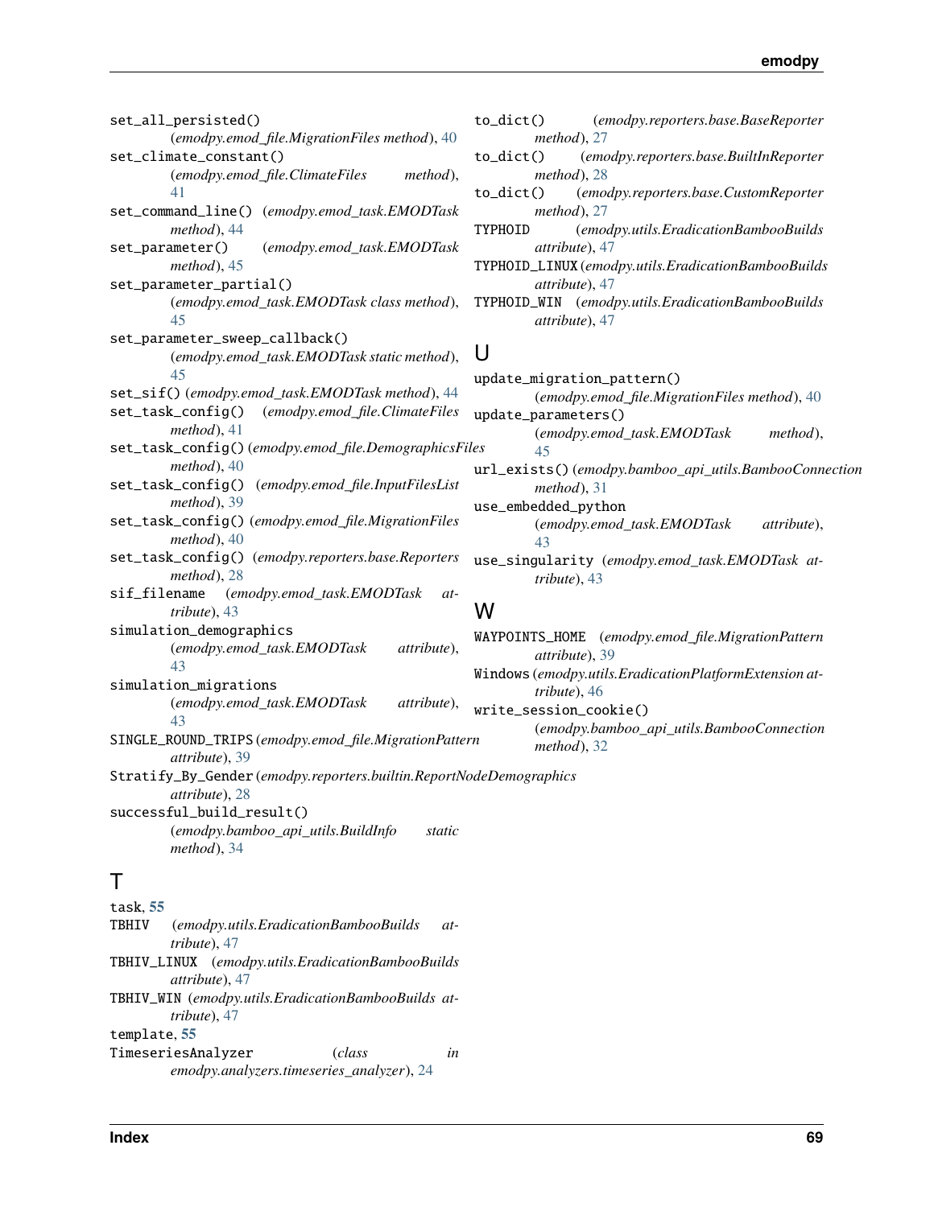set_all_persisted() (*emodpy.emod_file.MigrationFiles method*), 40
set_climate_constant() (*emodpy.emod_file.ClimateFiles method*), 41
set_command_line() (*emodpy.emod_task.EMODTask method*), 44
set_parameter() (*emodpy.emod_task.EMODTask method*), 45
set_parameter_partial() (*emodpy.emod_task.EMODTask class method*), 45
set_parameter_sweep_callback() (*emodpy.emod_task.EMODTask static method*), 45
set_sif() (*emodpy.emod_task.EMODTask method*), 44
set_task_config() (*emodpy.emod_file.ClimateFiles method*), 41
set_task_config() (*emodpy.emod_file.DemographicsFiles method*), 40
set_task_config() (*emodpy.emod_file.InputFilesList method*), 39
set_task_config() (*emodpy.emod_file.MigrationFiles method*), 40
set_task_config() (*emodpy.reporters.base.Reporters method*), 28
sif_filename (*emodpy.emod_task.EMODTask attribute*), 43
simulation_demographics (*emodpy.emod_task.EMODTask attribute*), 43
simulation_migrations (*emodpy.emod_task.EMODTask attribute*), 43
SINGLE_ROUND_TRIPS (*emodpy.emod_file.MigrationPattern attribute*), 39
Stratify_By_Gender (*emodpy.reporters.builtin.ReportNodeDemographics attribute*), 28
successful_build_result() (*emodpy.bamboo_api_utils.BuildInfo static method*), 34

## T

task, **55**
TBHIV (*emodpy.utils.EradicationBambooBuilds attribute*), 47
TBHIV_LINUX (*emodpy.utils.EradicationBambooBuilds attribute*), 47
TBHIV_WIN (*emodpy.utils.EradicationBambooBuilds attribute*), 47
template, **55**
TimeseriesAnalyzer (*class in emodpy.analyzers.timeseries_analyzer*), 24
to_dict() (*emodpy.reporters.base.BaseReporter method*), 27
to_dict() (*emodpy.reporters.base.BuiltInReporter method*), 28
to_dict() (*emodpy.reporters.base.CustomReporter method*), 27
TYPHOID (*emodpy.utils.EradicationBambooBuilds attribute*), 47
TYPHOID_LINUX (*emodpy.utils.EradicationBambooBuilds attribute*), 47
TYPHOID_WIN (*emodpy.utils.EradicationBambooBuilds attribute*), 47

## U

update_migration_pattern() (*emodpy.emod_file.MigrationFiles method*), 40
update_parameters() (*emodpy.emod_task.EMODTask method*), 45
url_exists() (*emodpy.bamboo_api_utils.BambooConnection method*), 31
use_embedded_python (*emodpy.emod_task.EMODTask attribute*), 43
use_singularity (*emodpy.emod_task.EMODTask attribute*), 43

## W

WAYPOINTS_HOME (*emodpy.emod_file.MigrationPattern attribute*), 39
Windows (*emodpy.utils.EradicationPlatformExtension attribute*), 46
write_session_cookie() (*emodpy.bamboo_api_utils.BambooConnection method*), 32